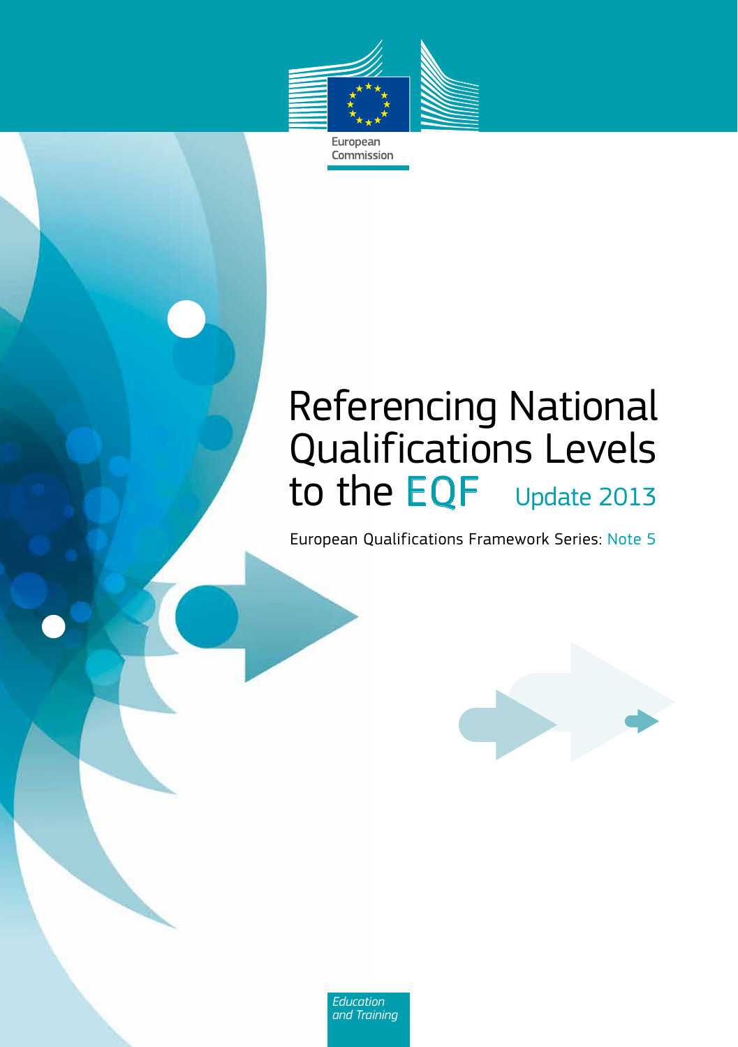European Commission

# Referencing National Qualifications Levels to the EQF Update 2013

European Qualifications Framework Series: Note 5

*Education and Training*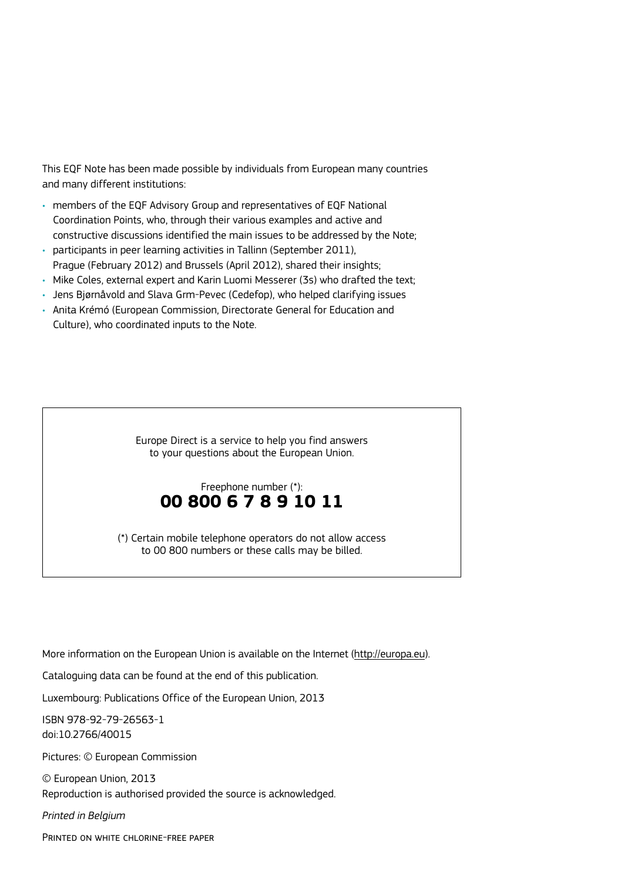This EQF Note has been made possible by individuals from European many countries and many different institutions:

- members of the EQF Advisory Group and representatives of EQF National Coordination Points, who, through their various examples and active and constructive discussions identified the main issues to be addressed by the Note;
- participants in peer learning activities in Tallinn (September 2011), Prague (February 2012) and Brussels (April 2012), shared their insights;
- Mike Coles, external expert and Karin Luomi Messerer (3s) who drafted the text;
- Jens Bjørnåvold and Slava Grm-Pevec (Cedefop), who helped clarifying issues
- Anita Krémó (European Commission, Directorate General for Education and Culture), who coordinated inputs to the Note.

Europe Direct is a service to help you find answers to your questions about the European Union.

Freephone number (*):
**00 800 6 7 8 9 10 11**

(*) Certain mobile telephone operators do not allow access to 00 800 numbers or these calls may be billed.

More information on the European Union is available on the Internet (http://europa.eu).

Cataloguing data can be found at the end of this publication.

Luxembourg: Publications Office of the European Union, 2013

ISBN 978-92-79-26563-1
doi:10.2766/40015

Pictures: © European Commission

© European Union, 2013
Reproduction is authorised provided the source is acknowledged.

*Printed in Belgium*

PRINTED ON WHITE CHLORINE-FREE PAPER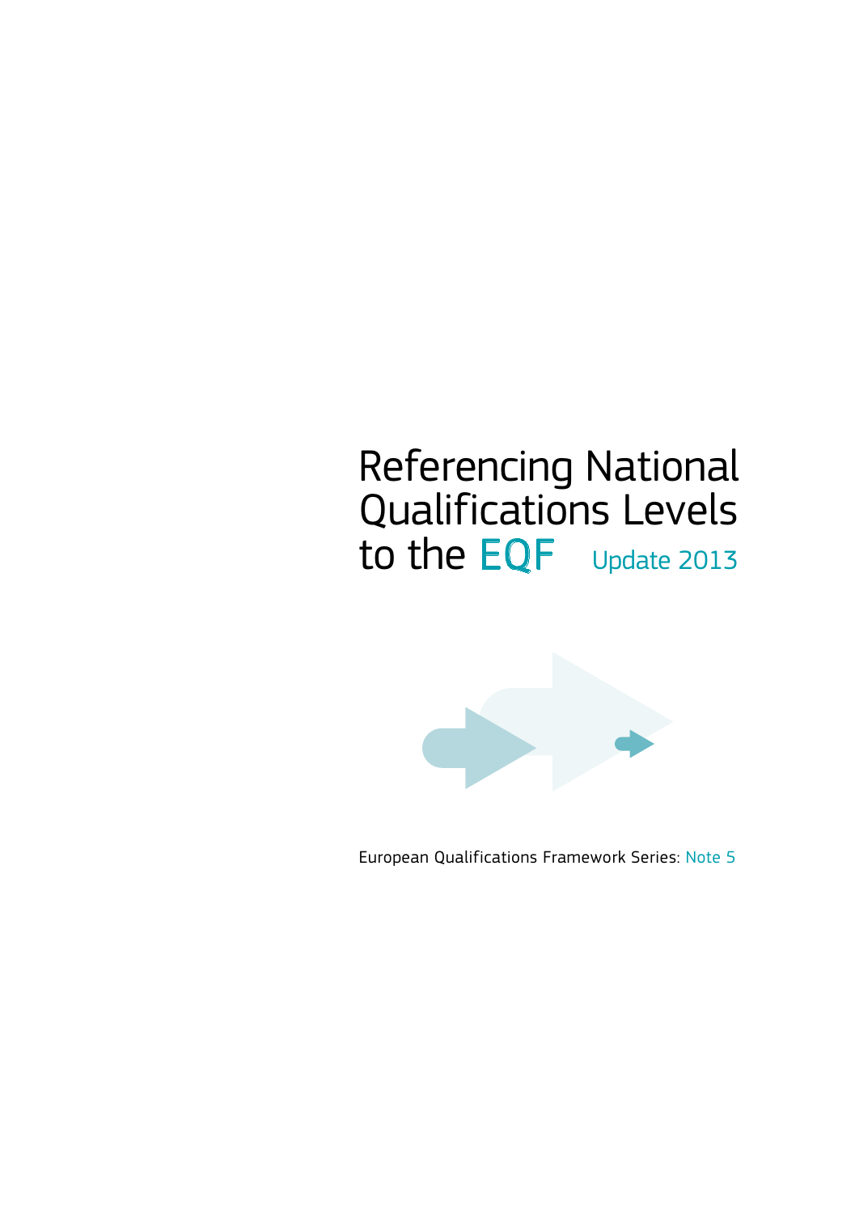# Referencing National Qualifications Levels to the EQF

Update 2013

European Qualifications Framework Series: Note 5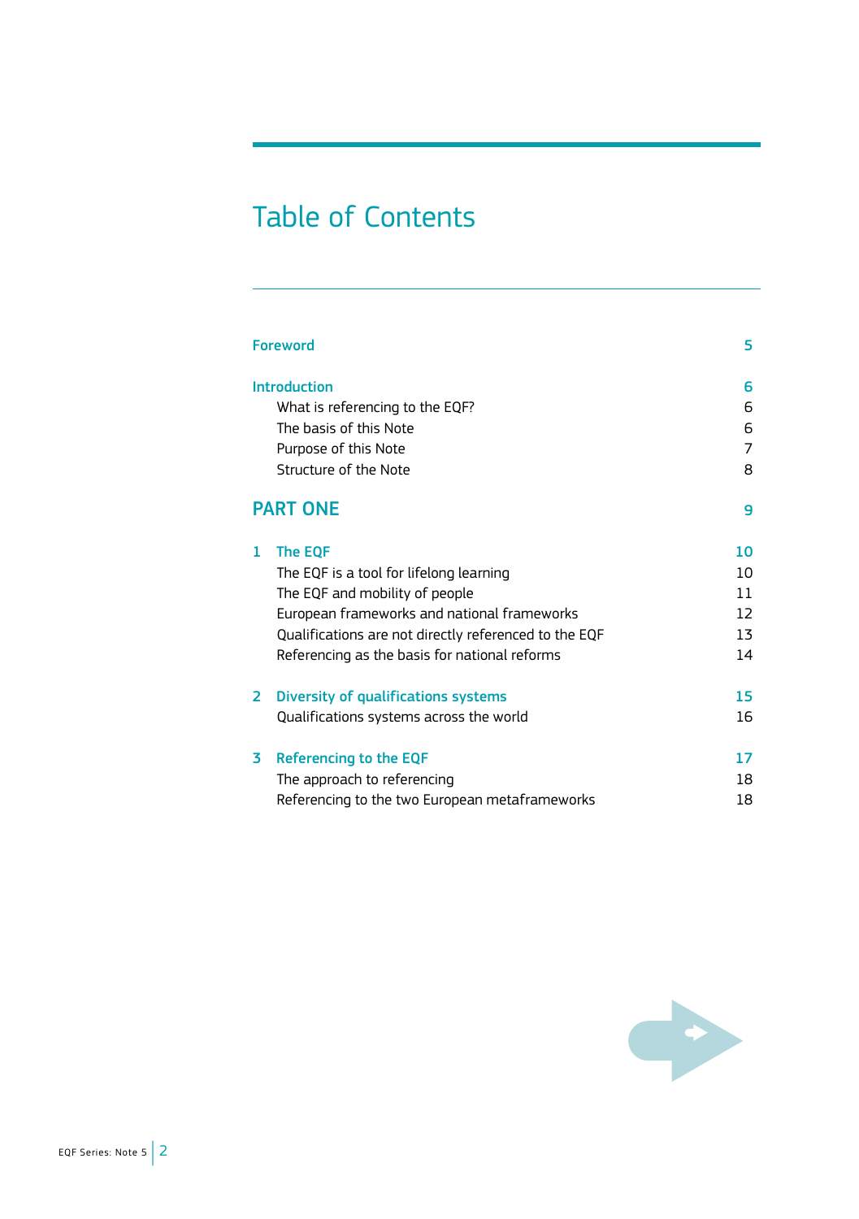# Table of Contents

| | |
|---|---|
| **Foreword** | 5 |
| **Introduction** | 6 |
| What is referencing to the EQF? | 6 |
| The basis of this Note | 6 |
| Purpose of this Note | 7 |
| Structure of the Note | 8 |
| **PART ONE** | 9 |
| **1 The EQF** | 10 |
| The EQF is a tool for lifelong learning | 10 |
| The EQF and mobility of people | 11 |
| European frameworks and national frameworks | 12 |
| Qualifications are not directly referenced to the EQF | 13 |
| Referencing as the basis for national reforms | 14 |
| **2 Diversity of qualifications systems** | 15 |
| Qualifications systems across the world | 16 |
| **3 Referencing to the EQF** | 17 |
| The approach to referencing | 18 |
| Referencing to the two European metaframeworks | 18 |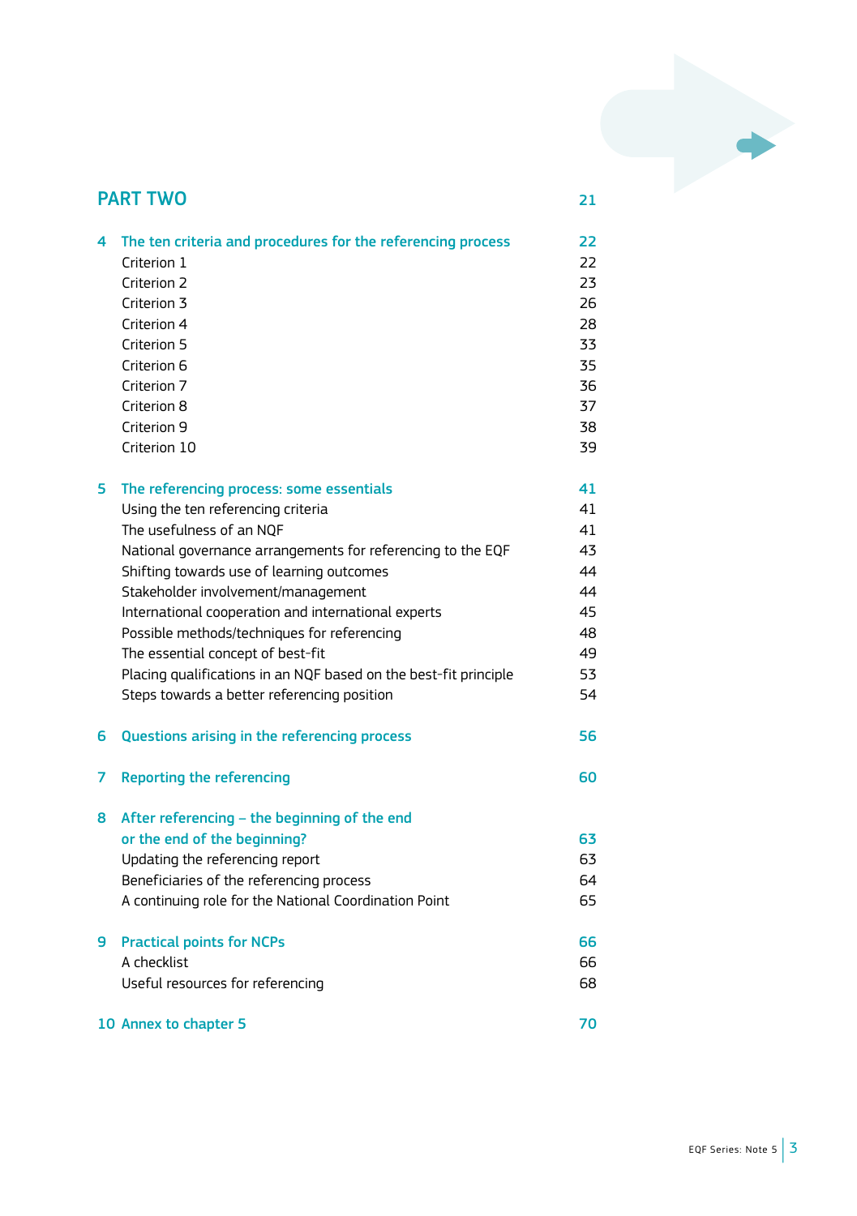## PART TWO 21

| | | |
|---|---|---|
| **4** | **The ten criteria and procedures for the referencing process** | **22** |
| | Criterion 1 | 22 |
| | Criterion 2 | 23 |
| | Criterion 3 | 26 |
| | Criterion 4 | 28 |
| | Criterion 5 | 33 |
| | Criterion 6 | 35 |
| | Criterion 7 | 36 |
| | Criterion 8 | 37 |
| | Criterion 9 | 38 |
| | Criterion 10 | 39 |
| **5** | **The referencing process: some essentials** | **41** |
| | Using the ten referencing criteria | 41 |
| | The usefulness of an NQF | 41 |
| | National governance arrangements for referencing to the EQF | 43 |
| | Shifting towards use of learning outcomes | 44 |
| | Stakeholder involvement/management | 44 |
| | International cooperation and international experts | 45 |
| | Possible methods/techniques for referencing | 48 |
| | The essential concept of best-fit | 49 |
| | Placing qualifications in an NQF based on the best-fit principle | 53 |
| | Steps towards a better referencing position | 54 |
| **6** | **Questions arising in the referencing process** | **56** |
| **7** | **Reporting the referencing** | **60** |
| **8** | **After referencing – the beginning of the end or the end of the beginning?** | **63** |
| | Updating the referencing report | 63 |
| | Beneficiaries of the referencing process | 64 |
| | A continuing role for the National Coordination Point | 65 |
| **9** | **Practical points for NCPs** | **66** |
| | A checklist | 66 |
| | Useful resources for referencing | 68 |
| **10** | **Annex to chapter 5** | **70** |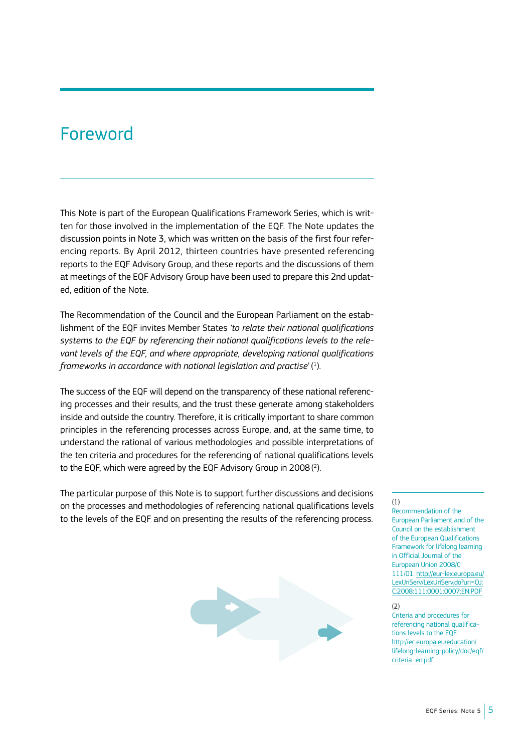# Foreword

This Note is part of the European Qualifications Framework Series, which is written for those involved in the implementation of the EQF. The Note updates the discussion points in Note 3, which was written on the basis of the first four referencing reports. By April 2012, thirteen countries have presented referencing reports to the EQF Advisory Group, and these reports and the discussions of them at meetings of the EQF Advisory Group have been used to prepare this 2nd updated, edition of the Note.

The Recommendation of the Council and the European Parliament on the establishment of the EQF invites Member States *'to relate their national qualifications systems to the EQF by referencing their national qualifications levels to the relevant levels of the EQF, and where appropriate, developing national qualifications frameworks in accordance with national legislation and practise'* (1).

The success of the EQF will depend on the transparency of these national referencing processes and their results, and the trust these generate among stakeholders inside and outside the country. Therefore, it is critically important to share common principles in the referencing processes across Europe, and, at the same time, to understand the rational of various methodologies and possible interpretations of the ten criteria and procedures for the referencing of national qualifications levels to the EQF, which were agreed by the EQF Advisory Group in 2008 (2).

The particular purpose of this Note is to support further discussions and decisions on the processes and methodologies of referencing national qualifications levels to the levels of the EQF and on presenting the results of the referencing process.

(1)
Recommendation of the European Parliament and of the Council on the establishment of the European Qualifications Framework for lifelong learning in Official Journal of the European Union 2008/C 111/01. http://eur-lex.europa.eu/LexUriServ/LexUriServ.do?uri=OJ:C:2008:111:0001:0007:EN:PDF

(2)
Criteria and procedures for referencing national qualifications levels to the EQF. http://ec.europa.eu/education/lifelong-learning-policy/doc/eqf/criteria_en.pdf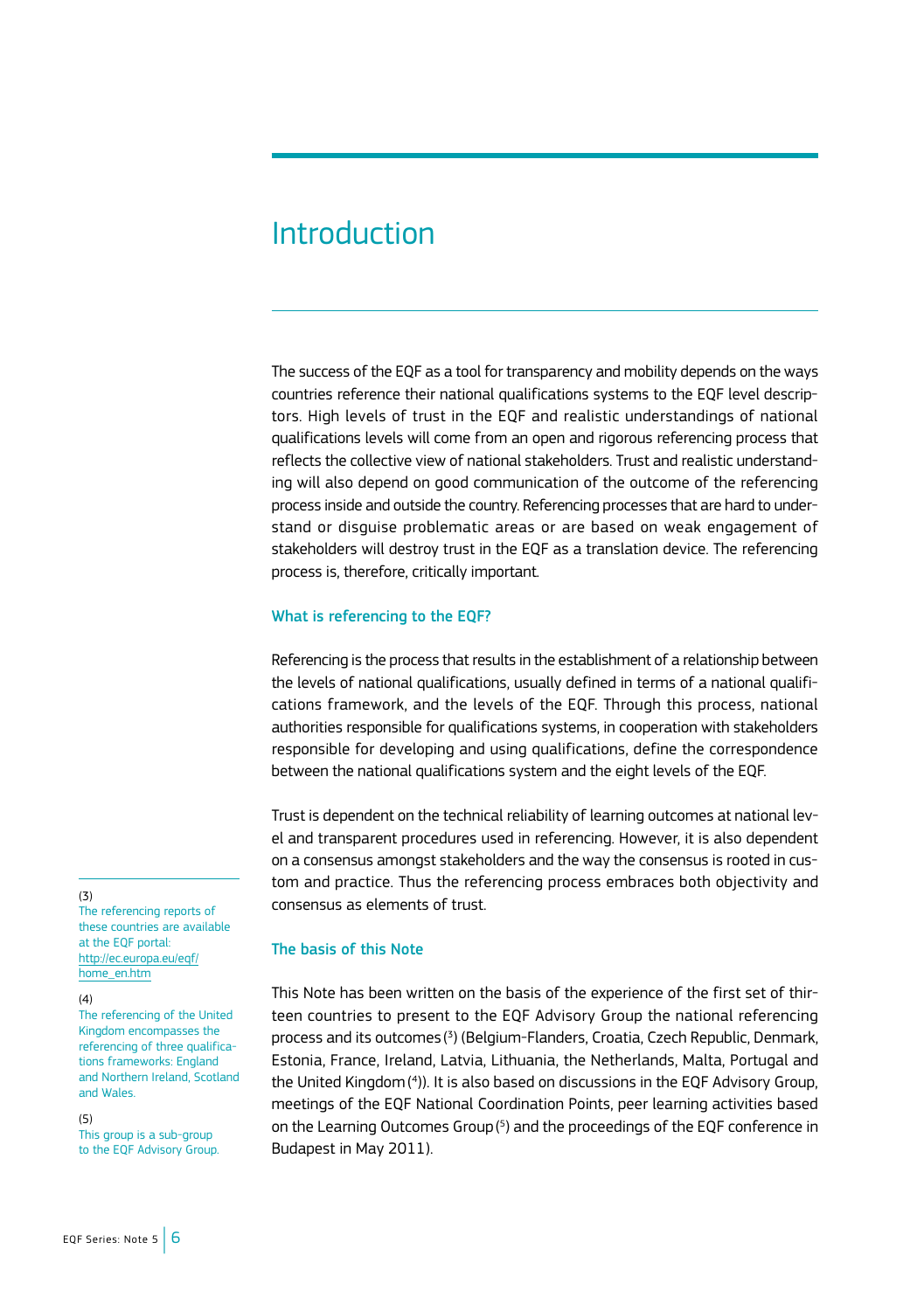# Introduction

The success of the EQF as a tool for transparency and mobility depends on the ways countries reference their national qualifications systems to the EQF level descriptors. High levels of trust in the EQF and realistic understandings of national qualifications levels will come from an open and rigorous referencing process that reflects the collective view of national stakeholders. Trust and realistic understanding will also depend on good communication of the outcome of the referencing process inside and outside the country. Referencing processes that are hard to understand or disguise problematic areas or are based on weak engagement of stakeholders will destroy trust in the EQF as a translation device. The referencing process is, therefore, critically important.

### What is referencing to the EQF?

Referencing is the process that results in the establishment of a relationship between the levels of national qualifications, usually defined in terms of a national qualifications framework, and the levels of the EQF. Through this process, national authorities responsible for qualifications systems, in cooperation with stakeholders responsible for developing and using qualifications, define the correspondence between the national qualifications system and the eight levels of the EQF.

Trust is dependent on the technical reliability of learning outcomes at national level and transparent procedures used in referencing. However, it is also dependent on a consensus amongst stakeholders and the way the consensus is rooted in custom and practice. Thus the referencing process embraces both objectivity and consensus as elements of trust.

### The basis of this Note

This Note has been written on the basis of the experience of the first set of thirteen countries to present to the EQF Advisory Group the national referencing process and its outcomes [3] (Belgium-Flanders, Croatia, Czech Republic, Denmark, Estonia, France, Ireland, Latvia, Lithuania, the Netherlands, Malta, Portugal and the United Kingdom [4]). It is also based on discussions in the EQF Advisory Group, meetings of the EQF National Coordination Points, peer learning activities based on the Learning Outcomes Group [5] and the proceedings of the EQF conference in Budapest in May 2011).

(3) The referencing reports of these countries are available at the EQF portal: http://ec.europa.eu/eqf/home_en.htm

(4) The referencing of the United Kingdom encompasses the referencing of three qualifications frameworks: England and Northern Ireland, Scotland and Wales.

(5) This group is a sub-group to the EQF Advisory Group.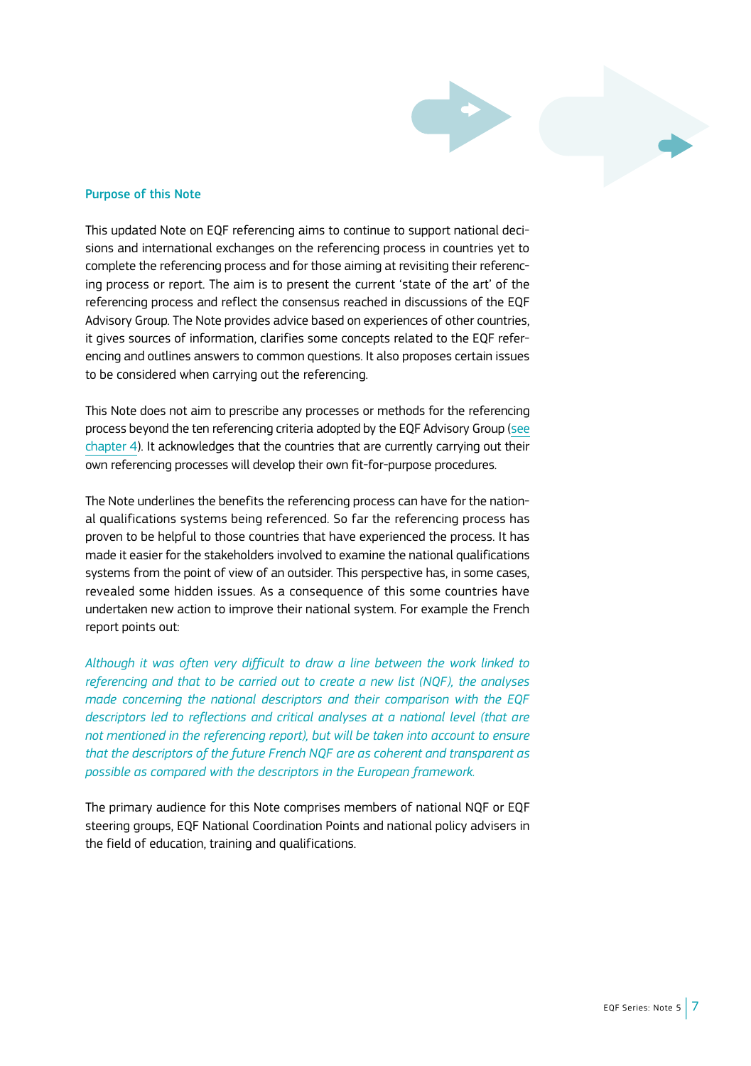## Purpose of this Note

This updated Note on EQF referencing aims to continue to support national decisions and international exchanges on the referencing process in countries yet to complete the referencing process and for those aiming at revisiting their referencing process or report. The aim is to present the current 'state of the art' of the referencing process and reflect the consensus reached in discussions of the EQF Advisory Group. The Note provides advice based on experiences of other countries, it gives sources of information, clarifies some concepts related to the EQF referencing and outlines answers to common questions. It also proposes certain issues to be considered when carrying out the referencing.

This Note does not aim to prescribe any processes or methods for the referencing process beyond the ten referencing criteria adopted by the EQF Advisory Group (see chapter 4). It acknowledges that the countries that are currently carrying out their own referencing processes will develop their own fit-for-purpose procedures.

The Note underlines the benefits the referencing process can have for the national qualifications systems being referenced. So far the referencing process has proven to be helpful to those countries that have experienced the process. It has made it easier for the stakeholders involved to examine the national qualifications systems from the point of view of an outsider. This perspective has, in some cases, revealed some hidden issues. As a consequence of this some countries have undertaken new action to improve their national system. For example the French report points out:

*Although it was often very difficult to draw a line between the work linked to referencing and that to be carried out to create a new list (NQF), the analyses made concerning the national descriptors and their comparison with the EQF descriptors led to reflections and critical analyses at a national level (that are not mentioned in the referencing report), but will be taken into account to ensure that the descriptors of the future French NQF are as coherent and transparent as possible as compared with the descriptors in the European framework.*

The primary audience for this Note comprises members of national NQF or EQF steering groups, EQF National Coordination Points and national policy advisers in the field of education, training and qualifications.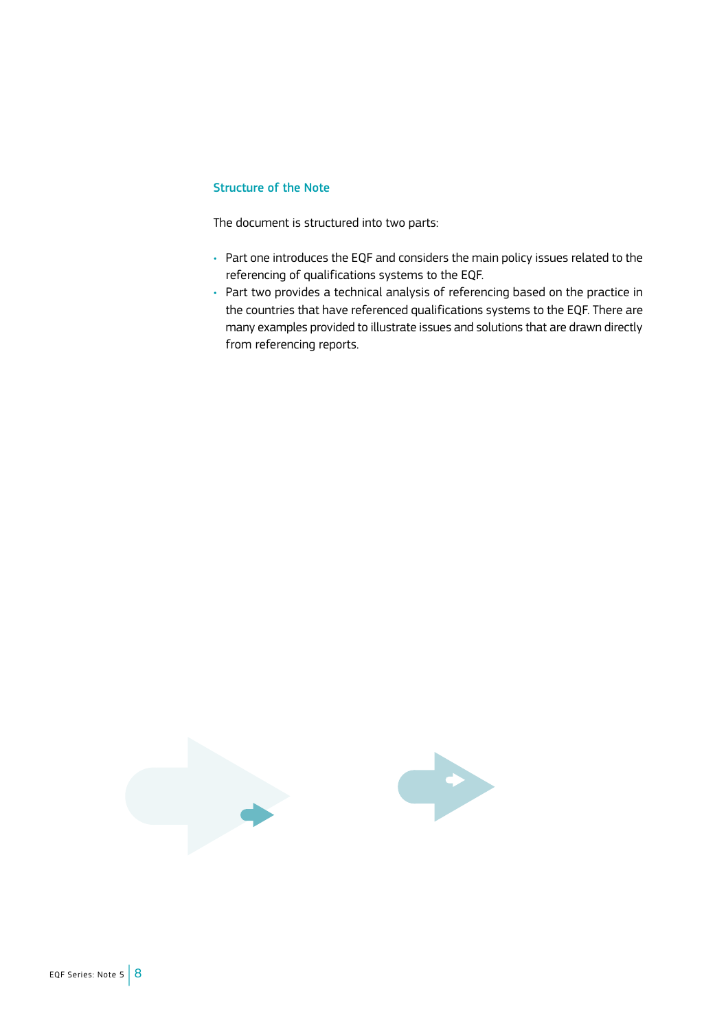### Structure of the Note

The document is structured into two parts:

- Part one introduces the EQF and considers the main policy issues related to the referencing of qualifications systems to the EQF.
- Part two provides a technical analysis of referencing based on the practice in the countries that have referenced qualifications systems to the EQF. There are many examples provided to illustrate issues and solutions that are drawn directly from referencing reports.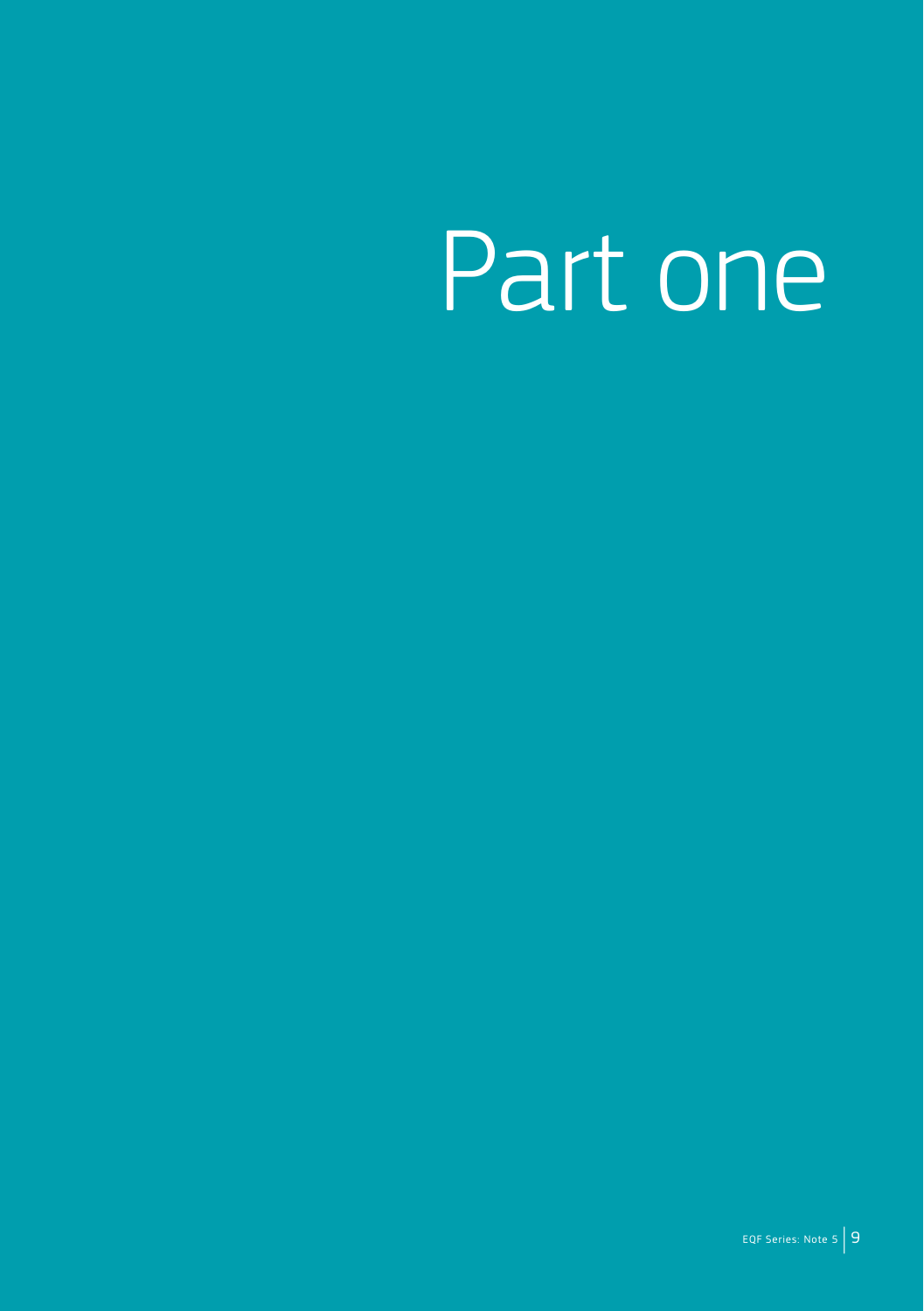# Part one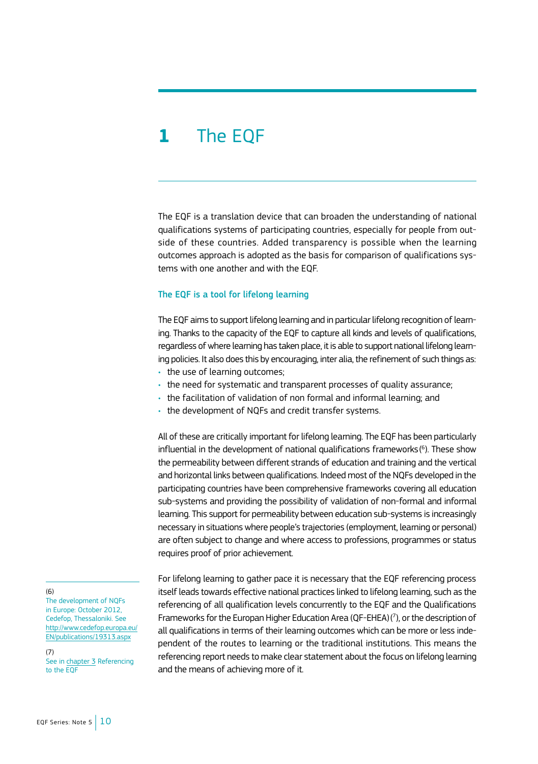# 1 The EQF

The EQF is a translation device that can broaden the understanding of national qualifications systems of participating countries, especially for people from outside of these countries. Added transparency is possible when the learning outcomes approach is adopted as the basis for comparison of qualifications systems with one another and with the EQF.

### The EQF is a tool for lifelong learning

The EQF aims to support lifelong learning and in particular lifelong recognition of learning. Thanks to the capacity of the EQF to capture all kinds and levels of qualifications, regardless of where learning has taken place, it is able to support national lifelong learning policies. It also does this by encouraging, inter alia, the refinement of such things as:

- the use of learning outcomes;
- the need for systematic and transparent processes of quality assurance;
- the facilitation of validation of non formal and informal learning; and
- the development of NQFs and credit transfer systems.

All of these are critically important for lifelong learning. The EQF has been particularly influential in the development of national qualifications frameworks [6]. These show the permeability between different strands of education and training and the vertical and horizontal links between qualifications. Indeed most of the NQFs developed in the participating countries have been comprehensive frameworks covering all education sub-systems and providing the possibility of validation of non-formal and informal learning. This support for permeability between education sub-systems is increasingly necessary in situations where people's trajectories (employment, learning or personal) are often subject to change and where access to professions, programmes or status requires proof of prior achievement.

For lifelong learning to gather pace it is necessary that the EQF referencing process itself leads towards effective national practices linked to lifelong learning, such as the referencing of all qualification levels concurrently to the EQF and the Qualifications Frameworks for the Europan Higher Education Area (QF-EHEA) [7], or the description of all qualifications in terms of their learning outcomes which can be more or less independent of the routes to learning or the traditional institutions. This means the referencing report needs to make clear statement about the focus on lifelong learning and the means of achieving more of it.

---

(6) The development of NQFs in Europe: October 2012, Cedefop, Thessaloniki. See http://www.cedefop.europa.eu/EN/publications/19313.aspx

(7) See in chapter 3 Referencing to the EQF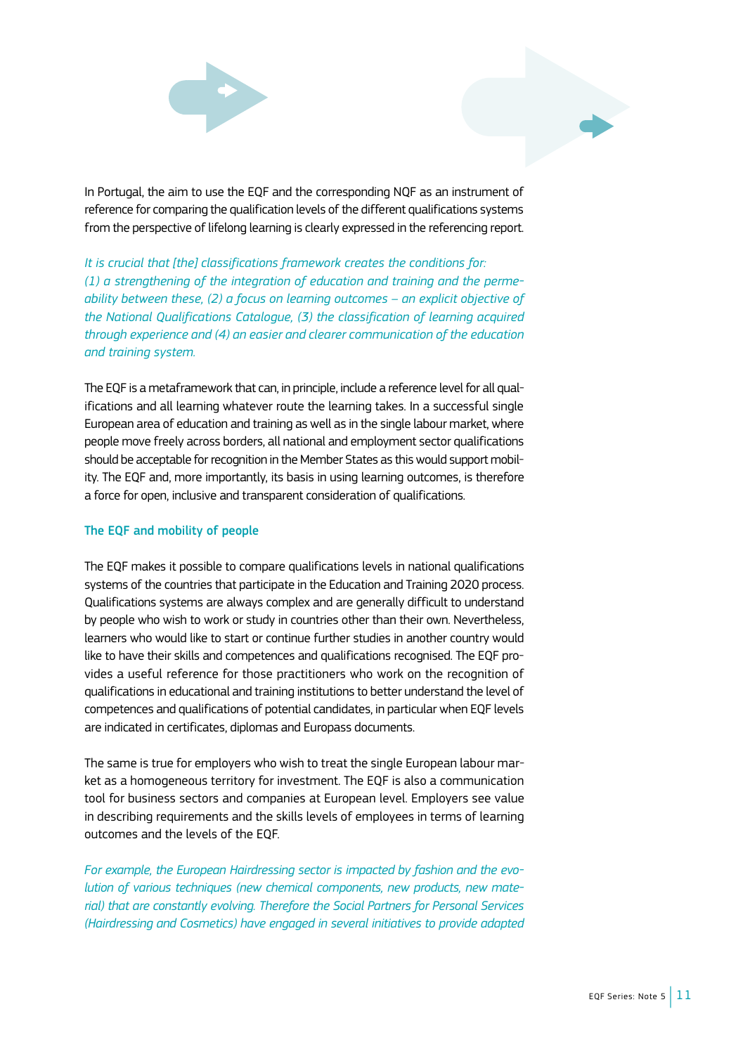In Portugal, the aim to use the EQF and the corresponding NQF as an instrument of reference for comparing the qualification levels of the different qualifications systems from the perspective of lifelong learning is clearly expressed in the referencing report.

*It is crucial that [the] classifications framework creates the conditions for: (1) a strengthening of the integration of education and training and the permeability between these, (2) a focus on learning outcomes – an explicit objective of the National Qualifications Catalogue, (3) the classification of learning acquired through experience and (4) an easier and clearer communication of the education and training system.*

The EQF is a metaframework that can, in principle, include a reference level for all qualifications and all learning whatever route the learning takes. In a successful single European area of education and training as well as in the single labour market, where people move freely across borders, all national and employment sector qualifications should be acceptable for recognition in the Member States as this would support mobility. The EQF and, more importantly, its basis in using learning outcomes, is therefore a force for open, inclusive and transparent consideration of qualifications.

### The EQF and mobility of people

The EQF makes it possible to compare qualifications levels in national qualifications systems of the countries that participate in the Education and Training 2020 process. Qualifications systems are always complex and are generally difficult to understand by people who wish to work or study in countries other than their own. Nevertheless, learners who would like to start or continue further studies in another country would like to have their skills and competences and qualifications recognised. The EQF provides a useful reference for those practitioners who work on the recognition of qualifications in educational and training institutions to better understand the level of competences and qualifications of potential candidates, in particular when EQF levels are indicated in certificates, diplomas and Europass documents.

The same is true for employers who wish to treat the single European labour market as a homogeneous territory for investment. The EQF is also a communication tool for business sectors and companies at European level. Employers see value in describing requirements and the skills levels of employees in terms of learning outcomes and the levels of the EQF.

*For example, the European Hairdressing sector is impacted by fashion and the evolution of various techniques (new chemical components, new products, new material) that are constantly evolving. Therefore the Social Partners for Personal Services (Hairdressing and Cosmetics) have engaged in several initiatives to provide adapted*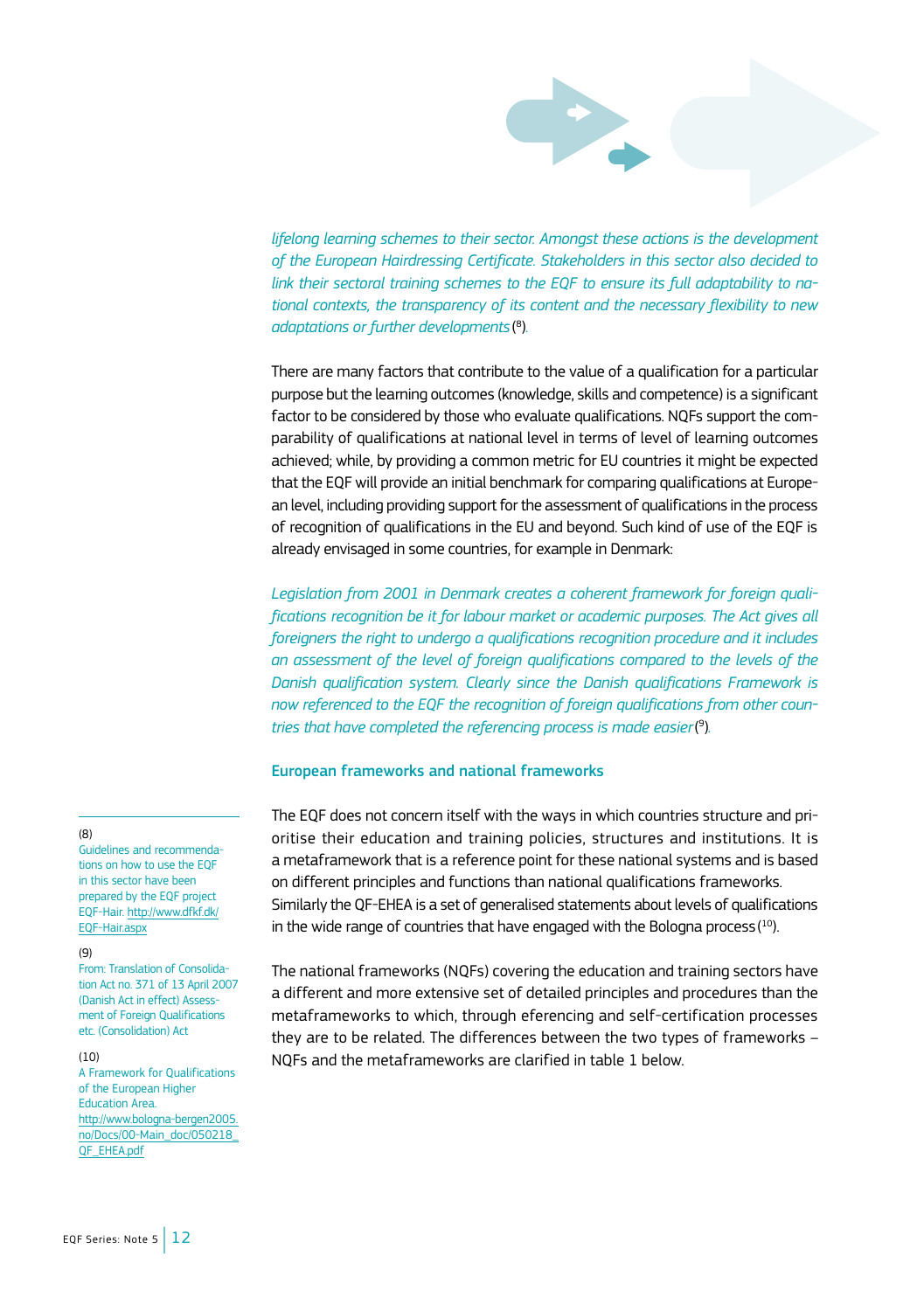*lifelong learning schemes to their sector. Amongst these actions is the development of the European Hairdressing Certificate. Stakeholders in this sector also decided to link their sectoral training schemes to the EQF to ensure its full adaptability to national contexts, the transparency of its content and the necessary flexibility to new adaptations or further developments* [8].

There are many factors that contribute to the value of a qualification for a particular purpose but the learning outcomes (knowledge, skills and competence) is a significant factor to be considered by those who evaluate qualifications. NQFs support the comparability of qualifications at national level in terms of level of learning outcomes achieved; while, by providing a common metric for EU countries it might be expected that the EQF will provide an initial benchmark for comparing qualifications at European level, including providing support for the assessment of qualifications in the process of recognition of qualifications in the EU and beyond. Such kind of use of the EQF is already envisaged in some countries, for example in Denmark:

*Legislation from 2001 in Denmark creates a coherent framework for foreign qualifications recognition be it for labour market or academic purposes. The Act gives all foreigners the right to undergo a qualifications recognition procedure and it includes an assessment of the level of foreign qualifications compared to the levels of the Danish qualification system. Clearly since the Danish qualifications Framework is now referenced to the EQF the recognition of foreign qualifications from other countries that have completed the referencing process is made easier* [9].

### European frameworks and national frameworks

The EQF does not concern itself with the ways in which countries structure and prioritise their education and training policies, structures and institutions. It is a metaframework that is a reference point for these national systems and is based on different principles and functions than national qualifications frameworks. Similarly the QF-EHEA is a set of generalised statements about levels of qualifications in the wide range of countries that have engaged with the Bologna process [10].

The national frameworks (NQFs) covering the education and training sectors have a different and more extensive set of detailed principles and procedures than the metaframeworks to which, through eferencing and self-certification processes they are to be related. The differences between the two types of frameworks – NQFs and the metaframeworks are clarified in table 1 below.

---

(8) Guidelines and recommendations on how to use the EQF in this sector have been prepared by the EQF project EQF-Hair. http://www.dfkf.dk/EQF-Hair.aspx

(9) From: Translation of Consolidation Act no. 371 of 13 April 2007 (Danish Act in effect) Assessment of Foreign Qualifications etc. (Consolidation) Act

(10) A Framework for Qualifications of the European Higher Education Area. http://www.bologna-bergen2005.no/Docs/00-Main_doc/050218_QF_EHEA.pdf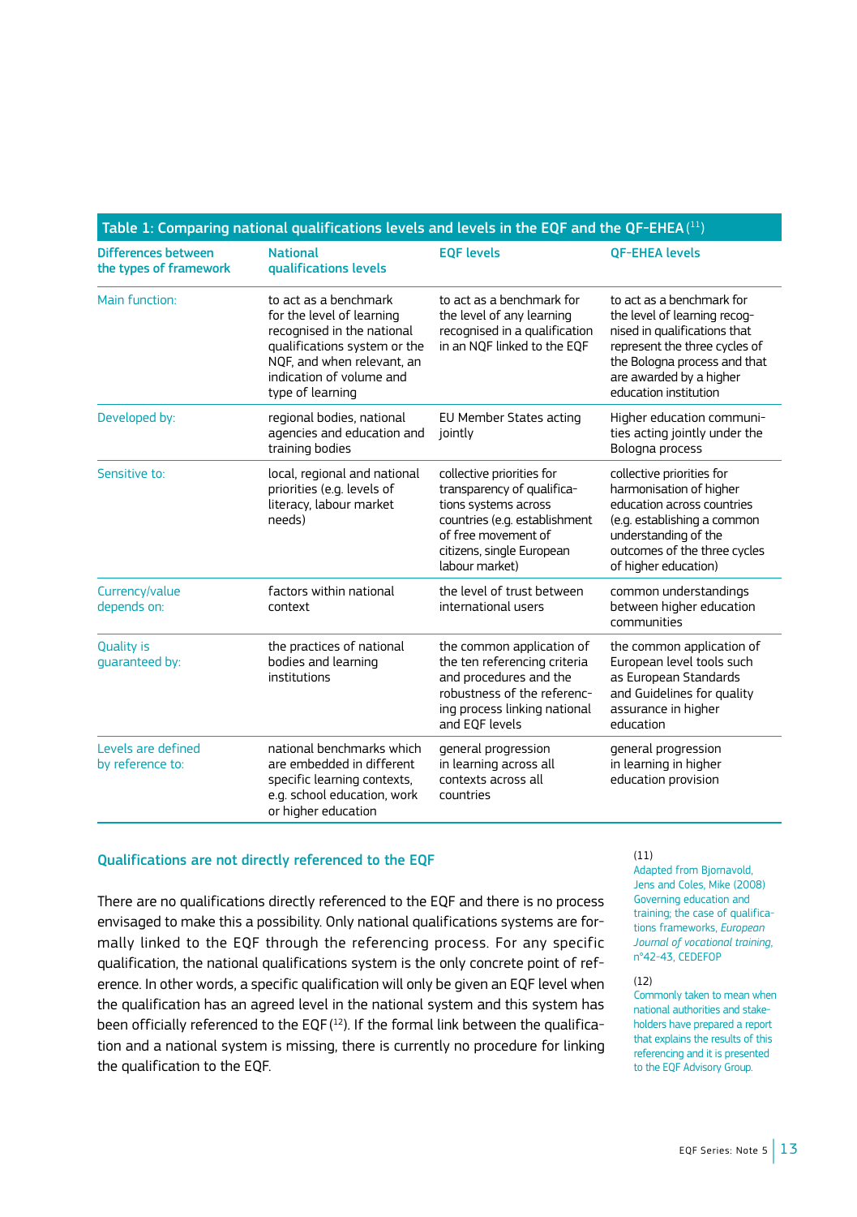**Table 1: Comparing national qualifications levels and levels in the EQF and the QF-EHEA** [11]

| Differences between the types of framework | National qualifications levels | EQF levels | QF-EHEA levels |
| --- | --- | --- | --- |
| Main function: | to act as a benchmark for the level of learning recognised in the national qualifications system or the NQF, and when relevant, an indication of volume and type of learning | to act as a benchmark for the level of any learning recognised in a qualification in an NQF linked to the EQF | to act as a benchmark for the level of learning recognised in qualifications that represent the three cycles of the Bologna process and that are awarded by a higher education institution |
| Developed by: | regional bodies, national agencies and education and training bodies | EU Member States acting jointly | Higher education communities acting jointly under the Bologna process |
| Sensitive to: | local, regional and national priorities (e.g. levels of literacy, labour market needs) | collective priorities for transparency of qualifications systems across countries (e.g. establishment of free movement of citizens, single European labour market) | collective priorities for harmonisation of higher education across countries (e.g. establishing a common understanding of the outcomes of the three cycles of higher education) |
| Currency/value depends on: | factors within national context | the level of trust between international users | common understandings between higher education communities |
| Quality is guaranteed by: | the practices of national bodies and learning institutions | the common application of the ten referencing criteria and procedures and the robustness of the referencing process linking national and EQF levels | the common application of European level tools such as European Standards and Guidelines for quality assurance in higher education |
| Levels are defined by reference to: | national benchmarks which are embedded in different specific learning contexts, e.g. school education, work or higher education | general progression in learning across all contexts across all countries | general progression in learning in higher education provision |

## Qualifications are not directly referenced to the EQF

There are no qualifications directly referenced to the EQF and there is no process envisaged to make this a possibility. Only national qualifications systems are formally linked to the EQF through the referencing process. For any specific qualification, the national qualifications system is the only concrete point of reference. In other words, a specific qualification will only be given an EQF level when the qualification has an agreed level in the national system and this system has been officially referenced to the EQF [12]. If the formal link between the qualification and a national system is missing, there is currently no procedure for linking the qualification to the EQF.

(11) Adapted from Bjornavold, Jens and Coles, Mike (2008) Governing education and training; the case of qualifications frameworks, *European Journal of vocational training*, n°42-43, CEDEFOP

(12) Commonly taken to mean when national authorities and stakeholders have prepared a report that explains the results of this referencing and it is presented to the EQF Advisory Group.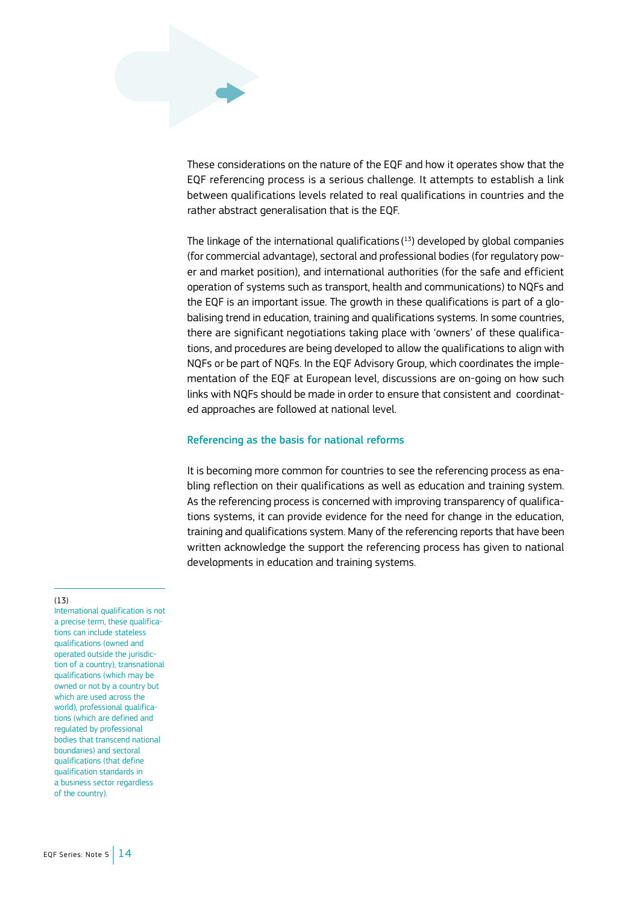These considerations on the nature of the EQF and how it operates show that the EQF referencing process is a serious challenge. It attempts to establish a link between qualifications levels related to real qualifications in countries and the rather abstract generalisation that is the EQF.

The linkage of the international qualifications [13] developed by global companies (for commercial advantage), sectoral and professional bodies (for regulatory power and market position), and international authorities (for the safe and efficient operation of systems such as transport, health and communications) to NQFs and the EQF is an important issue. The growth in these qualifications is part of a globalising trend in education, training and qualifications systems. In some countries, there are significant negotiations taking place with 'owners' of these qualifications, and procedures are being developed to allow the qualifications to align with NQFs or be part of NQFs. In the EQF Advisory Group, which coordinates the implementation of the EQF at European level, discussions are on-going on how such links with NQFs should be made in order to ensure that consistent and coordinated approaches are followed at national level.

### Referencing as the basis for national reforms

It is becoming more common for countries to see the referencing process as enabling reflection on their qualifications as well as education and training system. As the referencing process is concerned with improving transparency of qualifications systems, it can provide evidence for the need for change in the education, training and qualifications system. Many of the referencing reports that have been written acknowledge the support the referencing process has given to national developments in education and training systems.

---

(13) International qualification is not a precise term, these qualifications can include stateless qualifications (owned and operated outside the jurisdiction of a country), transnational qualifications (which may be owned or not by a country but which are used across the world), professional qualifications (which are defined and regulated by professional bodies that transcend national boundaries) and sectoral qualifications (that define qualification standards in a business sector regardless of the country).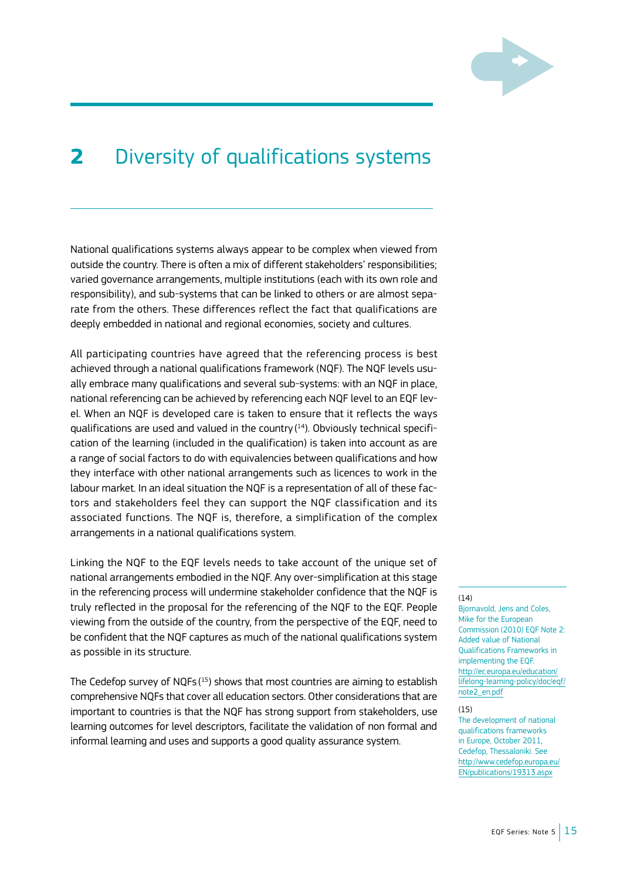# 2 Diversity of qualifications systems

National qualifications systems always appear to be complex when viewed from outside the country. There is often a mix of different stakeholders' responsibilities; varied governance arrangements, multiple institutions (each with its own role and responsibility), and sub-systems that can be linked to others or are almost separate from the others. These differences reflect the fact that qualifications are deeply embedded in national and regional economies, society and cultures.

All participating countries have agreed that the referencing process is best achieved through a national qualifications framework (NQF). The NQF levels usually embrace many qualifications and several sub-systems: with an NQF in place, national referencing can be achieved by referencing each NQF level to an EQF level. When an NQF is developed care is taken to ensure that it reflects the ways qualifications are used and valued in the country [14]. Obviously technical specification of the learning (included in the qualification) is taken into account as are a range of social factors to do with equivalencies between qualifications and how they interface with other national arrangements such as licences to work in the labour market. In an ideal situation the NQF is a representation of all of these factors and stakeholders feel they can support the NQF classification and its associated functions. The NQF is, therefore, a simplification of the complex arrangements in a national qualifications system.

Linking the NQF to the EQF levels needs to take account of the unique set of national arrangements embodied in the NQF. Any over-simplification at this stage in the referencing process will undermine stakeholder confidence that the NQF is truly reflected in the proposal for the referencing of the NQF to the EQF. People viewing from the outside of the country, from the perspective of the EQF, need to be confident that the NQF captures as much of the national qualifications system as possible in its structure.

The Cedefop survey of NQFs [15] shows that most countries are aiming to establish comprehensive NQFs that cover all education sectors. Other considerations that are important to countries is that the NQF has strong support from stakeholders, use learning outcomes for level descriptors, facilitate the validation of non formal and informal learning and uses and supports a good quality assurance system.

---

(14)
Bjornavold, Jens and Coles, Mike for the European Commission (2010) EQF Note 2: Added value of National Qualifications Frameworks in implementing the EQF. http://ec.europa.eu/education/lifelong-learning-policy/doc/eqf/note2_en.pdf

(15)
The development of national qualifications frameworks in Europe, October 2011, Cedefop, Thessaloniki. See http://www.cedefop.europa.eu/EN/publications/19313.aspx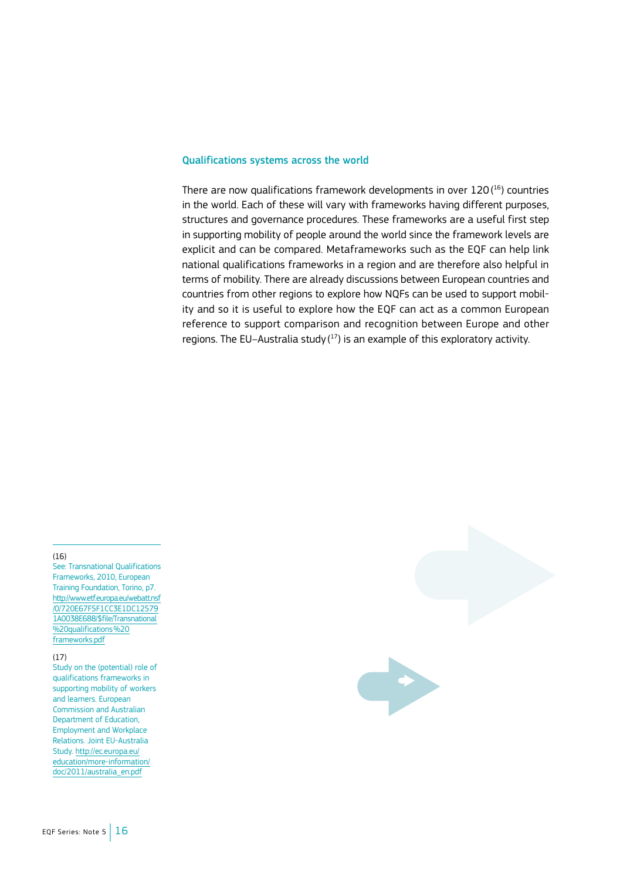## Qualifications systems across the world

There are now qualifications framework developments in over 120 [16] countries in the world. Each of these will vary with frameworks having different purposes, structures and governance procedures. These frameworks are a useful first step in supporting mobility of people around the world since the framework levels are explicit and can be compared. Metaframeworks such as the EQF can help link national qualifications frameworks in a region and are therefore also helpful in terms of mobility. There are already discussions between European countries and countries from other regions to explore how NQFs can be used to support mobility and so it is useful to explore how the EQF can act as a common European reference to support comparison and recognition between Europe and other regions. The EU–Australia study [17] is an example of this exploratory activity.

---

(16)
See: Transnational Qualifications Frameworks, 2010, European Training Foundation, Torino, p7. http://www.etf.europa.eu/webatt.nsf/0/720E67F5F1CC3E1DC125791A0038E688/$file/Transnational%20qualifications%20frameworks.pdf

(17)
Study on the (potential) role of qualifications frameworks in supporting mobility of workers and learners. European Commission and Australian Department of Education, Employment and Workplace Relations. Joint EU-Australia Study. http://ec.europa.eu/education/more-information/doc/2011/australia_en.pdf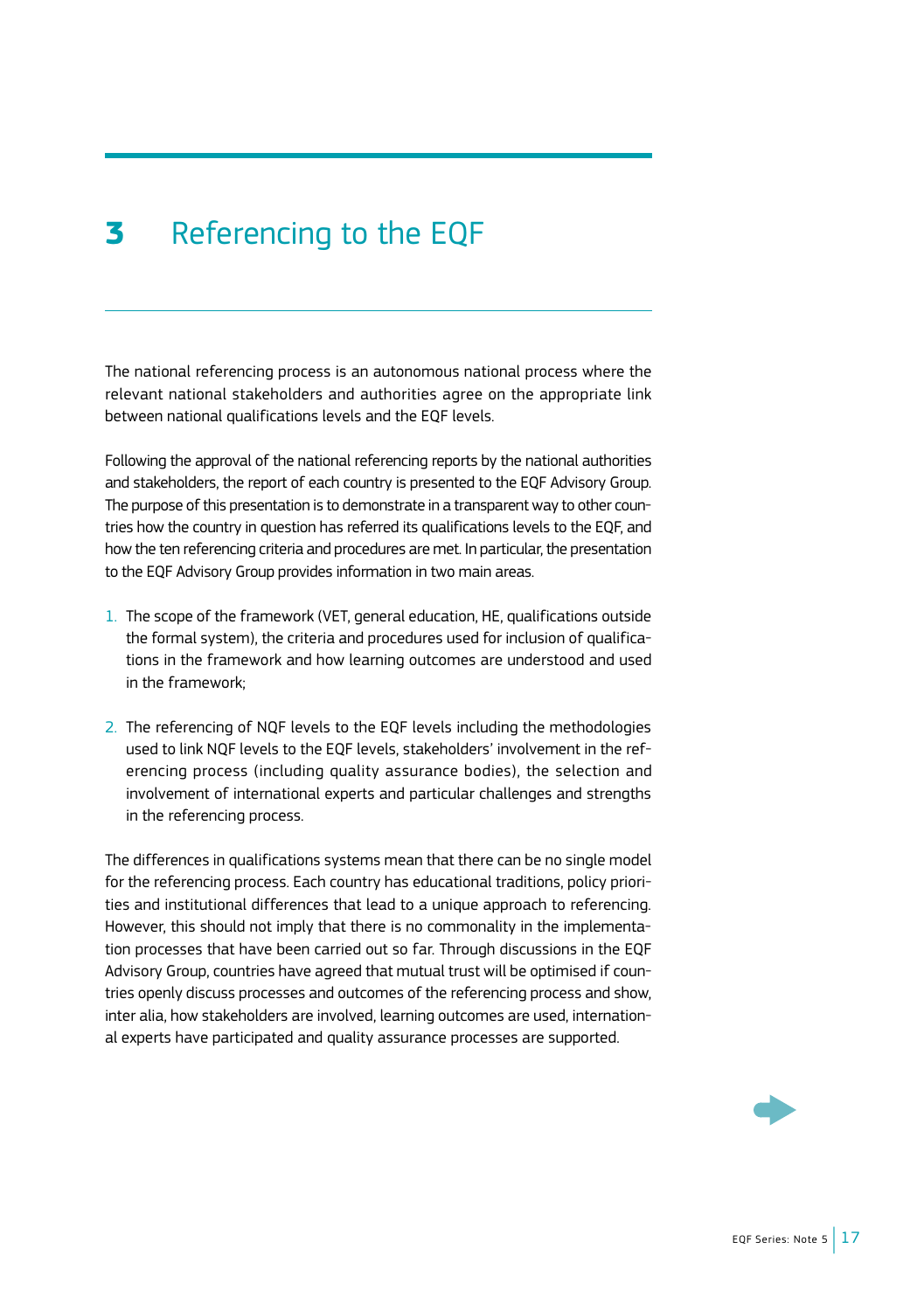# 3 Referencing to the EQF

The national referencing process is an autonomous national process where the relevant national stakeholders and authorities agree on the appropriate link between national qualifications levels and the EQF levels.

Following the approval of the national referencing reports by the national authorities and stakeholders, the report of each country is presented to the EQF Advisory Group. The purpose of this presentation is to demonstrate in a transparent way to other countries how the country in question has referred its qualifications levels to the EQF, and how the ten referencing criteria and procedures are met. In particular, the presentation to the EQF Advisory Group provides information in two main areas.

1. The scope of the framework (VET, general education, HE, qualifications outside the formal system), the criteria and procedures used for inclusion of qualifications in the framework and how learning outcomes are understood and used in the framework;
2. The referencing of NQF levels to the EQF levels including the methodologies used to link NQF levels to the EQF levels, stakeholders' involvement in the referencing process (including quality assurance bodies), the selection and involvement of international experts and particular challenges and strengths in the referencing process.

The differences in qualifications systems mean that there can be no single model for the referencing process. Each country has educational traditions, policy priorities and institutional differences that lead to a unique approach to referencing. However, this should not imply that there is no commonality in the implementation processes that have been carried out so far. Through discussions in the EQF Advisory Group, countries have agreed that mutual trust will be optimised if countries openly discuss processes and outcomes of the referencing process and show, inter alia, how stakeholders are involved, learning outcomes are used, international experts have participated and quality assurance processes are supported.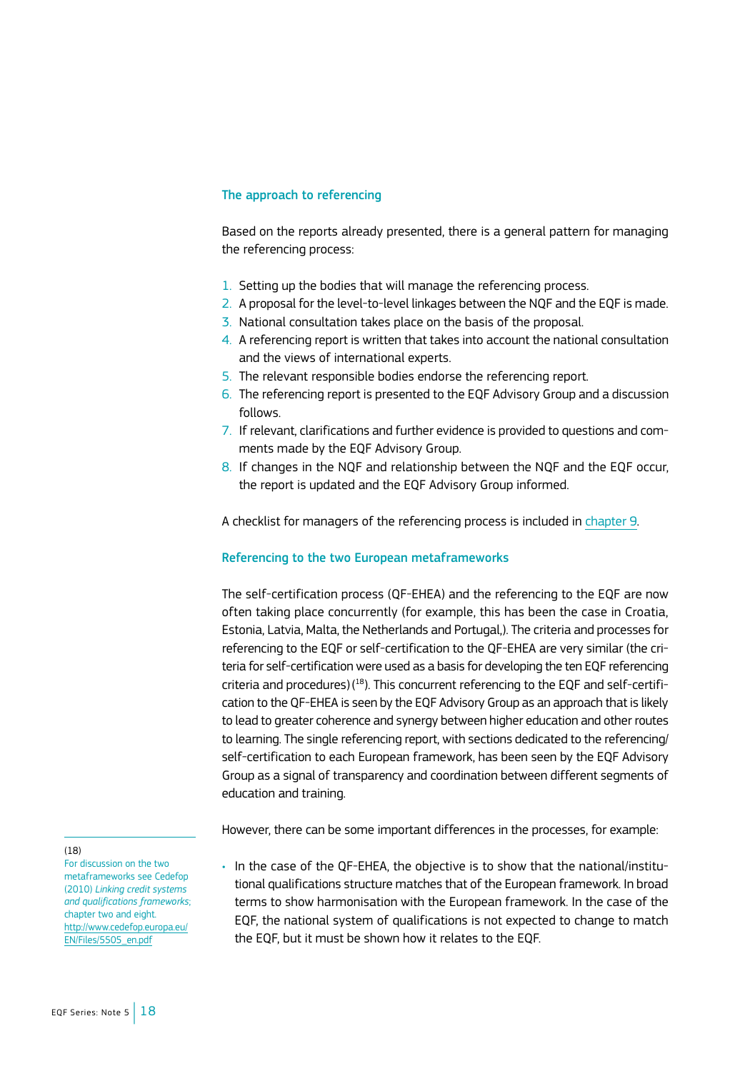### The approach to referencing

Based on the reports already presented, there is a general pattern for managing the referencing process:

1. Setting up the bodies that will manage the referencing process.
2. A proposal for the level-to-level linkages between the NQF and the EQF is made.
3. National consultation takes place on the basis of the proposal.
4. A referencing report is written that takes into account the national consultation and the views of international experts.
5. The relevant responsible bodies endorse the referencing report.
6. The referencing report is presented to the EQF Advisory Group and a discussion follows.
7. If relevant, clarifications and further evidence is provided to questions and comments made by the EQF Advisory Group.
8. If changes in the NQF and relationship between the NQF and the EQF occur, the report is updated and the EQF Advisory Group informed.

A checklist for managers of the referencing process is included in chapter 9.

### Referencing to the two European metaframeworks

The self-certification process (QF-EHEA) and the referencing to the EQF are now often taking place concurrently (for example, this has been the case in Croatia, Estonia, Latvia, Malta, the Netherlands and Portugal,). The criteria and processes for referencing to the EQF or self-certification to the QF-EHEA are very similar (the criteria for self-certification were used as a basis for developing the ten EQF referencing criteria and procedures) (18). This concurrent referencing to the EQF and self-certification to the QF-EHEA is seen by the EQF Advisory Group as an approach that is likely to lead to greater coherence and synergy between higher education and other routes to learning. The single referencing report, with sections dedicated to the referencing/self-certification to each European framework, has been seen by the EQF Advisory Group as a signal of transparency and coordination between different segments of education and training.

However, there can be some important differences in the processes, for example:

- In the case of the QF-EHEA, the objective is to show that the national/institutional qualifications structure matches that of the European framework. In broad terms to show harmonisation with the European framework. In the case of the EQF, the national system of qualifications is not expected to change to match the EQF, but it must be shown how it relates to the EQF.

---

(18)
For discussion on the two metaframeworks see Cedefop (2010) *Linking credit systems and qualifications frameworks*; chapter two and eight. http://www.cedefop.europa.eu/EN/Files/5505_en.pdf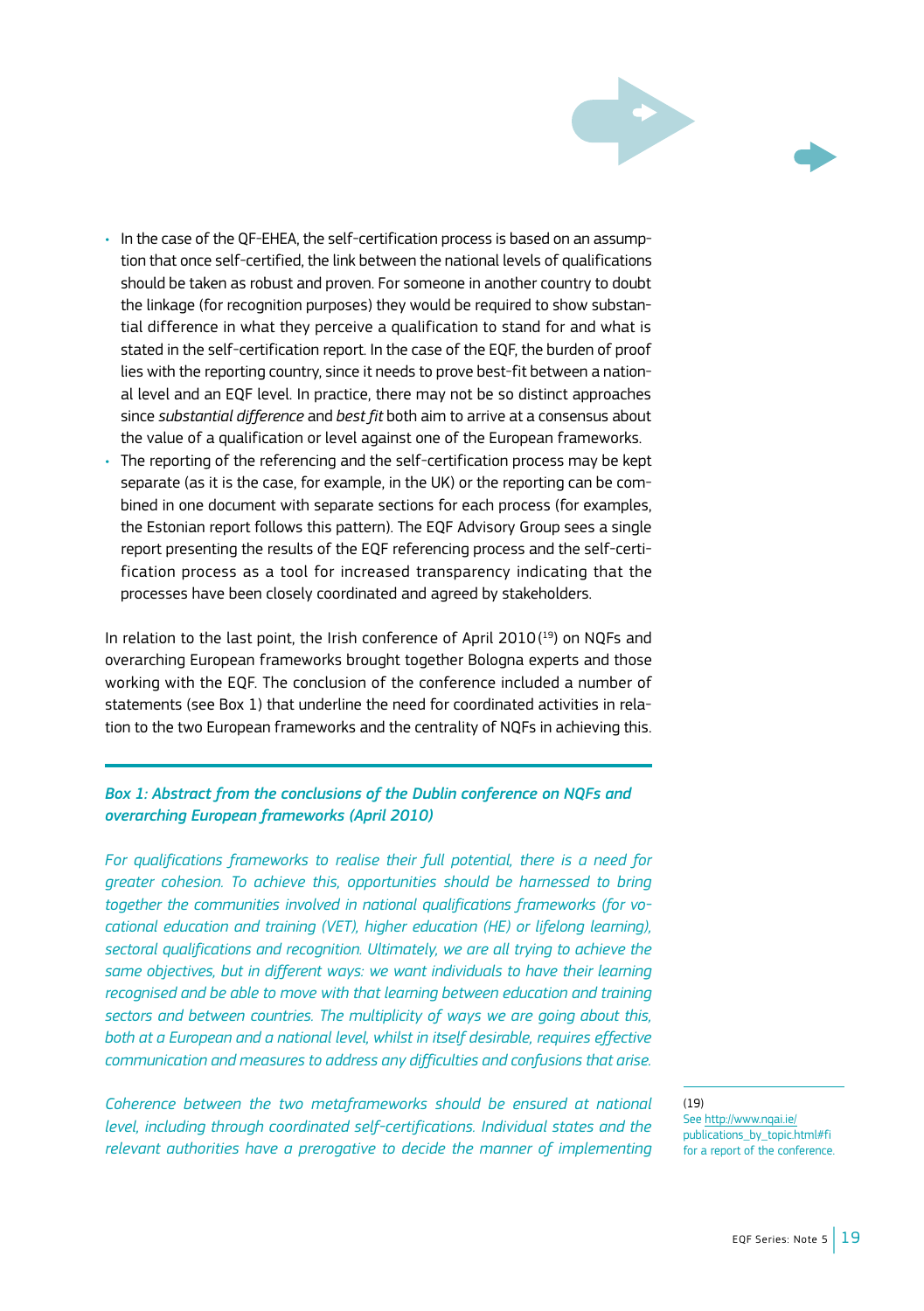- In the case of the QF-EHEA, the self-certification process is based on an assumption that once self-certified, the link between the national levels of qualifications should be taken as robust and proven. For someone in another country to doubt the linkage (for recognition purposes) they would be required to show substantial difference in what they perceive a qualification to stand for and what is stated in the self-certification report. In the case of the EQF, the burden of proof lies with the reporting country, since it needs to prove best-fit between a national level and an EQF level. In practice, there may not be so distinct approaches since *substantial difference* and *best fit* both aim to arrive at a consensus about the value of a qualification or level against one of the European frameworks.
- The reporting of the referencing and the self-certification process may be kept separate (as it is the case, for example, in the UK) or the reporting can be combined in one document with separate sections for each process (for examples, the Estonian report follows this pattern). The EQF Advisory Group sees a single report presenting the results of the EQF referencing process and the self-certification process as a tool for increased transparency indicating that the processes have been closely coordinated and agreed by stakeholders.

In relation to the last point, the Irish conference of April 2010 (19) on NQFs and overarching European frameworks brought together Bologna experts and those working with the EQF. The conclusion of the conference included a number of statements (see Box 1) that underline the need for coordinated activities in relation to the two European frameworks and the centrality of NQFs in achieving this.

***Box 1: Abstract from the conclusions of the Dublin conference on NQFs and overarching European frameworks (April 2010)***

*For qualifications frameworks to realise their full potential, there is a need for greater cohesion. To achieve this, opportunities should be harnessed to bring together the communities involved in national qualifications frameworks (for vocational education and training (VET), higher education (HE) or lifelong learning), sectoral qualifications and recognition. Ultimately, we are all trying to achieve the same objectives, but in different ways: we want individuals to have their learning recognised and be able to move with that learning between education and training sectors and between countries. The multiplicity of ways we are going about this, both at a European and a national level, whilst in itself desirable, requires effective communication and measures to address any difficulties and confusions that arise.*

*Coherence between the two metaframeworks should be ensured at national level, including through coordinated self-certifications. Individual states and the relevant authorities have a prerogative to decide the manner of implementing*

(19) See http://www.nqai.ie/publications_by_topic.html#fi for a report of the conference.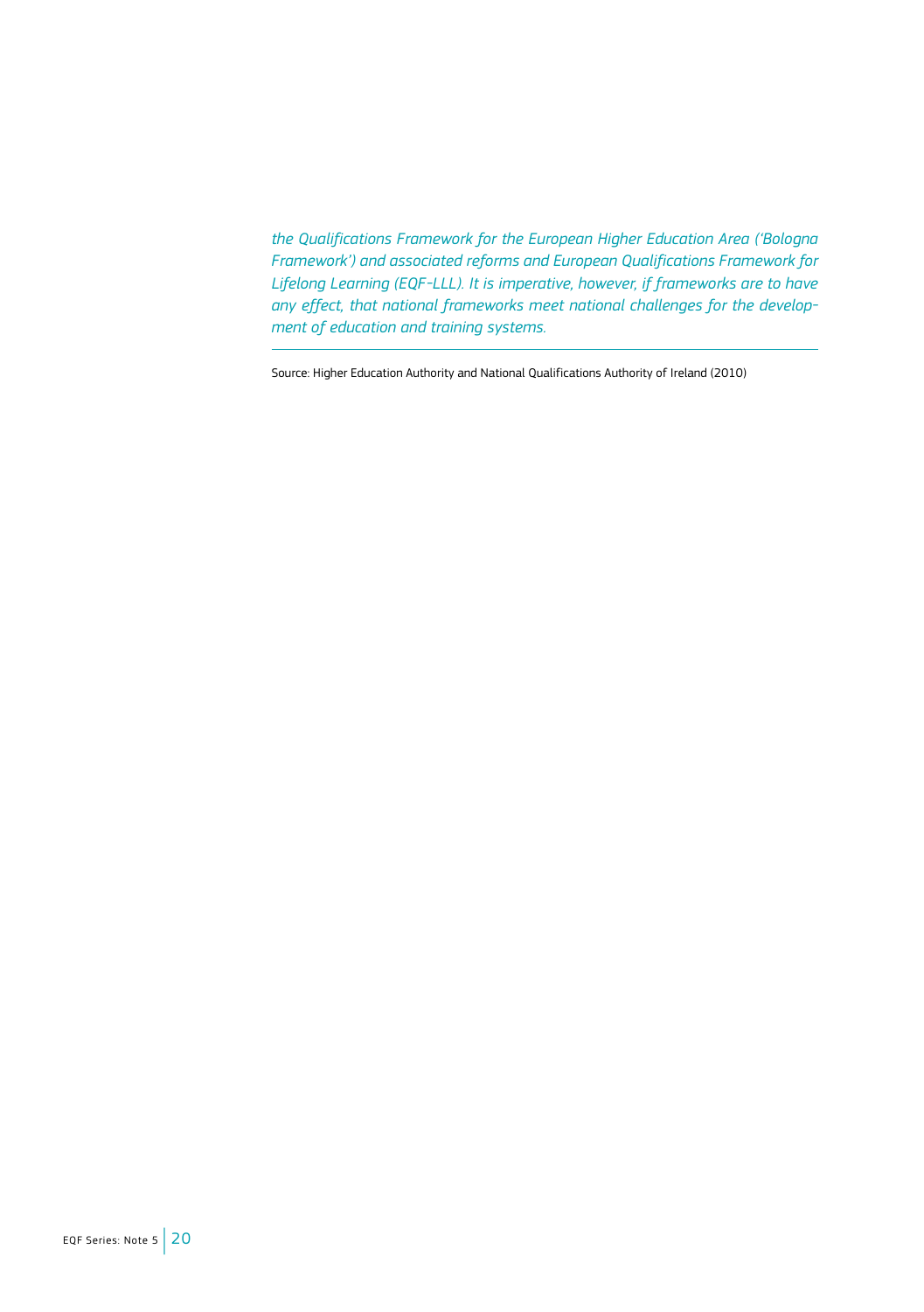*the Qualifications Framework for the European Higher Education Area ('Bologna Framework') and associated reforms and European Qualifications Framework for Lifelong Learning (EQF-LLL). It is imperative, however, if frameworks are to have any effect, that national frameworks meet national challenges for the development of education and training systems.*

---

Source: Higher Education Authority and National Qualifications Authority of Ireland (2010)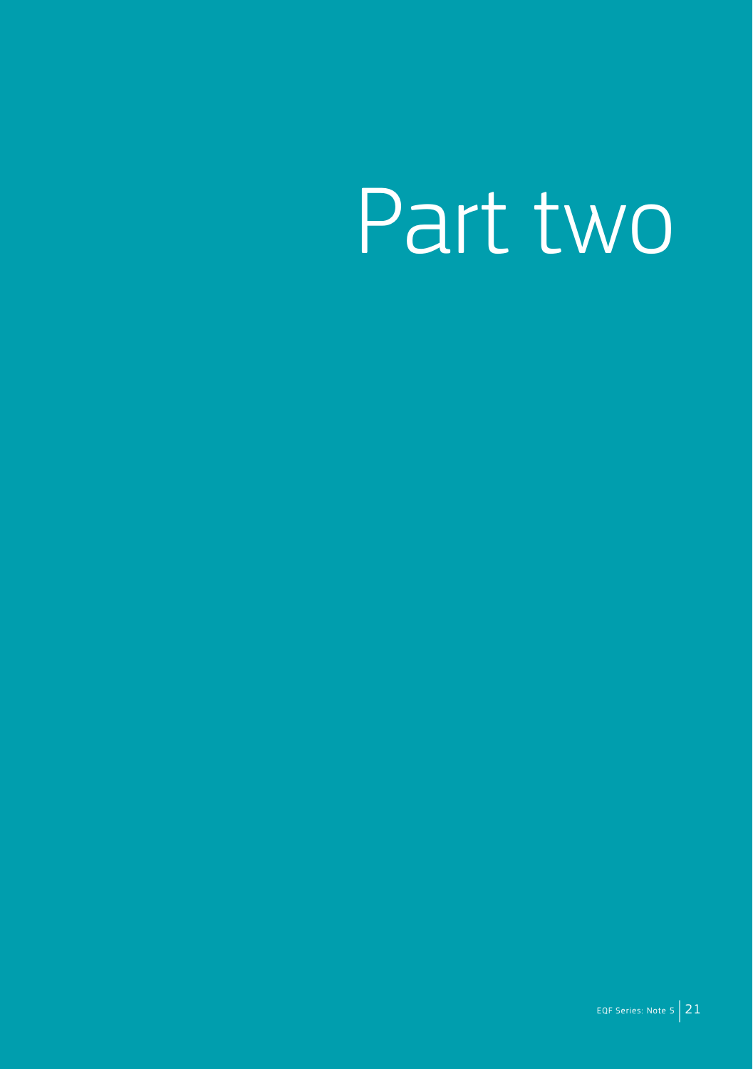# Part two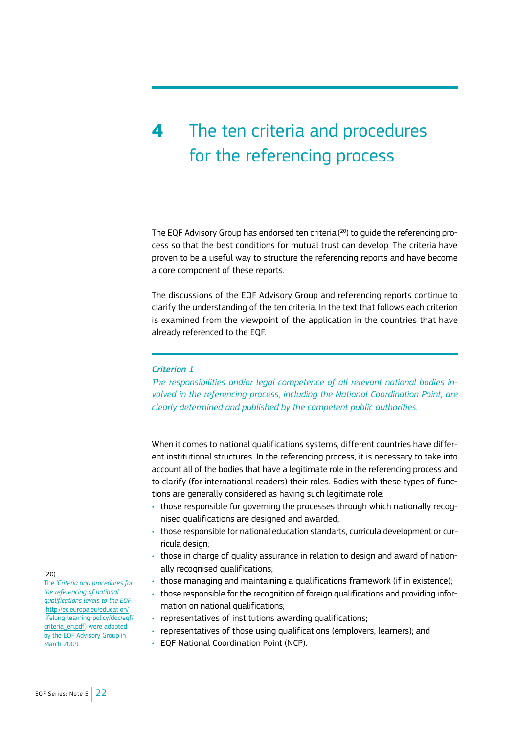# 4 The ten criteria and procedures for the referencing process

The EQF Advisory Group has endorsed ten criteria [20] to guide the referencing process so that the best conditions for mutual trust can develop. The criteria have proven to be a useful way to structure the referencing reports and have become a core component of these reports.

The discussions of the EQF Advisory Group and referencing reports continue to clarify the understanding of the ten criteria. In the text that follows each criterion is examined from the viewpoint of the application in the countries that have already referenced to the EQF.

***Criterion 1***

*The responsibilities and/or legal competence of all relevant national bodies involved in the referencing process, including the National Coordination Point, are clearly determined and published by the competent public authorities.*

When it comes to national qualifications systems, different countries have different institutional structures. In the referencing process, it is necessary to take into account all of the bodies that have a legitimate role in the referencing process and to clarify (for international readers) their roles. Bodies with these types of functions are generally considered as having such legitimate role:

- those responsible for governing the processes through which nationally recognised qualifications are designed and awarded;
- those responsible for national education standarts, curricula development or curricula design;
- those in charge of quality assurance in relation to design and award of nationally recognised qualifications;
- those managing and maintaining a qualifications framework (if in existence);
- those responsible for the recognition of foreign qualifications and providing information on national qualifications;
- representatives of institutions awarding qualifications;
- representatives of those using qualifications (employers, learners); and
- EQF National Coordination Point (NCP).

(20) The '*Criteria and procedures for the referencing of national qualifications levels to the EQF* (http://ec.europa.eu/education/lifelong-learning-policy/doc/eqf/criteria_en.pdf) were adopted by the EQF Advisory Group in March 2009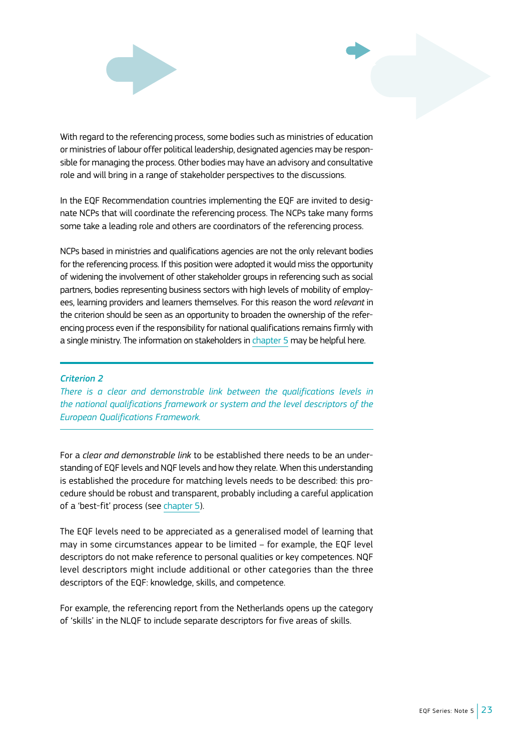With regard to the referencing process, some bodies such as ministries of education or ministries of labour offer political leadership, designated agencies may be responsible for managing the process. Other bodies may have an advisory and consultative role and will bring in a range of stakeholder perspectives to the discussions.

In the EQF Recommendation countries implementing the EQF are invited to designate NCPs that will coordinate the referencing process. The NCPs take many forms some take a leading role and others are coordinators of the referencing process.

NCPs based in ministries and qualifications agencies are not the only relevant bodies for the referencing process. If this position were adopted it would miss the opportunity of widening the involvement of other stakeholder groups in referencing such as social partners, bodies representing business sectors with high levels of mobility of employees, learning providers and learners themselves. For this reason the word *relevant* in the criterion should be seen as an opportunity to broaden the ownership of the referencing process even if the responsibility for national qualifications remains firmly with a single ministry. The information on stakeholders in chapter 5 may be helpful here.

---

***Criterion 2***

*There is a clear and demonstrable link between the qualifications levels in the national qualifications framework or system and the level descriptors of the European Qualifications Framework.*

---

For a *clear and demonstrable link* to be established there needs to be an understanding of EQF levels and NQF levels and how they relate. When this understanding is established the procedure for matching levels needs to be described: this procedure should be robust and transparent, probably including a careful application of a 'best-fit' process (see chapter 5).

The EQF levels need to be appreciated as a generalised model of learning that may in some circumstances appear to be limited – for example, the EQF level descriptors do not make reference to personal qualities or key competences. NQF level descriptors might include additional or other categories than the three descriptors of the EQF: knowledge, skills, and competence.

For example, the referencing report from the Netherlands opens up the category of 'skills' in the NLQF to include separate descriptors for five areas of skills.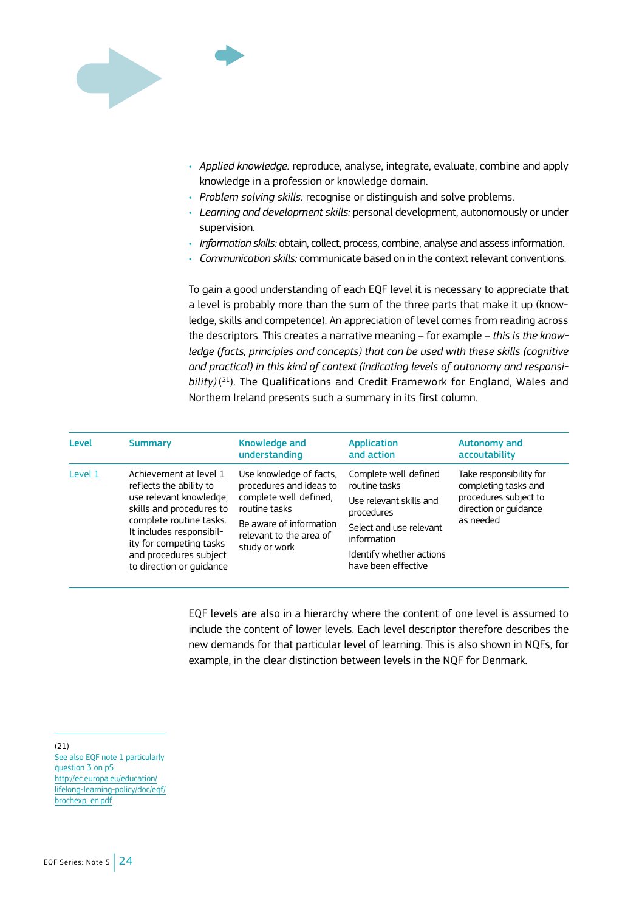- *Applied knowledge:* reproduce, analyse, integrate, evaluate, combine and apply knowledge in a profession or knowledge domain.
- *Problem solving skills:* recognise or distinguish and solve problems.
- *Learning and development skills:* personal development, autonomously or under supervision.
- *Information skills:* obtain, collect, process, combine, analyse and assess information.
- *Communication skills:* communicate based on in the context relevant conventions.

To gain a good understanding of each EQF level it is necessary to appreciate that a level is probably more than the sum of the three parts that make it up (knowledge, skills and competence). An appreciation of level comes from reading across the descriptors. This creates a narrative meaning – for example – *this is the knowledge (facts, principles and concepts) that can be used with these skills (cognitive and practical) in this kind of context (indicating levels of autonomy and responsibility)* [21]. The Qualifications and Credit Framework for England, Wales and Northern Ireland presents such a summary in its first column.

| Level | Summary | Knowledge and understanding | Application and action | Autonomy and accoutability |
|---|---|---|---|---|
| Level 1 | Achievement at level 1 reflects the ability to use relevant knowledge, skills and procedures to complete routine tasks. It includes responsibility for competing tasks and procedures subject to direction or guidance | Use knowledge of facts, procedures and ideas to complete well-defined, routine tasks<br><br>Be aware of information relevant to the area of study or work | Complete well-defined routine tasks<br><br>Use relevant skills and procedures<br><br>Select and use relevant information<br><br>Identify whether actions have been effective | Take responsibility for completing tasks and procedures subject to direction or guidance as needed |

EQF levels are also in a hierarchy where the content of one level is assumed to include the content of lower levels. Each level descriptor therefore describes the new demands for that particular level of learning. This is also shown in NQFs, for example, in the clear distinction between levels in the NQF for Denmark.

(21) See also EQF note 1 particularly question 3 on p5. http://ec.europa.eu/education/lifelong-learning-policy/doc/eqf/brochexp_en.pdf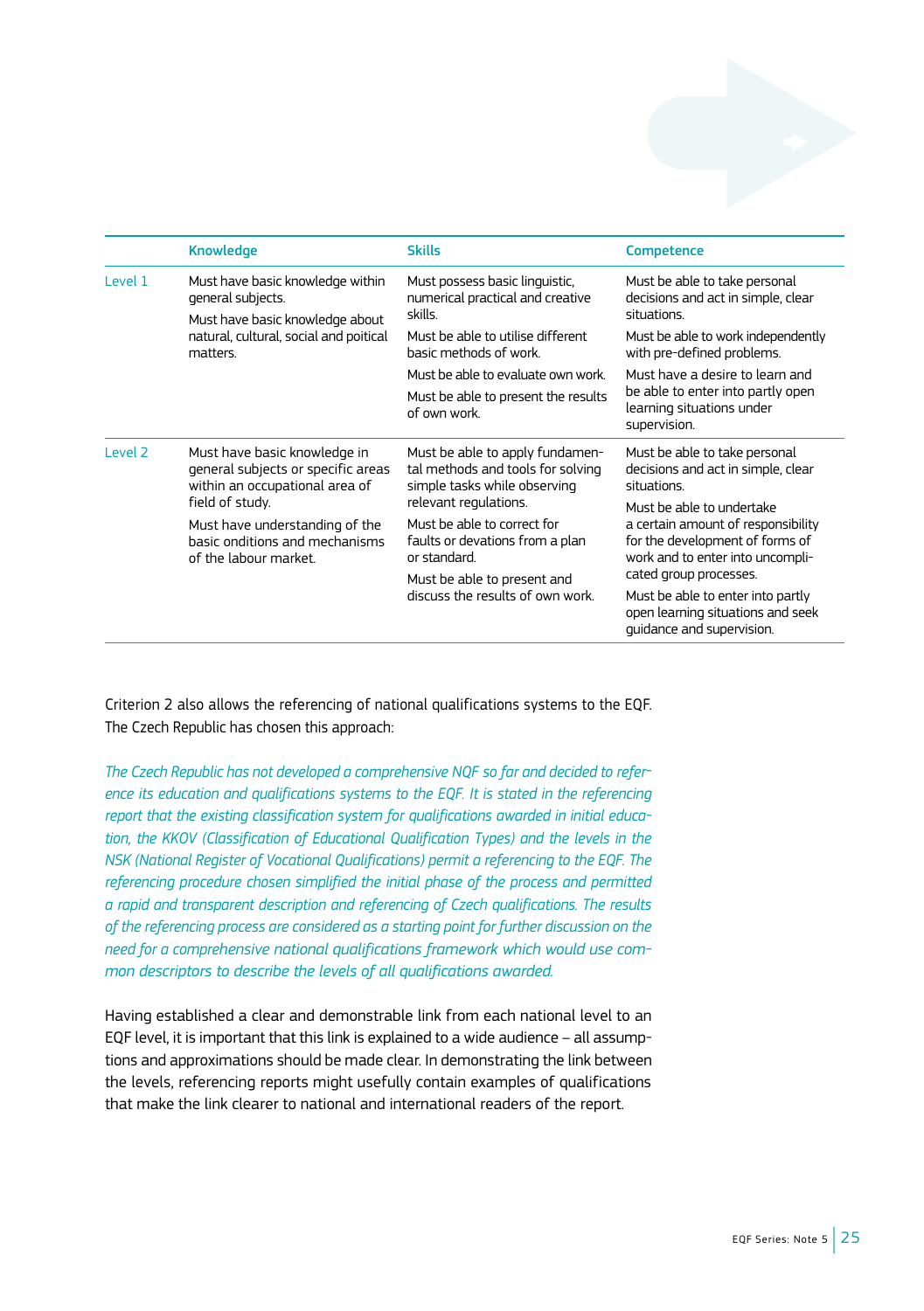| | Knowledge | Skills | Competence |
|---|---|---|---|
| Level 1 | Must have basic knowledge within general subjects. Must have basic knowledge about natural, cultural, social and poitical matters. | Must possess basic linguistic, numerical practical and creative skills. Must be able to utilise different basic methods of work. Must be able to evaluate own work. Must be able to present the results of own work. | Must be able to take personal decisions and act in simple, clear situations. Must be able to work independently with pre-defined problems. Must have a desire to learn and be able to enter into partly open learning situations under supervision. |
| Level 2 | Must have basic knowledge in general subjects or specific areas within an occupational area of field of study. Must have understanding of the basic onditions and mechanisms of the labour market. | Must be able to apply fundamental methods and tools for solving simple tasks while observing relevant regulations. Must be able to correct for faults or deviations from a plan or standard. Must be able to present and discuss the results of own work. | Must be able to take personal decisions and act in simple, clear situations. Must be able to undertake a certain amount of responsibility for the development of forms of work and to enter into uncomplicated group processes. Must be able to enter into partly open learning situations and seek guidance and supervision. |

Criterion 2 also allows the referencing of national qualifications systems to the EQF. The Czech Republic has chosen this approach:

*The Czech Republic has not developed a comprehensive NQF so far and decided to reference its education and qualifications systems to the EQF. It is stated in the referencing report that the existing classification system for qualifications awarded in initial education, the KKOV (Classification of Educational Qualification Types) and the levels in the NSK (National Register of Vocational Qualifications) permit a referencing to the EQF. The referencing procedure chosen simplified the initial phase of the process and permitted a rapid and transparent description and referencing of Czech qualifications. The results of the referencing process are considered as a starting point for further discussion on the need for a comprehensive national qualifications framework which would use common descriptors to describe the levels of all qualifications awarded.*

Having established a clear and demonstrable link from each national level to an EQF level, it is important that this link is explained to a wide audience – all assumptions and approximations should be made clear. In demonstrating the link between the levels, referencing reports might usefully contain examples of qualifications that make the link clearer to national and international readers of the report.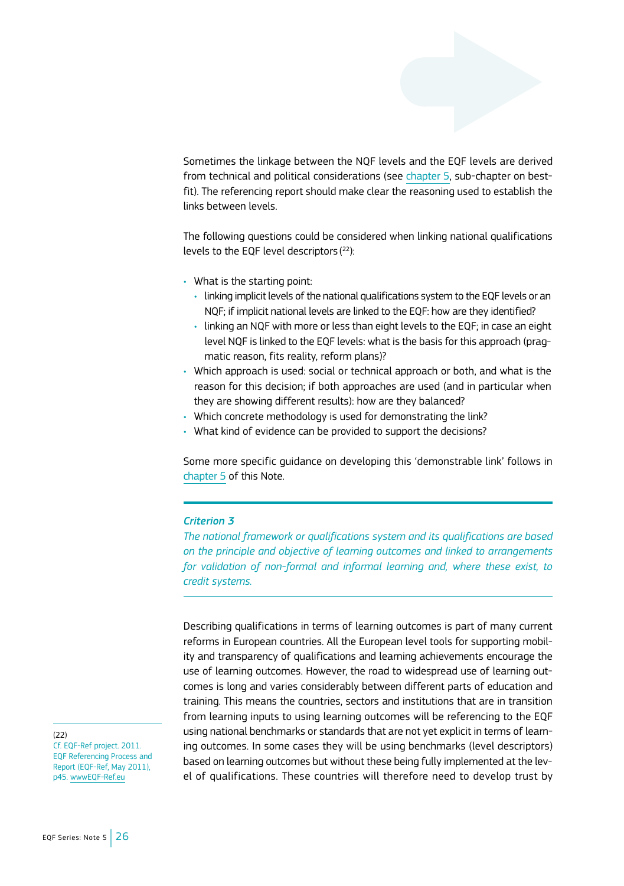Sometimes the linkage between the NQF levels and the EQF levels are derived from technical and political considerations (see chapter 5, sub-chapter on best-fit). The referencing report should make clear the reasoning used to establish the links between levels.

The following questions could be considered when linking national qualifications levels to the EQF level descriptors [22]:

- What is the starting point:
  - linking implicit levels of the national qualifications system to the EQF levels or an NQF; if implicit national levels are linked to the EQF: how are they identified?
  - linking an NQF with more or less than eight levels to the EQF; in case an eight level NQF is linked to the EQF levels: what is the basis for this approach (pragmatic reason, fits reality, reform plans)?
- Which approach is used: social or technical approach or both, and what is the reason for this decision; if both approaches are used (and in particular when they are showing different results): how are they balanced?
- Which concrete methodology is used for demonstrating the link?
- What kind of evidence can be provided to support the decisions?

Some more specific guidance on developing this 'demonstrable link' follows in chapter 5 of this Note.

---

***Criterion 3***

*The national framework or qualifications system and its qualifications are based on the principle and objective of learning outcomes and linked to arrangements for validation of non-formal and informal learning and, where these exist, to credit systems.*

---

Describing qualifications in terms of learning outcomes is part of many current reforms in European countries. All the European level tools for supporting mobility and transparency of qualifications and learning achievements encourage the use of learning outcomes. However, the road to widespread use of learning outcomes is long and varies considerably between different parts of education and training. This means the countries, sectors and institutions that are in transition from learning inputs to using learning outcomes will be referencing to the EQF using national benchmarks or standards that are not yet explicit in terms of learning outcomes. In some cases they will be using benchmarks (level descriptors) based on learning outcomes but without these being fully implemented at the level of qualifications. These countries will therefore need to develop trust by

(22)
Cf. EQF-Ref project. 2011. EQF Referencing Process and Report (EQF-Ref, May 2011), p45. wwwEQF-Ref.eu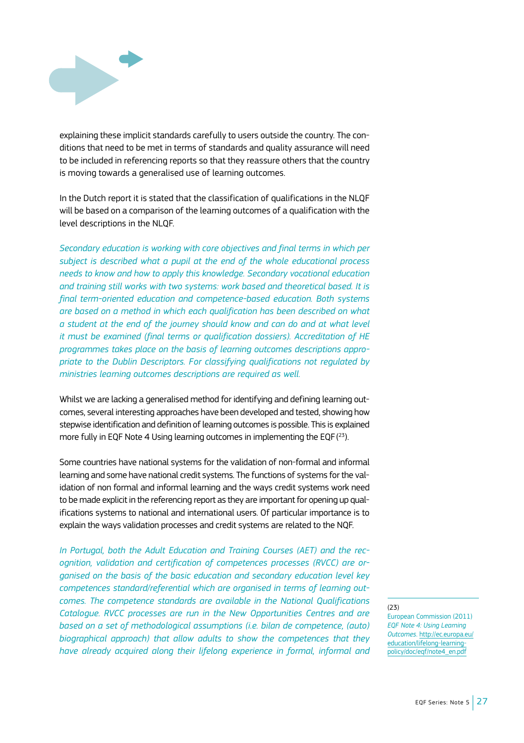explaining these implicit standards carefully to users outside the country. The conditions that need to be met in terms of standards and quality assurance will need to be included in referencing reports so that they reassure others that the country is moving towards a generalised use of learning outcomes.

In the Dutch report it is stated that the classification of qualifications in the NLQF will be based on a comparison of the learning outcomes of a qualification with the level descriptions in the NLQF.

*Secondary education is working with core objectives and final terms in which per subject is described what a pupil at the end of the whole educational process needs to know and how to apply this knowledge. Secondary vocational education and training still works with two systems: work based and theoretical based. It is final term-oriented education and competence-based education. Both systems are based on a method in which each qualification has been described on what a student at the end of the journey should know and can do and at what level it must be examined (final terms or qualification dossiers). Accreditation of HE programmes takes place on the basis of learning outcomes descriptions appropriate to the Dublin Descriptors. For classifying qualifications not regulated by ministries learning outcomes descriptions are required as well.*

Whilst we are lacking a generalised method for identifying and defining learning outcomes, several interesting approaches have been developed and tested, showing how stepwise identification and definition of learning outcomes is possible. This is explained more fully in EQF Note 4 Using learning outcomes in implementing the EQF ([23]).

Some countries have national systems for the validation of non-formal and informal learning and some have national credit systems. The functions of systems for the validation of non formal and informal learning and the ways credit systems work need to be made explicit in the referencing report as they are important for opening up qualifications systems to national and international users. Of particular importance is to explain the ways validation processes and credit systems are related to the NQF.

*In Portugal, both the Adult Education and Training Courses (AET) and the recognition, validation and certification of competences processes (RVCC) are organised on the basis of the basic education and secondary education level key competences standard/referential which are organised in terms of learning outcomes. The competence standards are available in the National Qualifications Catalogue. RVCC processes are run in the New Opportunities Centres and are based on a set of methodological assumptions (i.e. bilan de competence, (auto) biographical approach) that allow adults to show the competences that they have already acquired along their lifelong experience in formal, informal and*

---

(23)
European Commission (2011) *EQF Note 4: Using Learning Outcomes*. http://ec.europa.eu/education/lifelong-learning-policy/doc/eqf/note4_en.pdf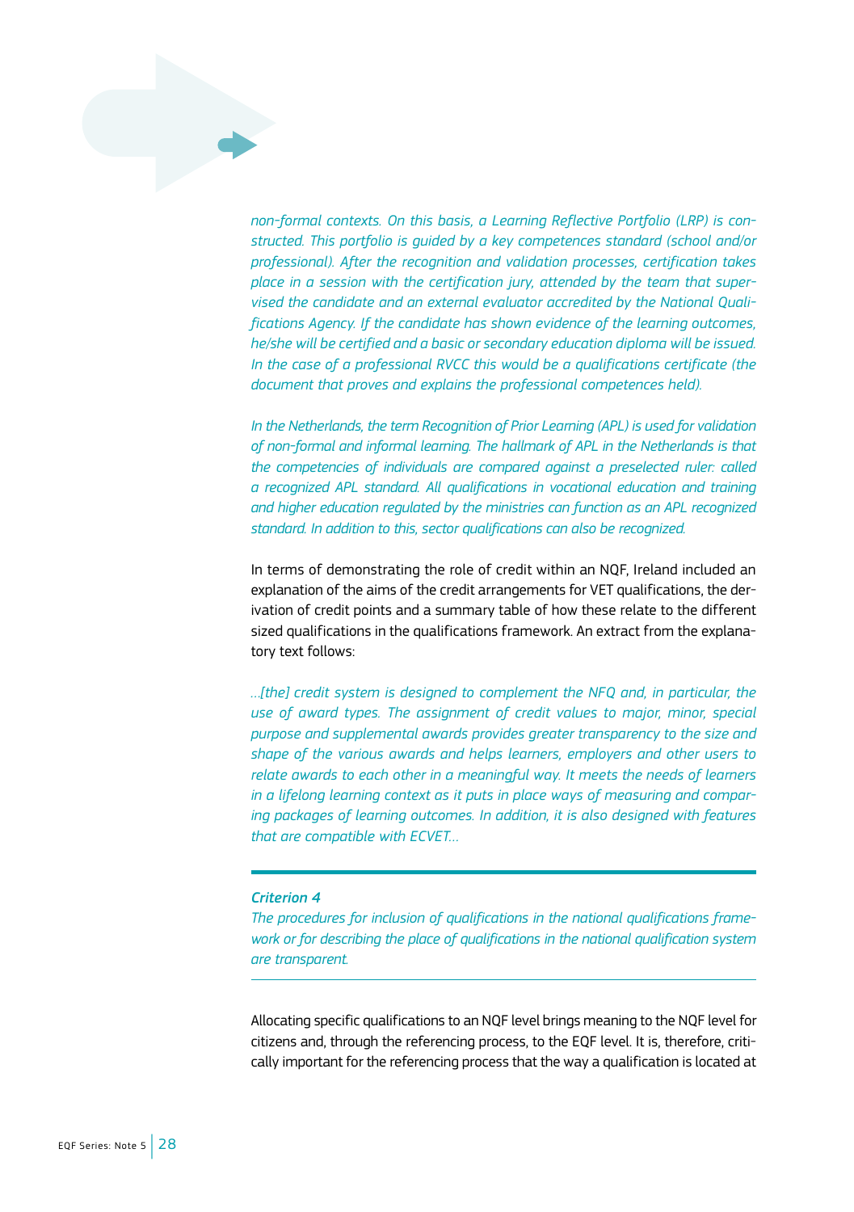*non-formal contexts. On this basis, a Learning Reflective Portfolio (LRP) is constructed. This portfolio is guided by a key competences standard (school and/or professional). After the recognition and validation processes, certification takes place in a session with the certification jury, attended by the team that supervised the candidate and an external evaluator accredited by the National Qualifications Agency. If the candidate has shown evidence of the learning outcomes, he/she will be certified and a basic or secondary education diploma will be issued. In the case of a professional RVCC this would be a qualifications certificate (the document that proves and explains the professional competences held).*

*In the Netherlands, the term Recognition of Prior Learning (APL) is used for validation of non-formal and informal learning. The hallmark of APL in the Netherlands is that the competencies of individuals are compared against a preselected ruler: called a recognized APL standard. All qualifications in vocational education and training and higher education regulated by the ministries can function as an APL recognized standard. In addition to this, sector qualifications can also be recognized.*

In terms of demonstrating the role of credit within an NQF, Ireland included an explanation of the aims of the credit arrangements for VET qualifications, the derivation of credit points and a summary table of how these relate to the different sized qualifications in the qualifications framework. An extract from the explanatory text follows:

*...[the] credit system is designed to complement the NFQ and, in particular, the use of award types. The assignment of credit values to major, minor, special purpose and supplemental awards provides greater transparency to the size and shape of the various awards and helps learners, employers and other users to relate awards to each other in a meaningful way. It meets the needs of learners in a lifelong learning context as it puts in place ways of measuring and comparing packages of learning outcomes. In addition, it is also designed with features that are compatible with ECVET...*

---

***Criterion 4***

*The procedures for inclusion of qualifications in the national qualifications framework or for describing the place of qualifications in the national qualification system are transparent.*

---

Allocating specific qualifications to an NQF level brings meaning to the NQF level for citizens and, through the referencing process, to the EQF level. It is, therefore, critically important for the referencing process that the way a qualification is located at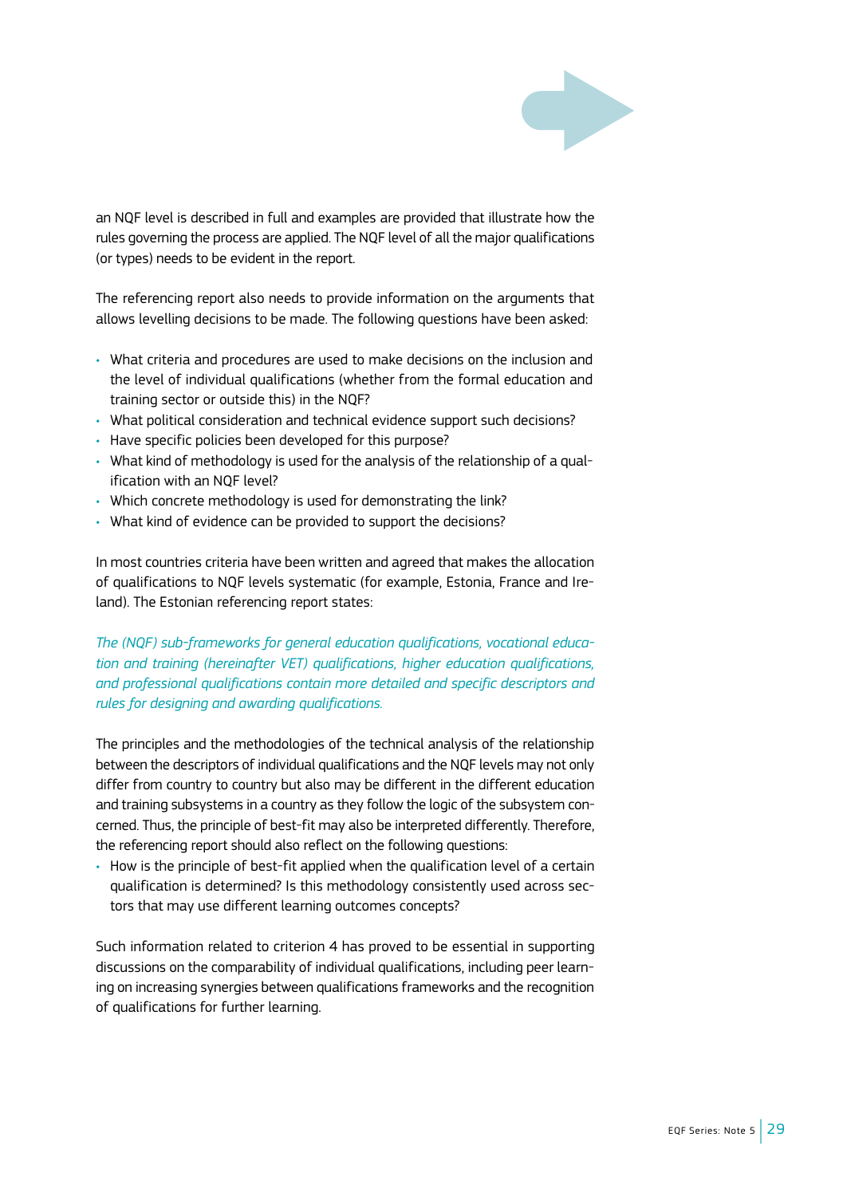an NQF level is described in full and examples are provided that illustrate how the rules governing the process are applied. The NQF level of all the major qualifications (or types) needs to be evident in the report.

The referencing report also needs to provide information on the arguments that allows levelling decisions to be made. The following questions have been asked:

- What criteria and procedures are used to make decisions on the inclusion and the level of individual qualifications (whether from the formal education and training sector or outside this) in the NQF?
- What political consideration and technical evidence support such decisions?
- Have specific policies been developed for this purpose?
- What kind of methodology is used for the analysis of the relationship of a qualification with an NQF level?
- Which concrete methodology is used for demonstrating the link?
- What kind of evidence can be provided to support the decisions?

In most countries criteria have been written and agreed that makes the allocation of qualifications to NQF levels systematic (for example, Estonia, France and Ireland). The Estonian referencing report states:

*The (NQF) sub-frameworks for general education qualifications, vocational education and training (hereinafter VET) qualifications, higher education qualifications, and professional qualifications contain more detailed and specific descriptors and rules for designing and awarding qualifications.*

The principles and the methodologies of the technical analysis of the relationship between the descriptors of individual qualifications and the NQF levels may not only differ from country to country but also may be different in the different education and training subsystems in a country as they follow the logic of the subsystem concerned. Thus, the principle of best-fit may also be interpreted differently. Therefore, the referencing report should also reflect on the following questions:

- How is the principle of best-fit applied when the qualification level of a certain qualification is determined? Is this methodology consistently used across sectors that may use different learning outcomes concepts?

Such information related to criterion 4 has proved to be essential in supporting discussions on the comparability of individual qualifications, including peer learning on increasing synergies between qualifications frameworks and the recognition of qualifications for further learning.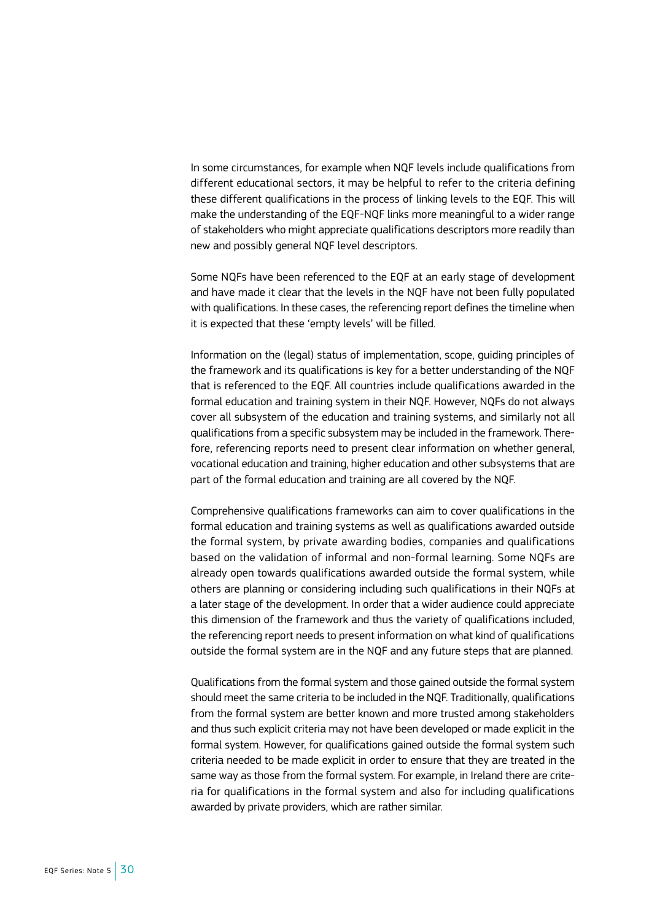In some circumstances, for example when NQF levels include qualifications from different educational sectors, it may be helpful to refer to the criteria defining these different qualifications in the process of linking levels to the EQF. This will make the understanding of the EQF-NQF links more meaningful to a wider range of stakeholders who might appreciate qualifications descriptors more readily than new and possibly general NQF level descriptors.

Some NQFs have been referenced to the EQF at an early stage of development and have made it clear that the levels in the NQF have not been fully populated with qualifications. In these cases, the referencing report defines the timeline when it is expected that these 'empty levels' will be filled.

Information on the (legal) status of implementation, scope, guiding principles of the framework and its qualifications is key for a better understanding of the NQF that is referenced to the EQF. All countries include qualifications awarded in the formal education and training system in their NQF. However, NQFs do not always cover all subsystem of the education and training systems, and similarly not all qualifications from a specific subsystem may be included in the framework. Therefore, referencing reports need to present clear information on whether general, vocational education and training, higher education and other subsystems that are part of the formal education and training are all covered by the NQF.

Comprehensive qualifications frameworks can aim to cover qualifications in the formal education and training systems as well as qualifications awarded outside the formal system, by private awarding bodies, companies and qualifications based on the validation of informal and non-formal learning. Some NQFs are already open towards qualifications awarded outside the formal system, while others are planning or considering including such qualifications in their NQFs at a later stage of the development. In order that a wider audience could appreciate this dimension of the framework and thus the variety of qualifications included, the referencing report needs to present information on what kind of qualifications outside the formal system are in the NQF and any future steps that are planned.

Qualifications from the formal system and those gained outside the formal system should meet the same criteria to be included in the NQF. Traditionally, qualifications from the formal system are better known and more trusted among stakeholders and thus such explicit criteria may not have been developed or made explicit in the formal system. However, for qualifications gained outside the formal system such criteria needed to be made explicit in order to ensure that they are treated in the same way as those from the formal system. For example, in Ireland there are criteria for qualifications in the formal system and also for including qualifications awarded by private providers, which are rather similar.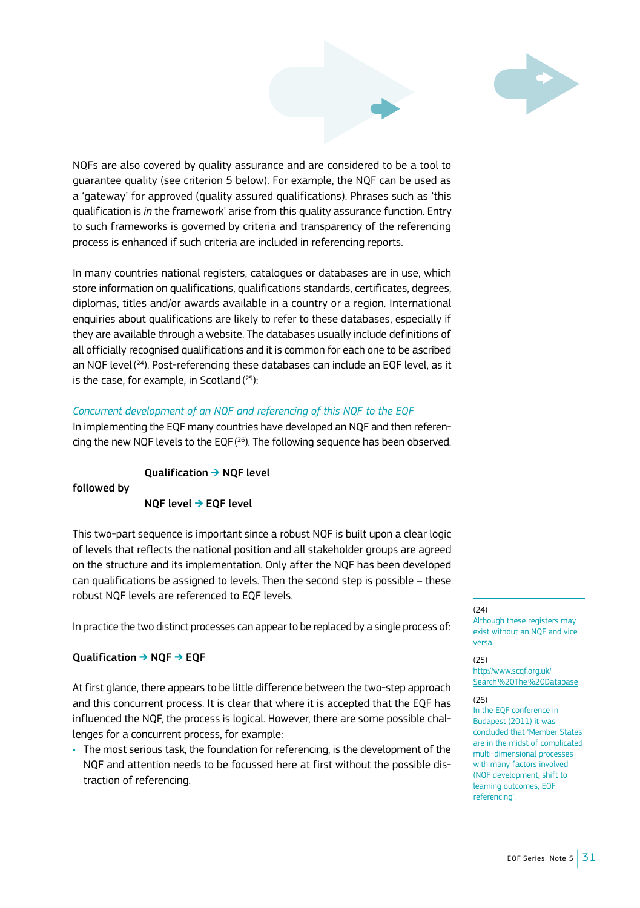NQFs are also covered by quality assurance and are considered to be a tool to guarantee quality (see criterion 5 below). For example, the NQF can be used as a 'gateway' for approved (quality assured qualifications). Phrases such as 'this qualification is *in* the framework' arise from this quality assurance function. Entry to such frameworks is governed by criteria and transparency of the referencing process is enhanced if such criteria are included in referencing reports.

In many countries national registers, catalogues or databases are in use, which store information on qualifications, qualifications standards, certificates, degrees, diplomas, titles and/or awards available in a country or a region. International enquiries about qualifications are likely to refer to these databases, especially if they are available through a website. The databases usually include definitions of all officially recognised qualifications and it is common for each one to be ascribed an NQF level [24]. Post-referencing these databases can include an EQF level, as it is the case, for example, in Scotland [25]:

*Concurrent development of an NQF and referencing of this NQF to the EQF*

In implementing the EQF many countries have developed an NQF and then referencing the new NQF levels to the EQF [26]. The following sequence has been observed.

**Qualification → NQF level**

**followed by**

**NQF level → EQF level**

This two-part sequence is important since a robust NQF is built upon a clear logic of levels that reflects the national position and all stakeholder groups are agreed on the structure and its implementation. Only after the NQF has been developed can qualifications be assigned to levels. Then the second step is possible – these robust NQF levels are referenced to EQF levels.

In practice the two distinct processes can appear to be replaced by a single process of:

**Qualification → NQF → EQF**

At first glance, there appears to be little difference between the two-step approach and this concurrent process. It is clear that where it is accepted that the EQF has influenced the NQF, the process is logical. However, there are some possible challenges for a concurrent process, for example:

- The most serious task, the foundation for referencing, is the development of the NQF and attention needs to be focussed here at first without the possible distraction of referencing.

---

(24) Although these registers may exist without an NQF and vice versa.

(25) http://www.scqf.org.uk/Search%20The%20Database

(26) In the EQF conference in Budapest (2011) it was concluded that 'Member States are in the midst of complicated multi-dimensional processes with many factors involved (NQF development, shift to learning outcomes, EQF referencing'.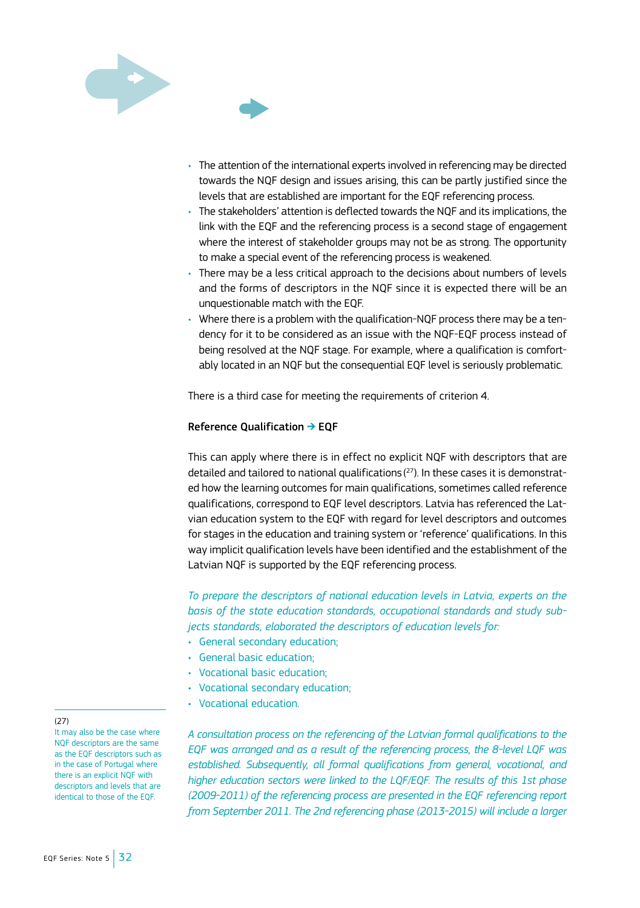- The attention of the international experts involved in referencing may be directed towards the NQF design and issues arising, this can be partly justified since the levels that are established are important for the EQF referencing process.
- The stakeholders' attention is deflected towards the NQF and its implications, the link with the EQF and the referencing process is a second stage of engagement where the interest of stakeholder groups may not be as strong. The opportunity to make a special event of the referencing process is weakened.
- There may be a less critical approach to the decisions about numbers of levels and the forms of descriptors in the NQF since it is expected there will be an unquestionable match with the EQF.
- Where there is a problem with the qualification-NQF process there may be a tendency for it to be considered as an issue with the NQF-EQF process instead of being resolved at the NQF stage. For example, where a qualification is comfortably located in an NQF but the consequential EQF level is seriously problematic.

There is a third case for meeting the requirements of criterion 4.

**Reference Qualification → EQF**

This can apply where there is in effect no explicit NQF with descriptors that are detailed and tailored to national qualifications [27]. In these cases it is demonstrated how the learning outcomes for main qualifications, sometimes called reference qualifications, correspond to EQF level descriptors. Latvia has referenced the Latvian education system to the EQF with regard for level descriptors and outcomes for stages in the education and training system or 'reference' qualifications. In this way implicit qualification levels have been identified and the establishment of the Latvian NQF is supported by the EQF referencing process.

*To prepare the descriptors of national education levels in Latvia, experts on the basis of the state education standards, occupational standards and study subjects standards, elaborated the descriptors of education levels for:*

- *General secondary education;*
- *General basic education;*
- *Vocational basic education;*
- *Vocational secondary education;*
- *Vocational education.*

*A consultation process on the referencing of the Latvian formal qualifications to the EQF was arranged and as a result of the referencing process, the 8-level LQF was established. Subsequently, all formal qualifications from general, vocational, and higher education sectors were linked to the LQF/EQF. The results of this 1st phase (2009-2011) of the referencing process are presented in the EQF referencing report from September 2011. The 2nd referencing phase (2013-2015) will include a larger*

---

(27) It may also be the case where NQF descriptors are the same as the EQF descriptors such as in the case of Portugal where there is an explicit NQF with descriptors and levels that are identical to those of the EQF.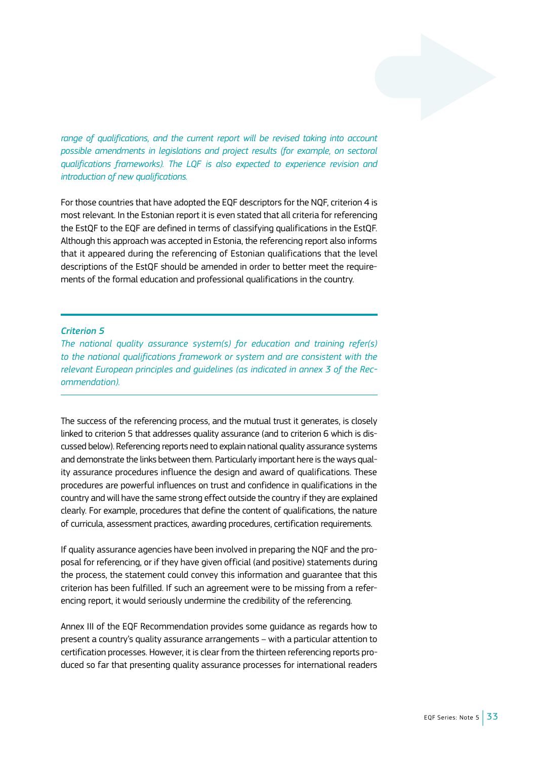*range of qualifications, and the current report will be revised taking into account possible amendments in legislations and project results (for example, on sectoral qualifications frameworks). The LQF is also expected to experience revision and introduction of new qualifications.*

For those countries that have adopted the EQF descriptors for the NQF, criterion 4 is most relevant. In the Estonian report it is even stated that all criteria for referencing the EstQF to the EQF are defined in terms of classifying qualifications in the EstQF. Although this approach was accepted in Estonia, the referencing report also informs that it appeared during the referencing of Estonian qualifications that the level descriptions of the EstQF should be amended in order to better meet the requirements of the formal education and professional qualifications in the country.

---

***Criterion 5***

*The national quality assurance system(s) for education and training refer(s) to the national qualifications framework or system and are consistent with the relevant European principles and guidelines (as indicated in annex 3 of the Recommendation).*

---

The success of the referencing process, and the mutual trust it generates, is closely linked to criterion 5 that addresses quality assurance (and to criterion 6 which is discussed below). Referencing reports need to explain national quality assurance systems and demonstrate the links between them. Particularly important here is the ways quality assurance procedures influence the design and award of qualifications. These procedures are powerful influences on trust and confidence in qualifications in the country and will have the same strong effect outside the country if they are explained clearly. For example, procedures that define the content of qualifications, the nature of curricula, assessment practices, awarding procedures, certification requirements.

If quality assurance agencies have been involved in preparing the NQF and the proposal for referencing, or if they have given official (and positive) statements during the process, the statement could convey this information and guarantee that this criterion has been fulfilled. If such an agreement were to be missing from a referencing report, it would seriously undermine the credibility of the referencing.

Annex III of the EQF Recommendation provides some guidance as regards how to present a country's quality assurance arrangements – with a particular attention to certification processes. However, it is clear from the thirteen referencing reports produced so far that presenting quality assurance processes for international readers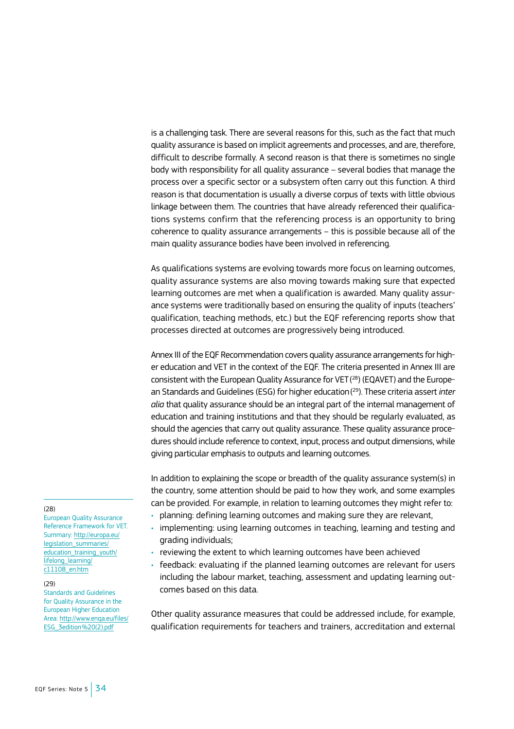is a challenging task. There are several reasons for this, such as the fact that much quality assurance is based on implicit agreements and processes, and are, therefore, difficult to describe formally. A second reason is that there is sometimes no single body with responsibility for all quality assurance – several bodies that manage the process over a specific sector or a subsystem often carry out this function. A third reason is that documentation is usually a diverse corpus of texts with little obvious linkage between them. The countries that have already referenced their qualifications systems confirm that the referencing process is an opportunity to bring coherence to quality assurance arrangements – this is possible because all of the main quality assurance bodies have been involved in referencing.

As qualifications systems are evolving towards more focus on learning outcomes, quality assurance systems are also moving towards making sure that expected learning outcomes are met when a qualification is awarded. Many quality assurance systems were traditionally based on ensuring the quality of inputs (teachers' qualification, teaching methods, etc.) but the EQF referencing reports show that processes directed at outcomes are progressively being introduced.

Annex III of the EQF Recommendation covers quality assurance arrangements for higher education and VET in the context of the EQF. The criteria presented in Annex III are consistent with the European Quality Assurance for VET [28] (EQAVET) and the European Standards and Guidelines (ESG) for higher education [29]. These criteria assert *inter alia* that quality assurance should be an integral part of the internal management of education and training institutions and that they should be regularly evaluated, as should the agencies that carry out quality assurance. These quality assurance procedures should include reference to context, input, process and output dimensions, while giving particular emphasis to outputs and learning outcomes.

In addition to explaining the scope or breadth of the quality assurance system(s) in the country, some attention should be paid to how they work, and some examples can be provided. For example, in relation to learning outcomes they might refer to:

- planning: defining learning outcomes and making sure they are relevant,
- implementing: using learning outcomes in teaching, learning and testing and grading individuals;
- reviewing the extent to which learning outcomes have been achieved
- feedback: evaluating if the planned learning outcomes are relevant for users including the labour market, teaching, assessment and updating learning outcomes based on this data.

Other quality assurance measures that could be addressed include, for example, qualification requirements for teachers and trainers, accreditation and external

---

(28) European Quality Assurance Reference Framework for VET. Summary: http://europa.eu/legislation_summaries/education_training_youth/lifelong_learning/c11108_en.htm

(29) Standards and Guidelines for Quality Assurance in the European Higher Education Area: http://www.enqa.eu/files/ESG_3edition%20(2).pdf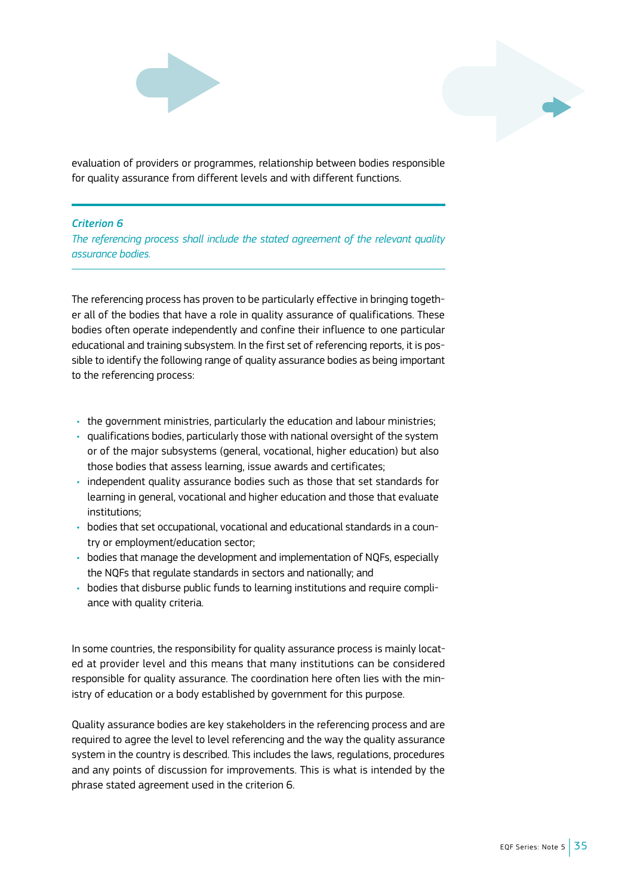evaluation of providers or programmes, relationship between bodies responsible for quality assurance from different levels and with different functions.

***Criterion 6***

*The referencing process shall include the stated agreement of the relevant quality assurance bodies.*

The referencing process has proven to be particularly effective in bringing together all of the bodies that have a role in quality assurance of qualifications. These bodies often operate independently and confine their influence to one particular educational and training subsystem. In the first set of referencing reports, it is possible to identify the following range of quality assurance bodies as being important to the referencing process:

- the government ministries, particularly the education and labour ministries;
- qualifications bodies, particularly those with national oversight of the system or of the major subsystems (general, vocational, higher education) but also those bodies that assess learning, issue awards and certificates;
- independent quality assurance bodies such as those that set standards for learning in general, vocational and higher education and those that evaluate institutions;
- bodies that set occupational, vocational and educational standards in a country or employment/education sector;
- bodies that manage the development and implementation of NQFs, especially the NQFs that regulate standards in sectors and nationally; and
- bodies that disburse public funds to learning institutions and require compliance with quality criteria.

In some countries, the responsibility for quality assurance process is mainly located at provider level and this means that many institutions can be considered responsible for quality assurance. The coordination here often lies with the ministry of education or a body established by government for this purpose.

Quality assurance bodies are key stakeholders in the referencing process and are required to agree the level to level referencing and the way the quality assurance system in the country is described. This includes the laws, regulations, procedures and any points of discussion for improvements. This is what is intended by the phrase stated agreement used in the criterion 6.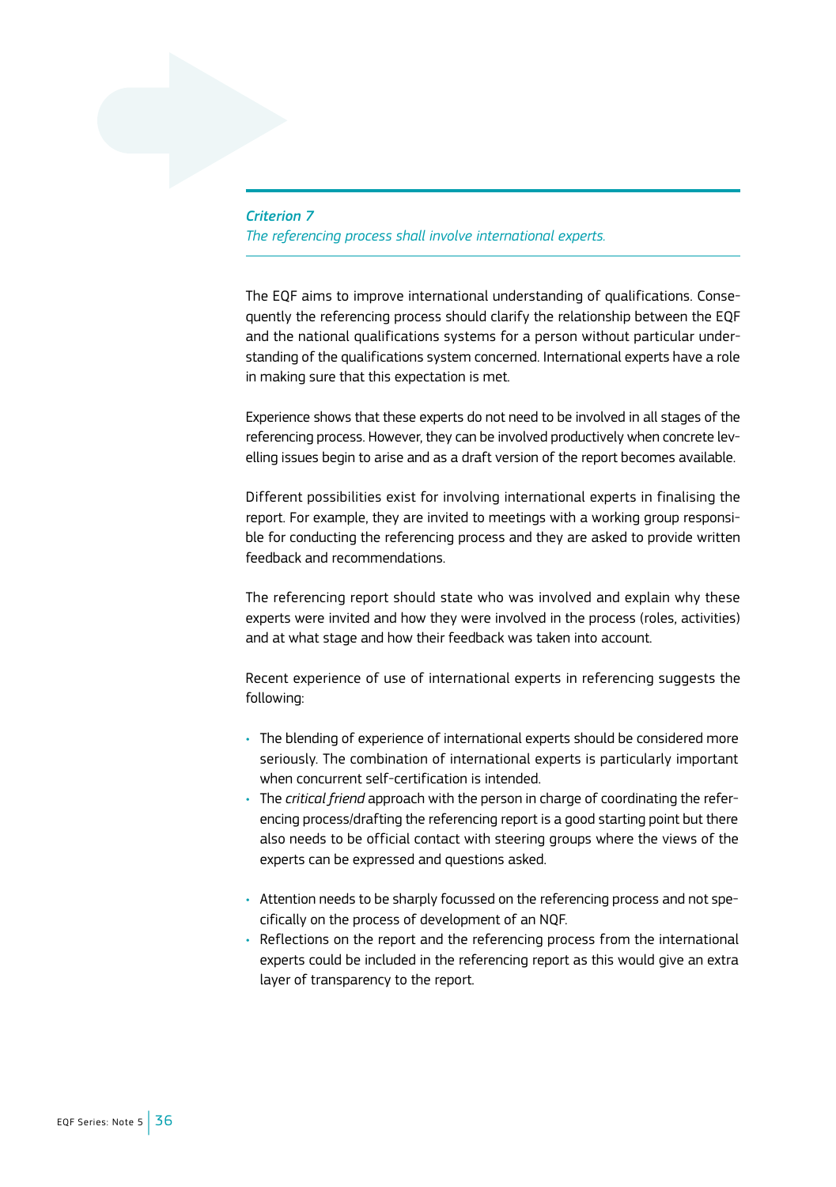***Criterion 7***

*The referencing process shall involve international experts.*

The EQF aims to improve international understanding of qualifications. Consequently the referencing process should clarify the relationship between the EQF and the national qualifications systems for a person without particular understanding of the qualifications system concerned. International experts have a role in making sure that this expectation is met.

Experience shows that these experts do not need to be involved in all stages of the referencing process. However, they can be involved productively when concrete levelling issues begin to arise and as a draft version of the report becomes available.

Different possibilities exist for involving international experts in finalising the report. For example, they are invited to meetings with a working group responsible for conducting the referencing process and they are asked to provide written feedback and recommendations.

The referencing report should state who was involved and explain why these experts were invited and how they were involved in the process (roles, activities) and at what stage and how their feedback was taken into account.

Recent experience of use of international experts in referencing suggests the following:

- The blending of experience of international experts should be considered more seriously. The combination of international experts is particularly important when concurrent self-certification is intended.
- The *critical friend* approach with the person in charge of coordinating the referencing process/drafting the referencing report is a good starting point but there also needs to be official contact with steering groups where the views of the experts can be expressed and questions asked.
- Attention needs to be sharply focussed on the referencing process and not specifically on the process of development of an NQF.
- Reflections on the report and the referencing process from the international experts could be included in the referencing report as this would give an extra layer of transparency to the report.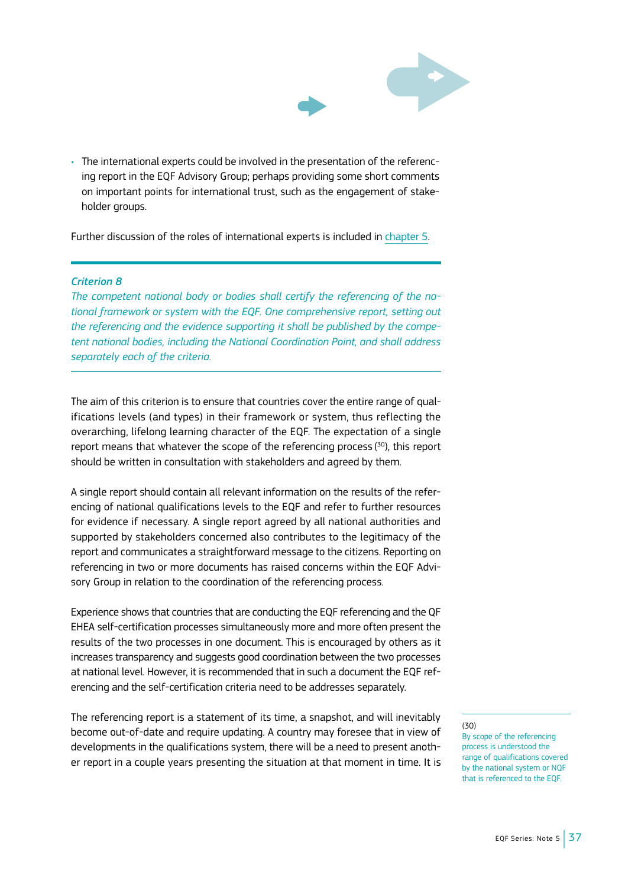- The international experts could be involved in the presentation of the referencing report in the EQF Advisory Group; perhaps providing some short comments on important points for international trust, such as the engagement of stakeholder groups.

Further discussion of the roles of international experts is included in chapter 5.

---

***Criterion 8***

*The competent national body or bodies shall certify the referencing of the national framework or system with the EQF. One comprehensive report, setting out the referencing and the evidence supporting it shall be published by the competent national bodies, including the National Coordination Point, and shall address separately each of the criteria.*

---

The aim of this criterion is to ensure that countries cover the entire range of qualifications levels (and types) in their framework or system, thus reflecting the overarching, lifelong learning character of the EQF. The expectation of a single report means that whatever the scope of the referencing process [30], this report should be written in consultation with stakeholders and agreed by them.

A single report should contain all relevant information on the results of the referencing of national qualifications levels to the EQF and refer to further resources for evidence if necessary. A single report agreed by all national authorities and supported by stakeholders concerned also contributes to the legitimacy of the report and communicates a straightforward message to the citizens. Reporting on referencing in two or more documents has raised concerns within the EQF Advisory Group in relation to the coordination of the referencing process.

Experience shows that countries that are conducting the EQF referencing and the QF EHEA self-certification processes simultaneously more and more often present the results of the two processes in one document. This is encouraged by others as it increases transparency and suggests good coordination between the two processes at national level. However, it is recommended that in such a document the EQF referencing and the self-certification criteria need to be addresses separately.

The referencing report is a statement of its time, a snapshot, and will inevitably become out-of-date and require updating. A country may foresee that in view of developments in the qualifications system, there will be a need to present another report in a couple years presenting the situation at that moment in time. It is

---

(30) By scope of the referencing process is understood the range of qualifications covered by the national system or NQF that is referenced to the EQF.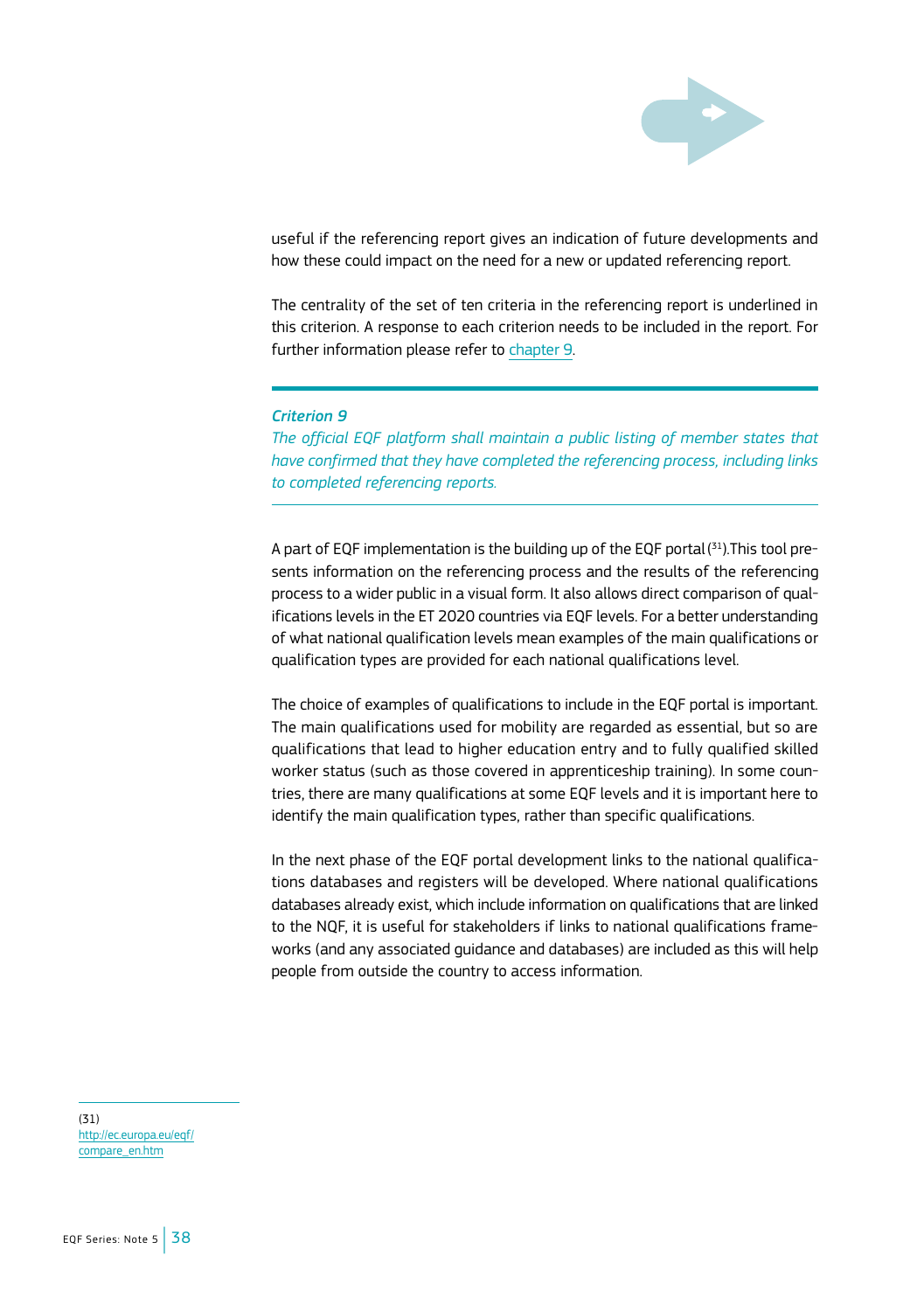useful if the referencing report gives an indication of future developments and how these could impact on the need for a new or updated referencing report.

The centrality of the set of ten criteria in the referencing report is underlined in this criterion. A response to each criterion needs to be included in the report. For further information please refer to chapter 9.

---

***Criterion 9***

*The official EQF platform shall maintain a public listing of member states that have confirmed that they have completed the referencing process, including links to completed referencing reports.*

---

A part of EQF implementation is the building up of the EQF portal [31].This tool presents information on the referencing process and the results of the referencing process to a wider public in a visual form. It also allows direct comparison of qualifications levels in the ET 2020 countries via EQF levels. For a better understanding of what national qualification levels mean examples of the main qualifications or qualification types are provided for each national qualifications level.

The choice of examples of qualifications to include in the EQF portal is important. The main qualifications used for mobility are regarded as essential, but so are qualifications that lead to higher education entry and to fully qualified skilled worker status (such as those covered in apprenticeship training). In some countries, there are many qualifications at some EQF levels and it is important here to identify the main qualification types, rather than specific qualifications.

In the next phase of the EQF portal development links to the national qualifications databases and registers will be developed. Where national qualifications databases already exist, which include information on qualifications that are linked to the NQF, it is useful for stakeholders if links to national qualifications frameworks (and any associated guidance and databases) are included as this will help people from outside the country to access information.

---

(31) http://ec.europa.eu/eqf/compare_en.htm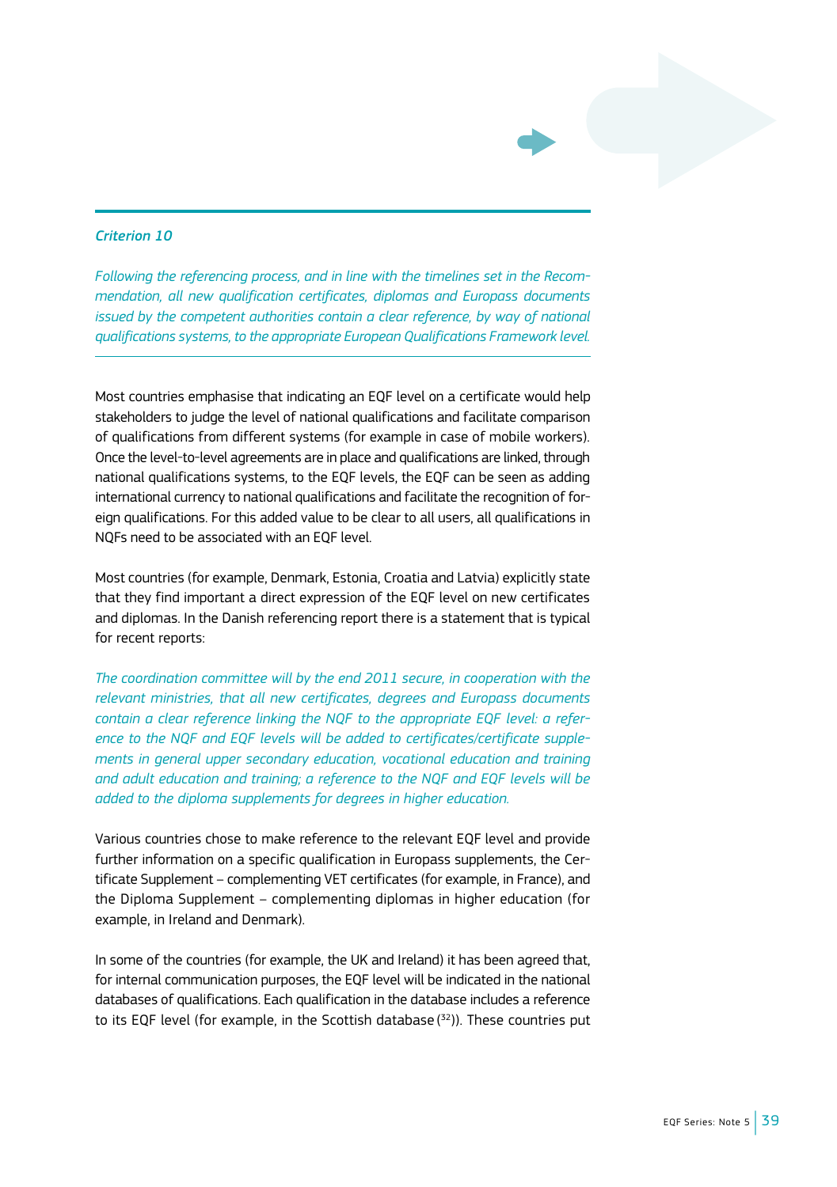*Criterion 10*

*Following the referencing process, and in line with the timelines set in the Recommendation, all new qualification certificates, diplomas and Europass documents issued by the competent authorities contain a clear reference, by way of national qualifications systems, to the appropriate European Qualifications Framework level.*

Most countries emphasise that indicating an EQF level on a certificate would help stakeholders to judge the level of national qualifications and facilitate comparison of qualifications from different systems (for example in case of mobile workers). Once the level-to-level agreements are in place and qualifications are linked, through national qualifications systems, to the EQF levels, the EQF can be seen as adding international currency to national qualifications and facilitate the recognition of foreign qualifications. For this added value to be clear to all users, all qualifications in NQFs need to be associated with an EQF level.

Most countries (for example, Denmark, Estonia, Croatia and Latvia) explicitly state that they find important a direct expression of the EQF level on new certificates and diplomas. In the Danish referencing report there is a statement that is typical for recent reports:

*The coordination committee will by the end 2011 secure, in cooperation with the relevant ministries, that all new certificates, degrees and Europass documents contain a clear reference linking the NQF to the appropriate EQF level: a reference to the NQF and EQF levels will be added to certificates/certificate supplements in general upper secondary education, vocational education and training and adult education and training; a reference to the NQF and EQF levels will be added to the diploma supplements for degrees in higher education.*

Various countries chose to make reference to the relevant EQF level and provide further information on a specific qualification in Europass supplements, the Certificate Supplement – complementing VET certificates (for example, in France), and the Diploma Supplement – complementing diplomas in higher education (for example, in Ireland and Denmark).

In some of the countries (for example, the UK and Ireland) it has been agreed that, for internal communication purposes, the EQF level will be indicated in the national databases of qualifications. Each qualification in the database includes a reference to its EQF level (for example, in the Scottish database [32]). These countries put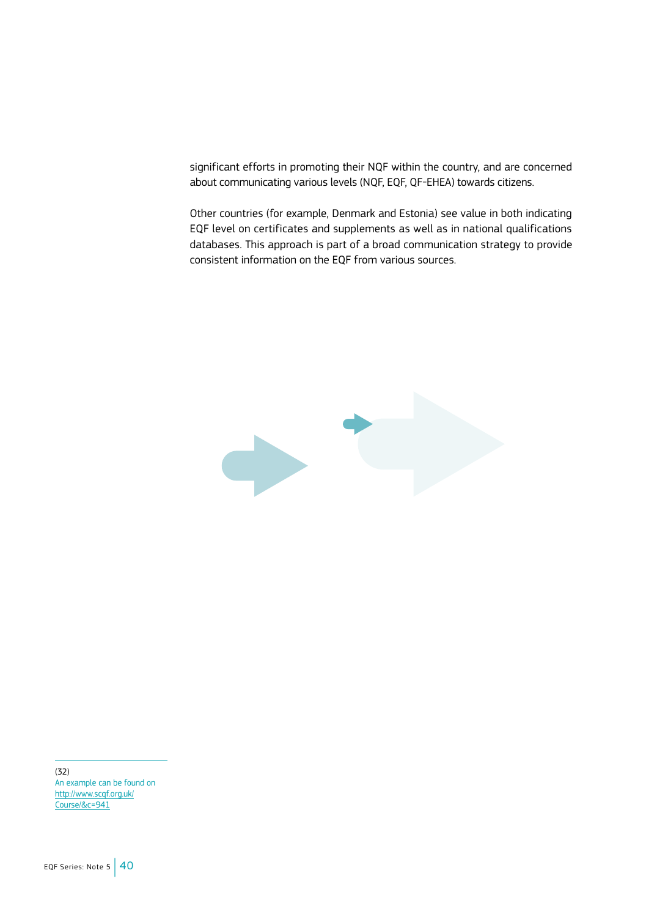significant efforts in promoting their NQF within the country, and are concerned about communicating various levels (NQF, EQF, QF-EHEA) towards citizens.

Other countries (for example, Denmark and Estonia) see value in both indicating EQF level on certificates and supplements as well as in national qualifications databases. This approach is part of a broad communication strategy to provide consistent information on the EQF from various sources.

(32) An example can be found on http://www.scqf.org.uk/Course/&c=941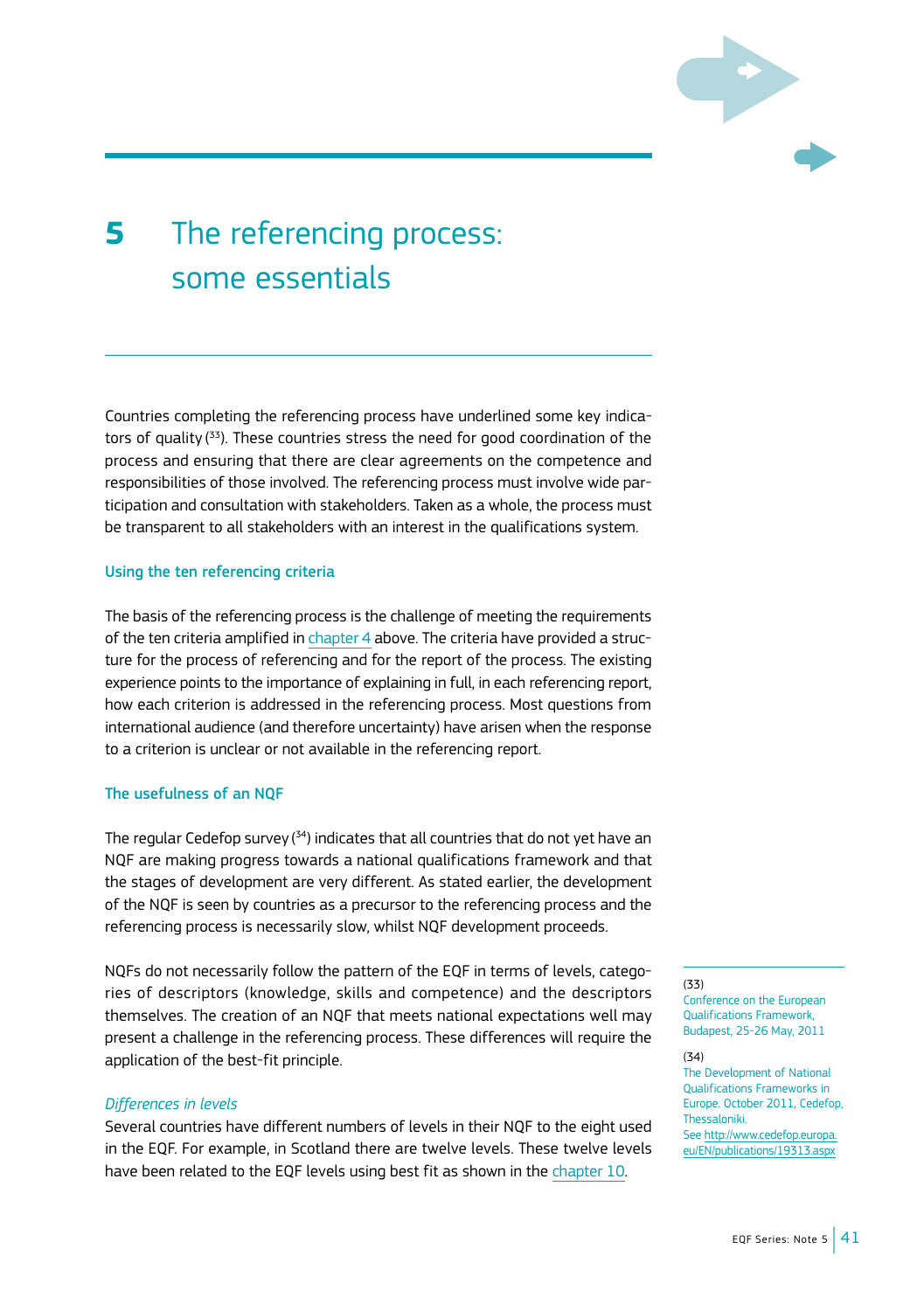# 5 The referencing process: some essentials

Countries completing the referencing process have underlined some key indicators of quality (33). These countries stress the need for good coordination of the process and ensuring that there are clear agreements on the competence and responsibilities of those involved. The referencing process must involve wide participation and consultation with stakeholders. Taken as a whole, the process must be transparent to all stakeholders with an interest in the qualifications system.

### Using the ten referencing criteria

The basis of the referencing process is the challenge of meeting the requirements of the ten criteria amplified in chapter 4 above. The criteria have provided a structure for the process of referencing and for the report of the process. The existing experience points to the importance of explaining in full, in each referencing report, how each criterion is addressed in the referencing process. Most questions from international audience (and therefore uncertainty) have arisen when the response to a criterion is unclear or not available in the referencing report.

### The usefulness of an NQF

The regular Cedefop survey (34) indicates that all countries that do not yet have an NQF are making progress towards a national qualifications framework and that the stages of development are very different. As stated earlier, the development of the NQF is seen by countries as a precursor to the referencing process and the referencing process is necessarily slow, whilst NQF development proceeds.

NQFs do not necessarily follow the pattern of the EQF in terms of levels, categories of descriptors (knowledge, skills and competence) and the descriptors themselves. The creation of an NQF that meets national expectations well may present a challenge in the referencing process. These differences will require the application of the best-fit principle.

*Differences in levels*

Several countries have different numbers of levels in their NQF to the eight used in the EQF. For example, in Scotland there are twelve levels. These twelve levels have been related to the EQF levels using best fit as shown in the chapter 10.

---

(33)
Conference on the European Qualifications Framework, Budapest, 25-26 May, 2011

(34)
The Development of National Qualifications Frameworks in Europe. October 2011, Cedefop, Thessaloniki.
See http://www.cedefop.europa.eu/EN/publications/19313.aspx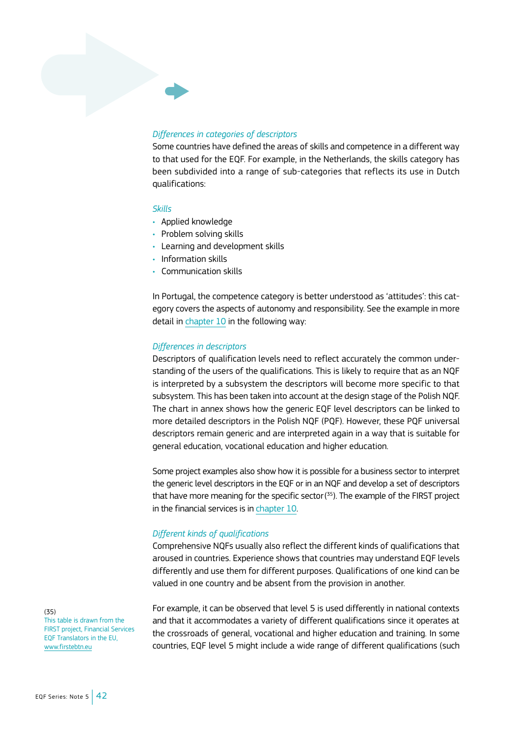*Differences in categories of descriptors*

Some countries have defined the areas of skills and competence in a different way to that used for the EQF. For example, in the Netherlands, the skills category has been subdivided into a range of sub-categories that reflects its use in Dutch qualifications:

*Skills*

- Applied knowledge
- Problem solving skills
- Learning and development skills
- Information skills
- Communication skills

In Portugal, the competence category is better understood as 'attitudes': this category covers the aspects of autonomy and responsibility. See the example in more detail in chapter 10 in the following way:

*Differences in descriptors*

Descriptors of qualification levels need to reflect accurately the common understanding of the users of the qualifications. This is likely to require that as an NQF is interpreted by a subsystem the descriptors will become more specific to that subsystem. This has been taken into account at the design stage of the Polish NQF. The chart in annex shows how the generic EQF level descriptors can be linked to more detailed descriptors in the Polish NQF (PQF). However, these PQF universal descriptors remain generic and are interpreted again in a way that is suitable for general education, vocational education and higher education.

Some project examples also show how it is possible for a business sector to interpret the generic level descriptors in the EQF or in an NQF and develop a set of descriptors that have more meaning for the specific sector [35]. The example of the FIRST project in the financial services is in chapter 10.

*Different kinds of qualifications*

Comprehensive NQFs usually also reflect the different kinds of qualifications that aroused in countries. Experience shows that countries may understand EQF levels differently and use them for different purposes. Qualifications of one kind can be valued in one country and be absent from the provision in another.

For example, it can be observed that level 5 is used differently in national contexts and that it accommodates a variety of different qualifications since it operates at the crossroads of general, vocational and higher education and training. In some countries, EQF level 5 might include a wide range of different qualifications (such

(35) This table is drawn from the FIRST project, Financial Services EQF Translators in the EU, www.firstebtn.eu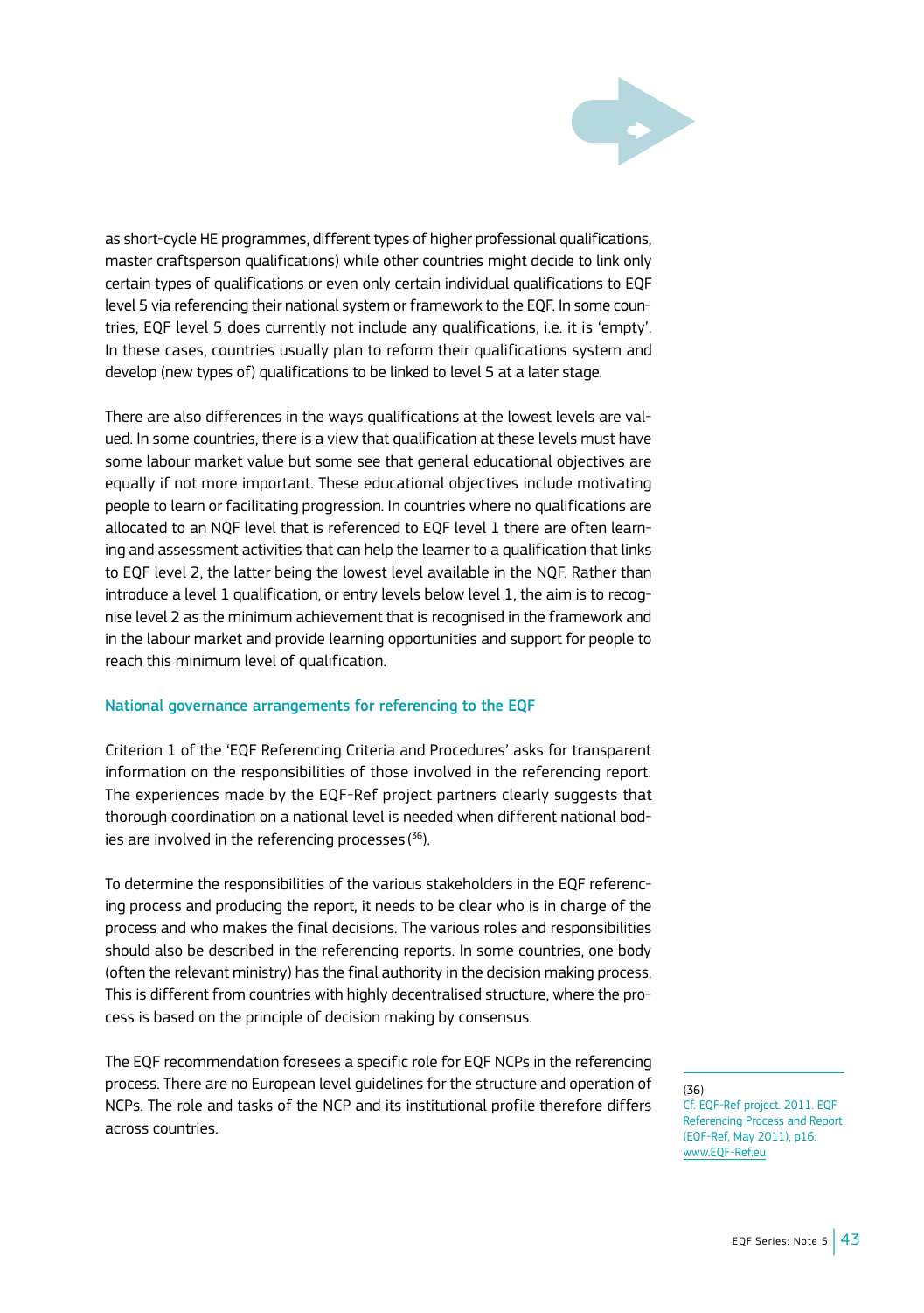as short-cycle HE programmes, different types of higher professional qualifications, master craftsperson qualifications) while other countries might decide to link only certain types of qualifications or even only certain individual qualifications to EQF level 5 via referencing their national system or framework to the EQF. In some countries, EQF level 5 does currently not include any qualifications, i.e. it is 'empty'. In these cases, countries usually plan to reform their qualifications system and develop (new types of) qualifications to be linked to level 5 at a later stage.

There are also differences in the ways qualifications at the lowest levels are valued. In some countries, there is a view that qualification at these levels must have some labour market value but some see that general educational objectives are equally if not more important. These educational objectives include motivating people to learn or facilitating progression. In countries where no qualifications are allocated to an NQF level that is referenced to EQF level 1 there are often learning and assessment activities that can help the learner to a qualification that links to EQF level 2, the latter being the lowest level available in the NQF. Rather than introduce a level 1 qualification, or entry levels below level 1, the aim is to recognise level 2 as the minimum achievement that is recognised in the framework and in the labour market and provide learning opportunities and support for people to reach this minimum level of qualification.

### National governance arrangements for referencing to the EQF

Criterion 1 of the 'EQF Referencing Criteria and Procedures' asks for transparent information on the responsibilities of those involved in the referencing report. The experiences made by the EQF-Ref project partners clearly suggests that thorough coordination on a national level is needed when different national bodies are involved in the referencing processes [36].

To determine the responsibilities of the various stakeholders in the EQF referencing process and producing the report, it needs to be clear who is in charge of the process and who makes the final decisions. The various roles and responsibilities should also be described in the referencing reports. In some countries, one body (often the relevant ministry) has the final authority in the decision making process. This is different from countries with highly decentralised structure, where the process is based on the principle of decision making by consensus.

The EQF recommendation foresees a specific role for EQF NCPs in the referencing process. There are no European level guidelines for the structure and operation of NCPs. The role and tasks of the NCP and its institutional profile therefore differs across countries.

---

(36) Cf. EQF-Ref project. 2011. EQF Referencing Process and Report (EQF-Ref, May 2011), p16. www.EQF-Ref.eu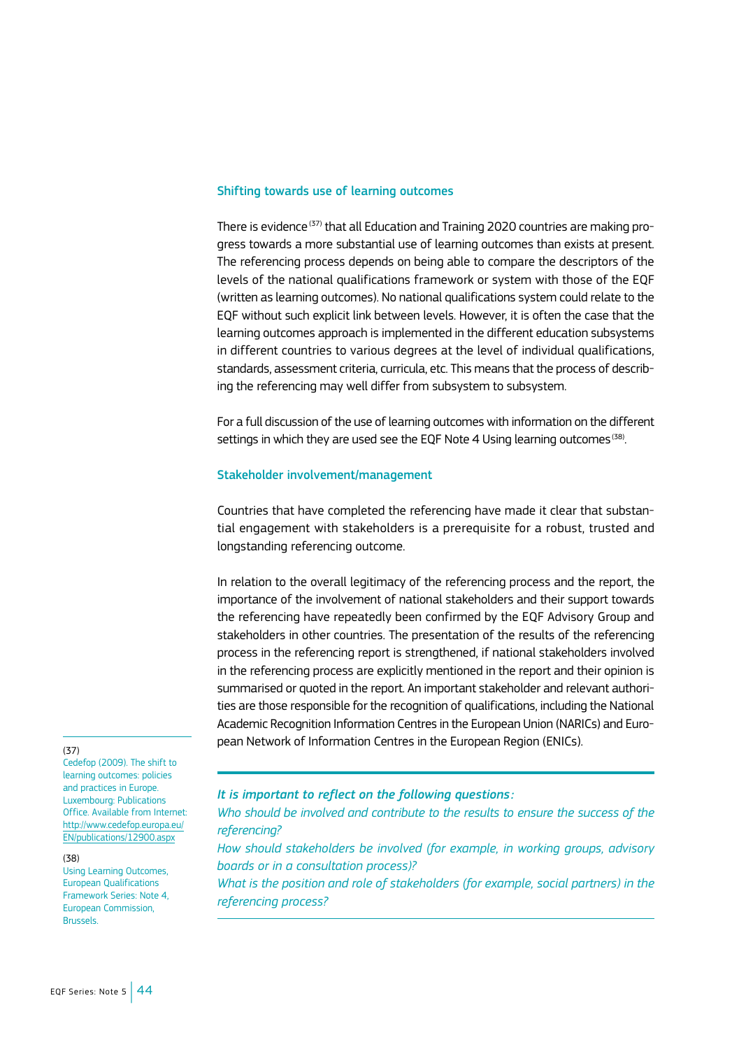### Shifting towards use of learning outcomes

There is evidence [37] that all Education and Training 2020 countries are making progress towards a more substantial use of learning outcomes than exists at present. The referencing process depends on being able to compare the descriptors of the levels of the national qualifications framework or system with those of the EQF (written as learning outcomes). No national qualifications system could relate to the EQF without such explicit link between levels. However, it is often the case that the learning outcomes approach is implemented in the different education subsystems in different countries to various degrees at the level of individual qualifications, standards, assessment criteria, curricula, etc. This means that the process of describing the referencing may well differ from subsystem to subsystem.

For a full discussion of the use of learning outcomes with information on the different settings in which they are used see the EQF Note 4 Using learning outcomes [38].

### Stakeholder involvement/management

Countries that have completed the referencing have made it clear that substantial engagement with stakeholders is a prerequisite for a robust, trusted and longstanding referencing outcome.

In relation to the overall legitimacy of the referencing process and the report, the importance of the involvement of national stakeholders and their support towards the referencing have repeatedly been confirmed by the EQF Advisory Group and stakeholders in other countries. The presentation of the results of the referencing process in the referencing report is strengthened, if national stakeholders involved in the referencing process are explicitly mentioned in the report and their opinion is summarised or quoted in the report. An important stakeholder and relevant authorities are those responsible for the recognition of qualifications, including the National Academic Recognition Information Centres in the European Union (NARICs) and European Network of Information Centres in the European Region (ENICs).

---

*It is important to reflect on the following questions:*
*Who should be involved and contribute to the results to ensure the success of the referencing?*
*How should stakeholders be involved (for example, in working groups, advisory boards or in a consultation process)?*
*What is the position and role of stakeholders (for example, social partners) in the referencing process?*

---

(37) Cedefop (2009). The shift to learning outcomes: policies and practices in Europe. Luxembourg: Publications Office. Available from Internet: http://www.cedefop.europa.eu/EN/publications/12900.aspx

(38) Using Learning Outcomes, European Qualifications Framework Series: Note 4, European Commission, Brussels.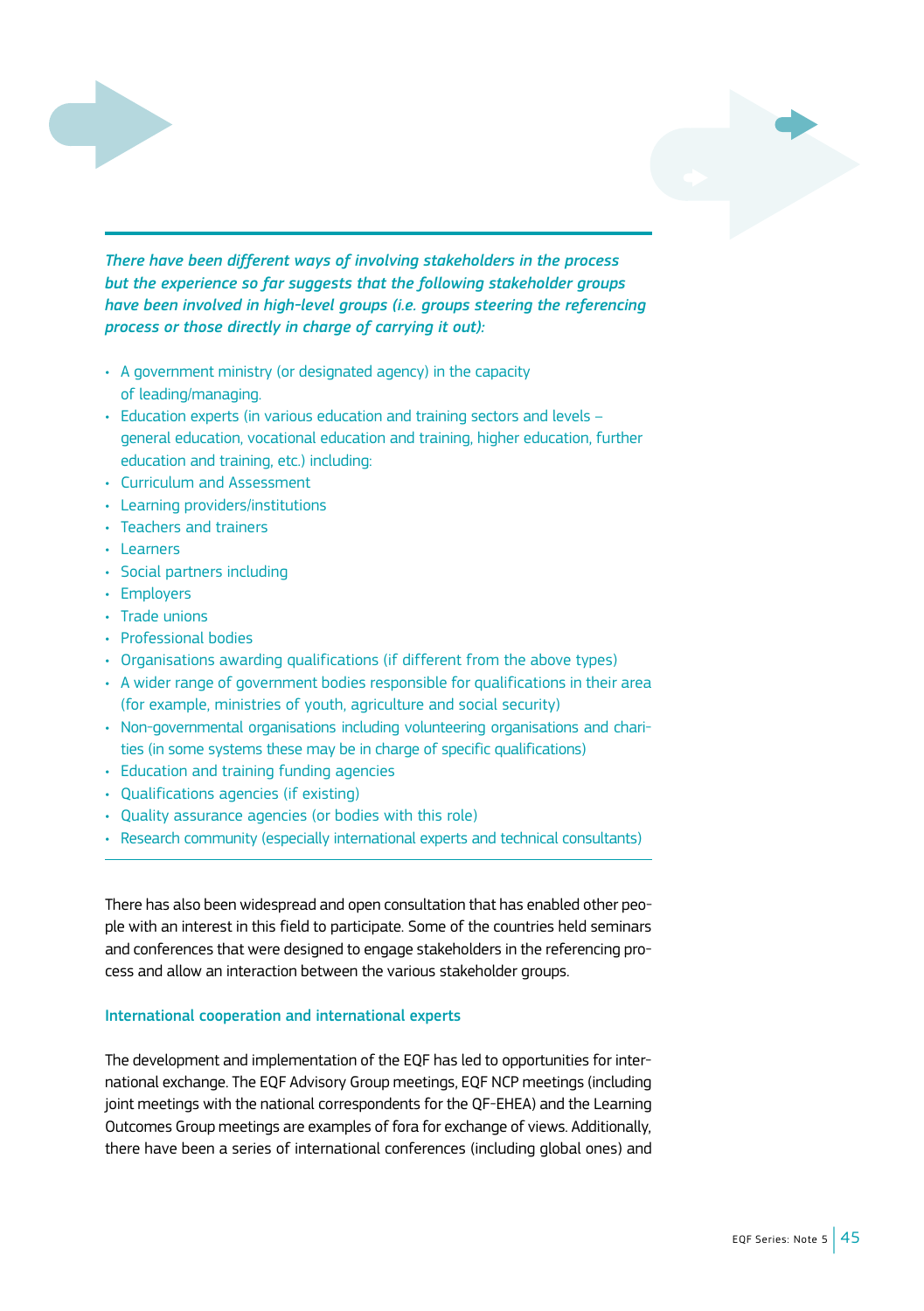*There have been different ways of involving stakeholders in the process but the experience so far suggests that the following stakeholder groups have been involved in high-level groups (i.e. groups steering the referencing process or those directly in charge of carrying it out):*

- A government ministry (or designated agency) in the capacity of leading/managing.
- Education experts (in various education and training sectors and levels – general education, vocational education and training, higher education, further education and training, etc.) including:
- Curriculum and Assessment
- Learning providers/institutions
- Teachers and trainers
- Learners
- Social partners including
- Employers
- Trade unions
- Professional bodies
- Organisations awarding qualifications (if different from the above types)
- A wider range of government bodies responsible for qualifications in their area (for example, ministries of youth, agriculture and social security)
- Non-governmental organisations including volunteering organisations and charities (in some systems these may be in charge of specific qualifications)
- Education and training funding agencies
- Qualifications agencies (if existing)
- Quality assurance agencies (or bodies with this role)
- Research community (especially international experts and technical consultants)

There has also been widespread and open consultation that has enabled other people with an interest in this field to participate. Some of the countries held seminars and conferences that were designed to engage stakeholders in the referencing process and allow an interaction between the various stakeholder groups.

### International cooperation and international experts

The development and implementation of the EQF has led to opportunities for international exchange. The EQF Advisory Group meetings, EQF NCP meetings (including joint meetings with the national correspondents for the QF-EHEA) and the Learning Outcomes Group meetings are examples of fora for exchange of views. Additionally, there have been a series of international conferences (including global ones) and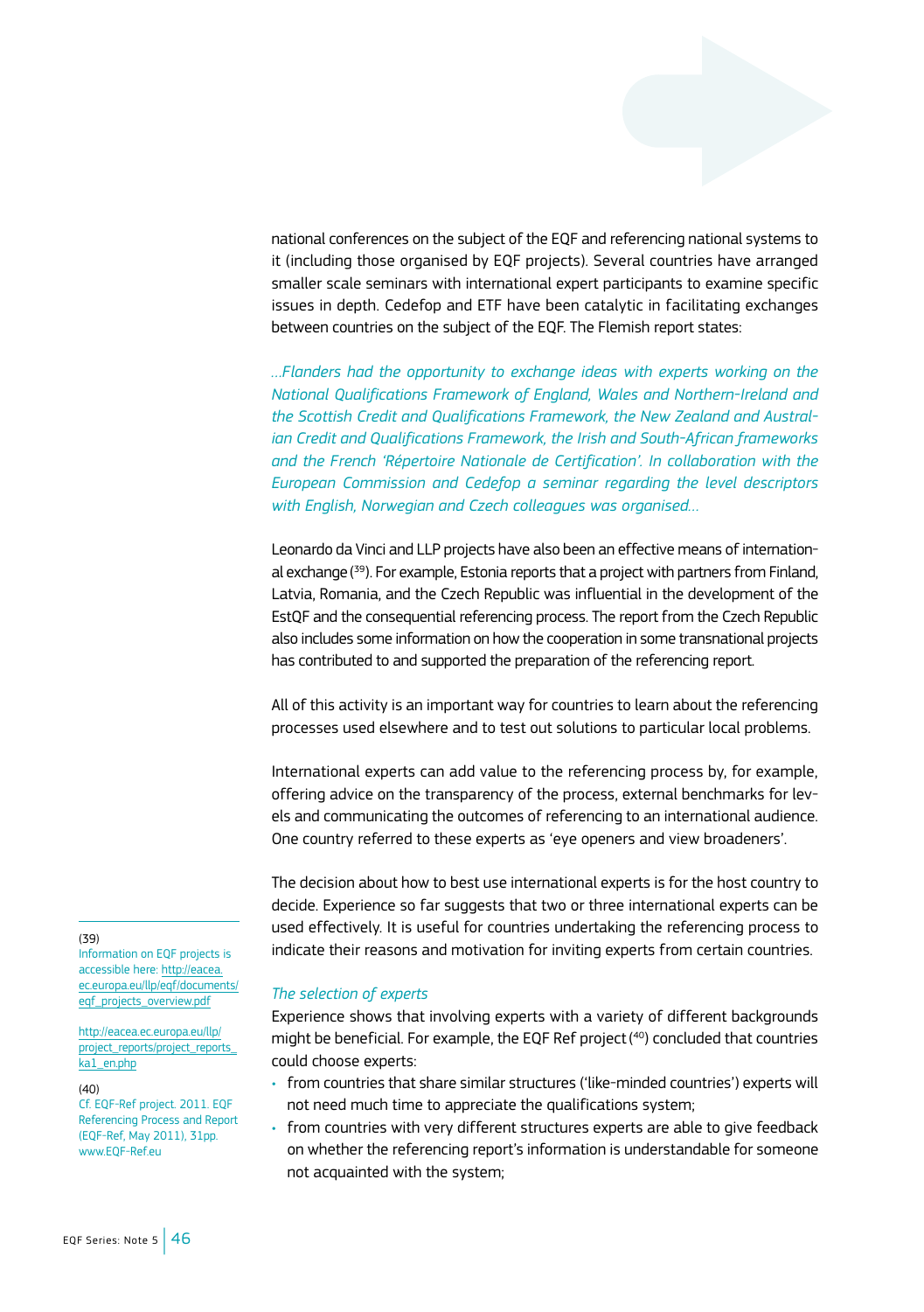national conferences on the subject of the EQF and referencing national systems to it (including those organised by EQF projects). Several countries have arranged smaller scale seminars with international expert participants to examine specific issues in depth. Cedefop and ETF have been catalytic in facilitating exchanges between countries on the subject of the EQF. The Flemish report states:

*...Flanders had the opportunity to exchange ideas with experts working on the National Qualifications Framework of England, Wales and Northern-Ireland and the Scottish Credit and Qualifications Framework, the New Zealand and Australian Credit and Qualifications Framework, the Irish and South-African frameworks and the French 'Répertoire Nationale de Certification'. In collaboration with the European Commission and Cedefop a seminar regarding the level descriptors with English, Norwegian and Czech colleagues was organised...*

Leonardo da Vinci and LLP projects have also been an effective means of international exchange ([39]). For example, Estonia reports that a project with partners from Finland, Latvia, Romania, and the Czech Republic was influential in the development of the EstQF and the consequential referencing process. The report from the Czech Republic also includes some information on how the cooperation in some transnational projects has contributed to and supported the preparation of the referencing report.

All of this activity is an important way for countries to learn about the referencing processes used elsewhere and to test out solutions to particular local problems.

International experts can add value to the referencing process by, for example, offering advice on the transparency of the process, external benchmarks for levels and communicating the outcomes of referencing to an international audience. One country referred to these experts as 'eye openers and view broadeners'.

The decision about how to best use international experts is for the host country to decide. Experience so far suggests that two or three international experts can be used effectively. It is useful for countries undertaking the referencing process to indicate their reasons and motivation for inviting experts from certain countries.

*The selection of experts*

Experience shows that involving experts with a variety of different backgrounds might be beneficial. For example, the EQF Ref project ([40]) concluded that countries could choose experts:

- from countries that share similar structures ('like-minded countries') experts will not need much time to appreciate the qualifications system;
- from countries with very different structures experts are able to give feedback on whether the referencing report's information is understandable for someone not acquainted with the system;

---

(39) Information on EQF projects is accessible here: http://eacea.ec.europa.eu/llp/eqf/documents/eqf_projects_overview.pdf

http://eacea.ec.europa.eu/llp/project_reports/project_reports_ka1_en.php

(40) Cf. EQF-Ref project. 2011. EQF Referencing Process and Report (EQF-Ref, May 2011), 31pp. www.EQF-Ref.eu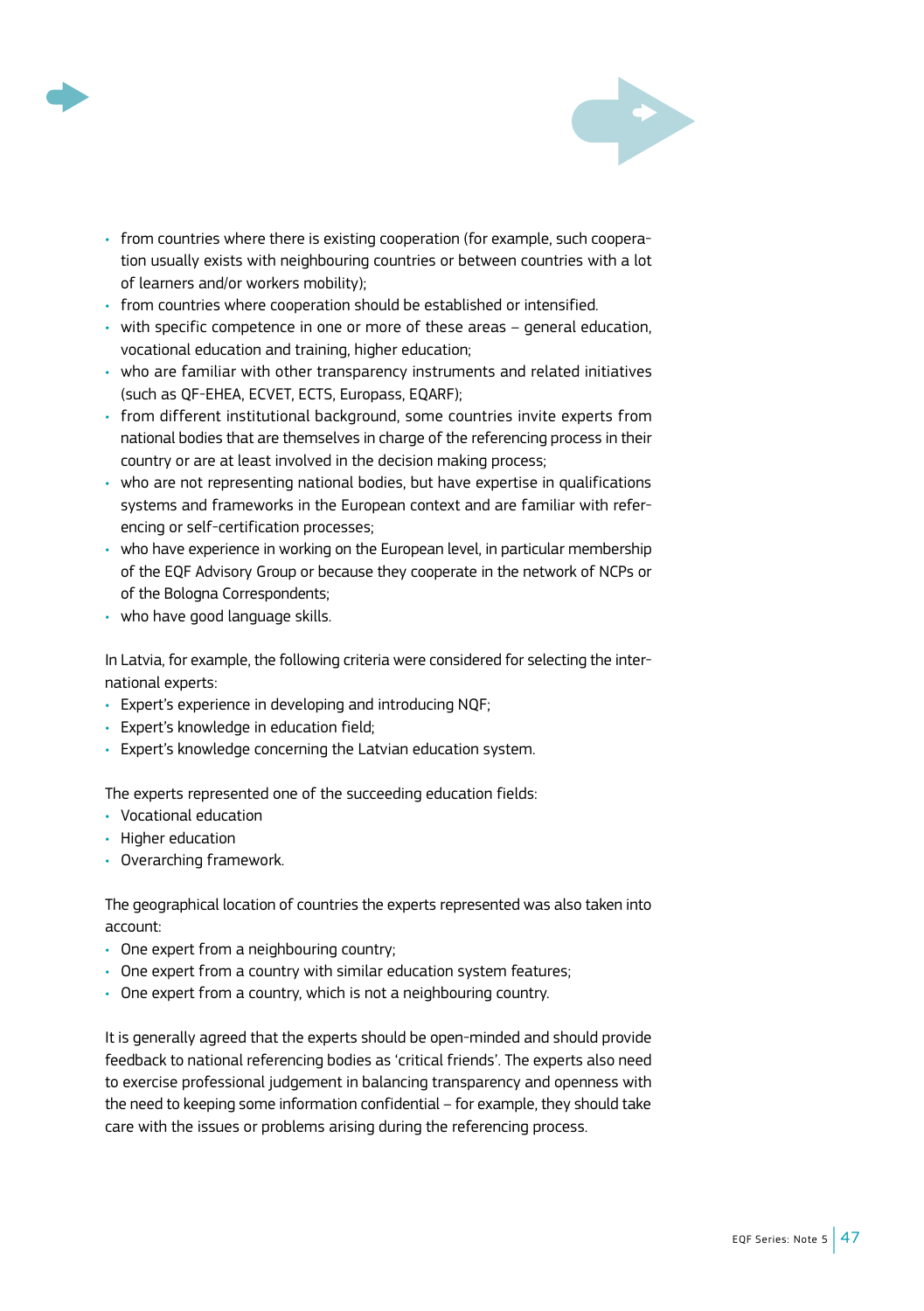- from countries where there is existing cooperation (for example, such cooperation usually exists with neighbouring countries or between countries with a lot of learners and/or workers mobility);
- from countries where cooperation should be established or intensified.
- with specific competence in one or more of these areas – general education, vocational education and training, higher education;
- who are familiar with other transparency instruments and related initiatives (such as QF-EHEA, ECVET, ECTS, Europass, EQARF);
- from different institutional background, some countries invite experts from national bodies that are themselves in charge of the referencing process in their country or are at least involved in the decision making process;
- who are not representing national bodies, but have expertise in qualifications systems and frameworks in the European context and are familiar with referencing or self-certification processes;
- who have experience in working on the European level, in particular membership of the EQF Advisory Group or because they cooperate in the network of NCPs or of the Bologna Correspondents;
- who have good language skills.

In Latvia, for example, the following criteria were considered for selecting the international experts:

- Expert's experience in developing and introducing NQF;
- Expert's knowledge in education field;
- Expert's knowledge concerning the Latvian education system.

The experts represented one of the succeeding education fields:

- Vocational education
- Higher education
- Overarching framework.

The geographical location of countries the experts represented was also taken into account:

- One expert from a neighbouring country;
- One expert from a country with similar education system features;
- One expert from a country, which is not a neighbouring country.

It is generally agreed that the experts should be open-minded and should provide feedback to national referencing bodies as 'critical friends'. The experts also need to exercise professional judgement in balancing transparency and openness with the need to keeping some information confidential – for example, they should take care with the issues or problems arising during the referencing process.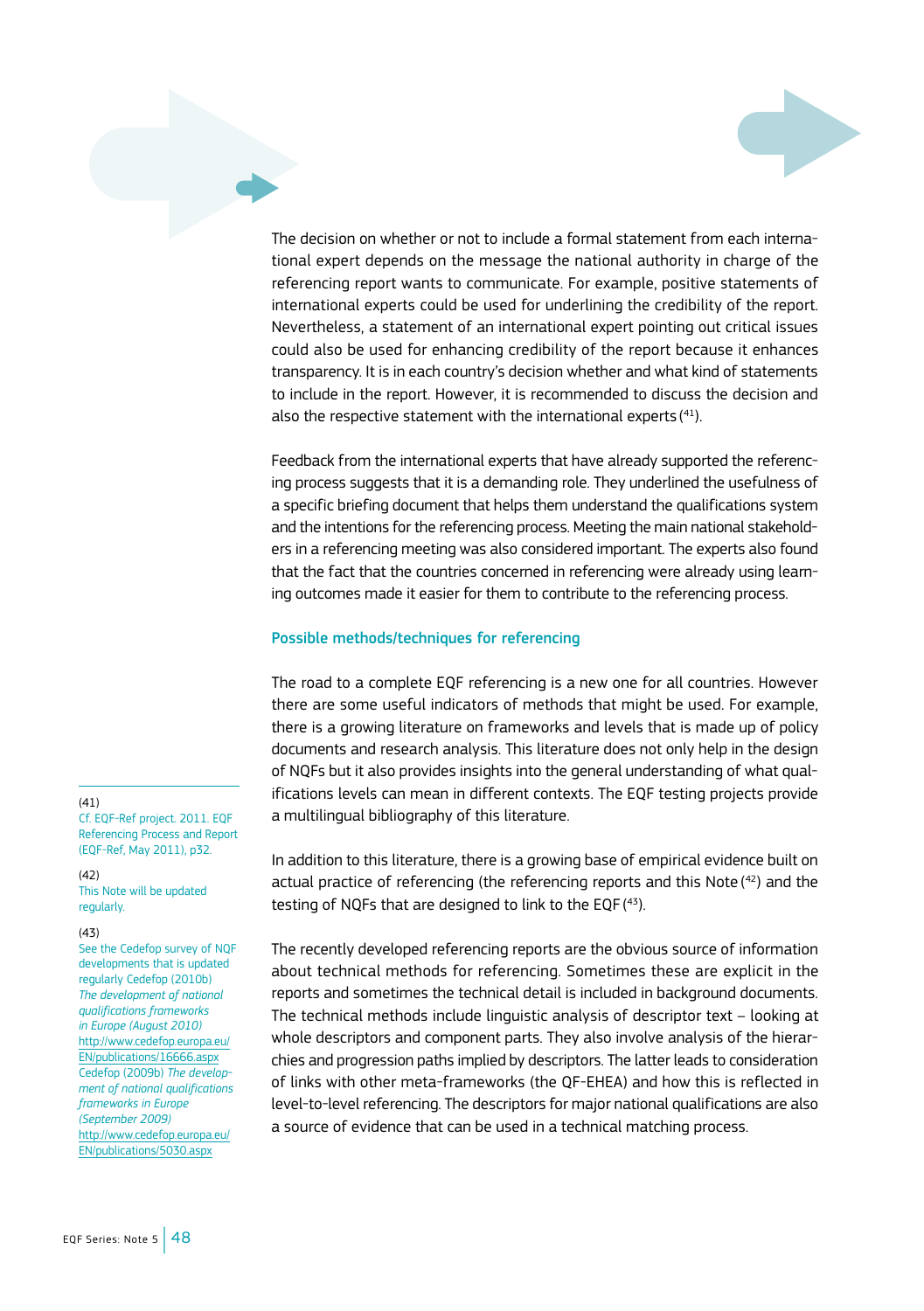The decision on whether or not to include a formal statement from each international expert depends on the message the national authority in charge of the referencing report wants to communicate. For example, positive statements of international experts could be used for underlining the credibility of the report. Nevertheless, a statement of an international expert pointing out critical issues could also be used for enhancing credibility of the report because it enhances transparency. It is in each country's decision whether and what kind of statements to include in the report. However, it is recommended to discuss the decision and also the respective statement with the international experts [41].

Feedback from the international experts that have already supported the referencing process suggests that it is a demanding role. They underlined the usefulness of a specific briefing document that helps them understand the qualifications system and the intentions for the referencing process. Meeting the main national stakeholders in a referencing meeting was also considered important. The experts also found that the fact that the countries concerned in referencing were already using learning outcomes made it easier for them to contribute to the referencing process.

### Possible methods/techniques for referencing

The road to a complete EQF referencing is a new one for all countries. However there are some useful indicators of methods that might be used. For example, there is a growing literature on frameworks and levels that is made up of policy documents and research analysis. This literature does not only help in the design of NQFs but it also provides insights into the general understanding of what qualifications levels can mean in different contexts. The EQF testing projects provide a multilingual bibliography of this literature.

In addition to this literature, there is a growing base of empirical evidence built on actual practice of referencing (the referencing reports and this Note [42]) and the testing of NQFs that are designed to link to the EQF [43].

The recently developed referencing reports are the obvious source of information about technical methods for referencing. Sometimes these are explicit in the reports and sometimes the technical detail is included in background documents. The technical methods include linguistic analysis of descriptor text – looking at whole descriptors and component parts. They also involve analysis of the hierarchies and progression paths implied by descriptors. The latter leads to consideration of links with other meta-frameworks (the QF-EHEA) and how this is reflected in level-to-level referencing. The descriptors for major national qualifications are also a source of evidence that can be used in a technical matching process.

---

(41) Cf. EQF-Ref project. 2011. EQF Referencing Process and Report (EQF-Ref, May 2011), p32.

(42) This Note will be updated regularly.

(43) See the Cedefop survey of NQF developments that is updated regularly Cedefop (2010b) *The development of national qualifications frameworks in Europe (August 2010)* http://www.cedefop.europa.eu/EN/publications/16666.aspx Cedefop (2009b) *The development of national qualifications frameworks in Europe (September 2009)* http://www.cedefop.europa.eu/EN/publications/5030.aspx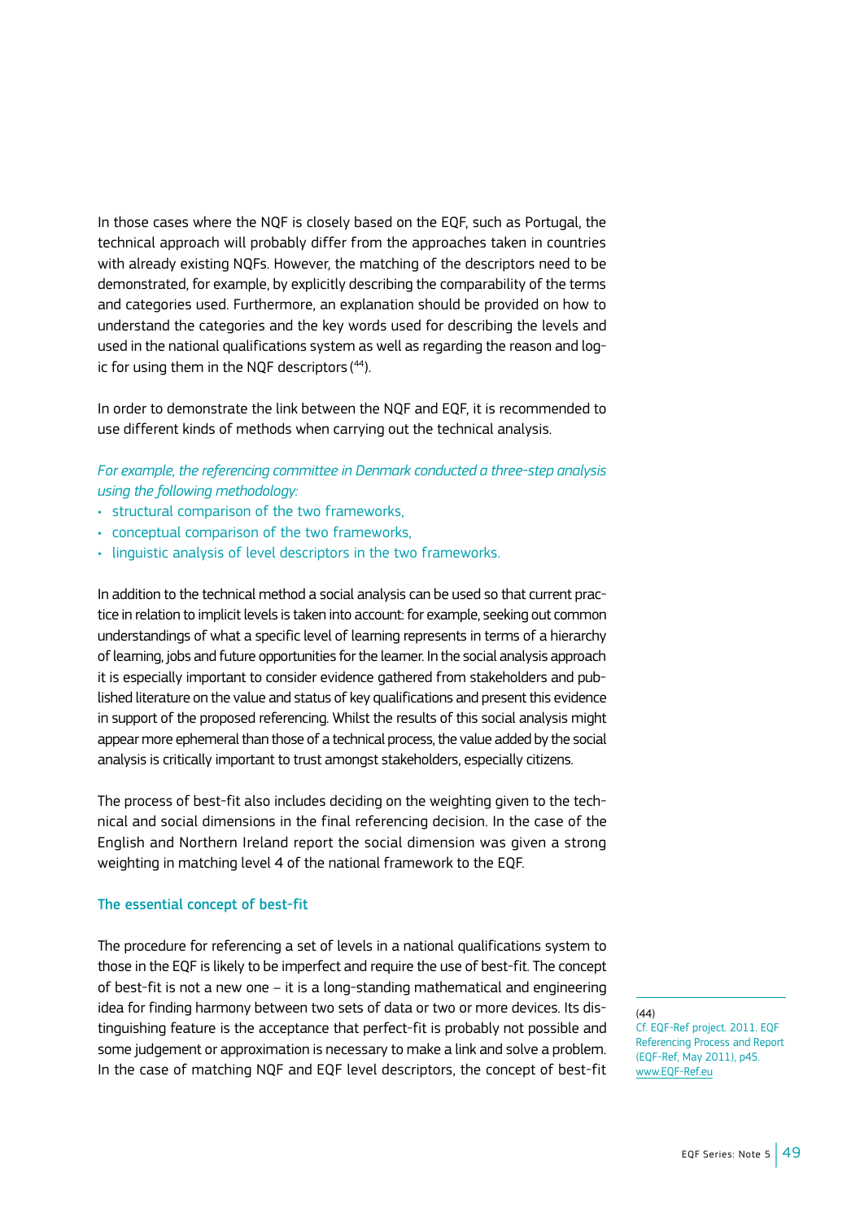In those cases where the NQF is closely based on the EQF, such as Portugal, the technical approach will probably differ from the approaches taken in countries with already existing NQFs. However, the matching of the descriptors need to be demonstrated, for example, by explicitly describing the comparability of the terms and categories used. Furthermore, an explanation should be provided on how to understand the categories and the key words used for describing the levels and used in the national qualifications system as well as regarding the reason and logic for using them in the NQF descriptors [44].

In order to demonstrate the link between the NQF and EQF, it is recommended to use different kinds of methods when carrying out the technical analysis.

*For example, the referencing committee in Denmark conducted a three-step analysis using the following methodology:*

- structural comparison of the two frameworks,
- conceptual comparison of the two frameworks,
- linguistic analysis of level descriptors in the two frameworks.

In addition to the technical method a social analysis can be used so that current practice in relation to implicit levels is taken into account: for example, seeking out common understandings of what a specific level of learning represents in terms of a hierarchy of learning, jobs and future opportunities for the learner. In the social analysis approach it is especially important to consider evidence gathered from stakeholders and published literature on the value and status of key qualifications and present this evidence in support of the proposed referencing. Whilst the results of this social analysis might appear more ephemeral than those of a technical process, the value added by the social analysis is critically important to trust amongst stakeholders, especially citizens.

The process of best-fit also includes deciding on the weighting given to the technical and social dimensions in the final referencing decision. In the case of the English and Northern Ireland report the social dimension was given a strong weighting in matching level 4 of the national framework to the EQF.

### The essential concept of best-fit

The procedure for referencing a set of levels in a national qualifications system to those in the EQF is likely to be imperfect and require the use of best-fit. The concept of best-fit is not a new one – it is a long-standing mathematical and engineering idea for finding harmony between two sets of data or two or more devices. Its distinguishing feature is the acceptance that perfect-fit is probably not possible and some judgement or approximation is necessary to make a link and solve a problem. In the case of matching NQF and EQF level descriptors, the concept of best-fit

(44) Cf. EQF-Ref project. 2011. EQF Referencing Process and Report (EQF-Ref, May 2011), p45. www.EQF-Ref.eu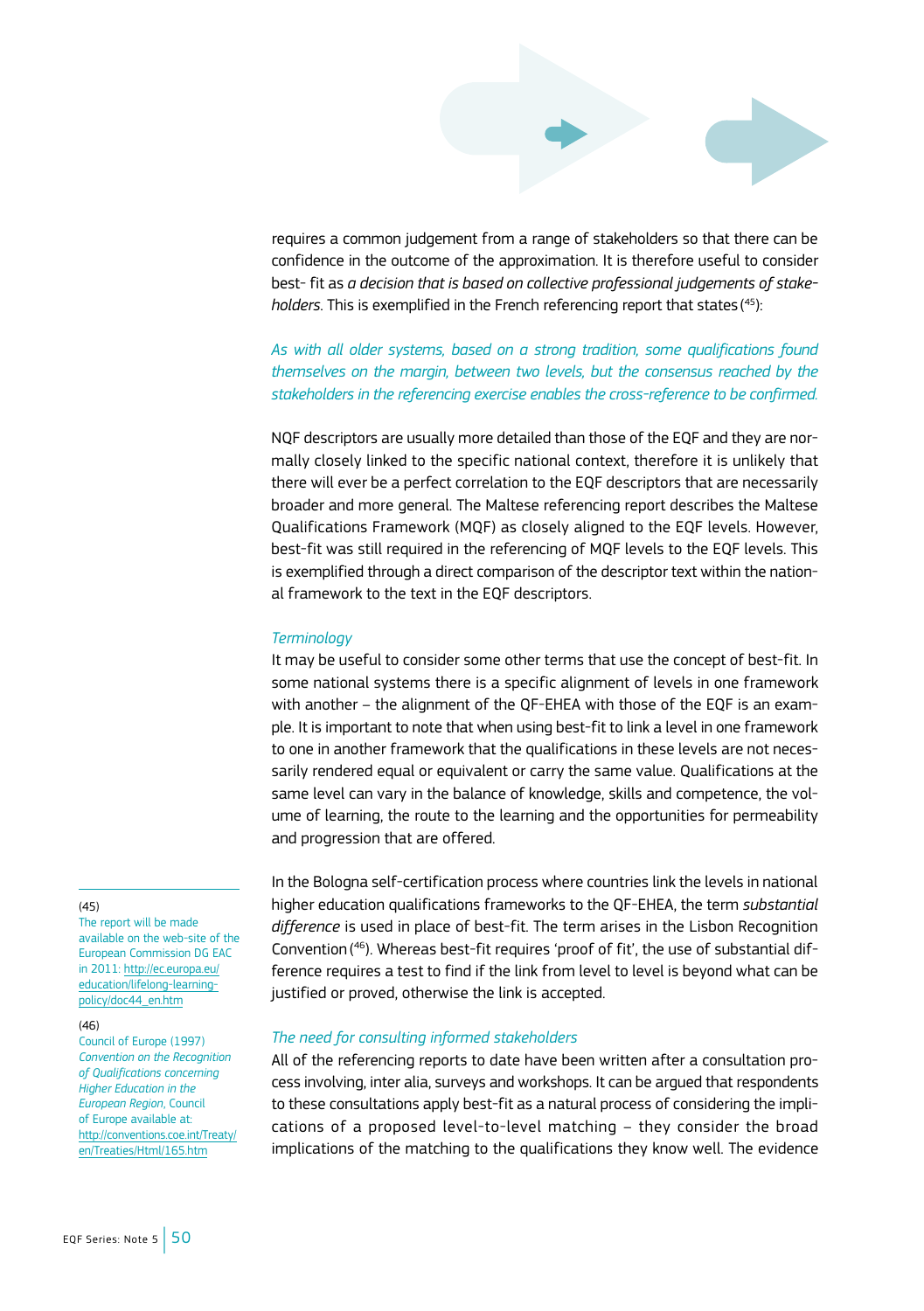requires a common judgement from a range of stakeholders so that there can be confidence in the outcome of the approximation. It is therefore useful to consider best- fit as *a decision that is based on collective professional judgements of stakeholders*. This is exemplified in the French referencing report that states [45]:

*As with all older systems, based on a strong tradition, some qualifications found themselves on the margin, between two levels, but the consensus reached by the stakeholders in the referencing exercise enables the cross-reference to be confirmed.*

NQF descriptors are usually more detailed than those of the EQF and they are normally closely linked to the specific national context, therefore it is unlikely that there will ever be a perfect correlation to the EQF descriptors that are necessarily broader and more general. The Maltese referencing report describes the Maltese Qualifications Framework (MQF) as closely aligned to the EQF levels. However, best-fit was still required in the referencing of MQF levels to the EQF levels. This is exemplified through a direct comparison of the descriptor text within the national framework to the text in the EQF descriptors.

*Terminology*

It may be useful to consider some other terms that use the concept of best-fit. In some national systems there is a specific alignment of levels in one framework with another – the alignment of the QF-EHEA with those of the EQF is an example. It is important to note that when using best-fit to link a level in one framework to one in another framework that the qualifications in these levels are not necessarily rendered equal or equivalent or carry the same value. Qualifications at the same level can vary in the balance of knowledge, skills and competence, the volume of learning, the route to the learning and the opportunities for permeability and progression that are offered.

In the Bologna self-certification process where countries link the levels in national higher education qualifications frameworks to the QF-EHEA, the term *substantial difference* is used in place of best-fit. The term arises in the Lisbon Recognition Convention [46]. Whereas best-fit requires 'proof of fit', the use of substantial difference requires a test to find if the link from level to level is beyond what can be justified or proved, otherwise the link is accepted.

*The need for consulting informed stakeholders*

All of the referencing reports to date have been written after a consultation process involving, inter alia, surveys and workshops. It can be argued that respondents to these consultations apply best-fit as a natural process of considering the implications of a proposed level-to-level matching – they consider the broad implications of the matching to the qualifications they know well. The evidence

---

(45) The report will be made available on the web-site of the European Commission DG EAC in 2011: http://ec.europa.eu/education/lifelong-learning-policy/doc44_en.htm

(46) Council of Europe (1997) *Convention on the Recognition of Qualifications concerning Higher Education in the European Region*, Council of Europe available at: http://conventions.coe.int/Treaty/en/Treaties/Html/165.htm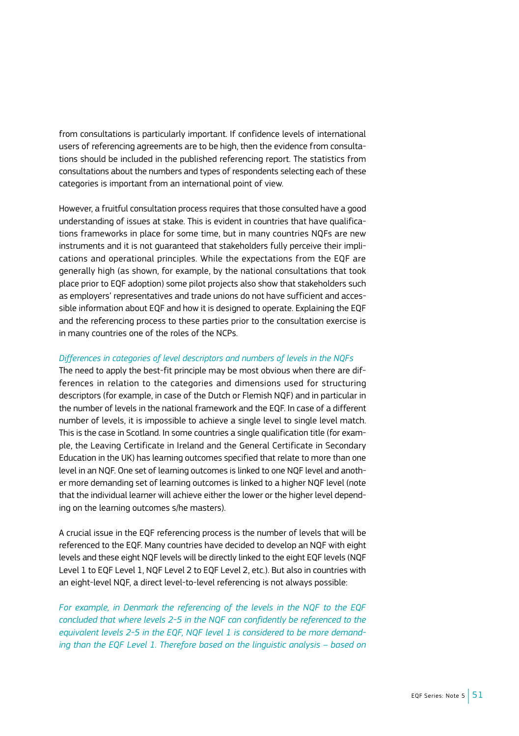from consultations is particularly important. If confidence levels of international users of referencing agreements are to be high, then the evidence from consultations should be included in the published referencing report. The statistics from consultations about the numbers and types of respondents selecting each of these categories is important from an international point of view.

However, a fruitful consultation process requires that those consulted have a good understanding of issues at stake. This is evident in countries that have qualifications frameworks in place for some time, but in many countries NQFs are new instruments and it is not guaranteed that stakeholders fully perceive their implications and operational principles. While the expectations from the EQF are generally high (as shown, for example, by the national consultations that took place prior to EQF adoption) some pilot projects also show that stakeholders such as employers' representatives and trade unions do not have sufficient and accessible information about EQF and how it is designed to operate. Explaining the EQF and the referencing process to these parties prior to the consultation exercise is in many countries one of the roles of the NCPs.

*Differences in categories of level descriptors and numbers of levels in the NQFs*

The need to apply the best-fit principle may be most obvious when there are differences in relation to the categories and dimensions used for structuring descriptors (for example, in case of the Dutch or Flemish NQF) and in particular in the number of levels in the national framework and the EQF. In case of a different number of levels, it is impossible to achieve a single level to single level match. This is the case in Scotland. In some countries a single qualification title (for example, the Leaving Certificate in Ireland and the General Certificate in Secondary Education in the UK) has learning outcomes specified that relate to more than one level in an NQF. One set of learning outcomes is linked to one NQF level and another more demanding set of learning outcomes is linked to a higher NQF level (note that the individual learner will achieve either the lower or the higher level depending on the learning outcomes s/he masters).

A crucial issue in the EQF referencing process is the number of levels that will be referenced to the EQF. Many countries have decided to develop an NQF with eight levels and these eight NQF levels will be directly linked to the eight EQF levels (NQF Level 1 to EQF Level 1, NQF Level 2 to EQF Level 2, etc.). But also in countries with an eight-level NQF, a direct level-to-level referencing is not always possible:

*For example, in Denmark the referencing of the levels in the NQF to the EQF concluded that where levels 2-5 in the NQF can confidently be referenced to the equivalent levels 2-5 in the EQF, NQF level 1 is considered to be more demanding than the EQF Level 1. Therefore based on the linguistic analysis – based on*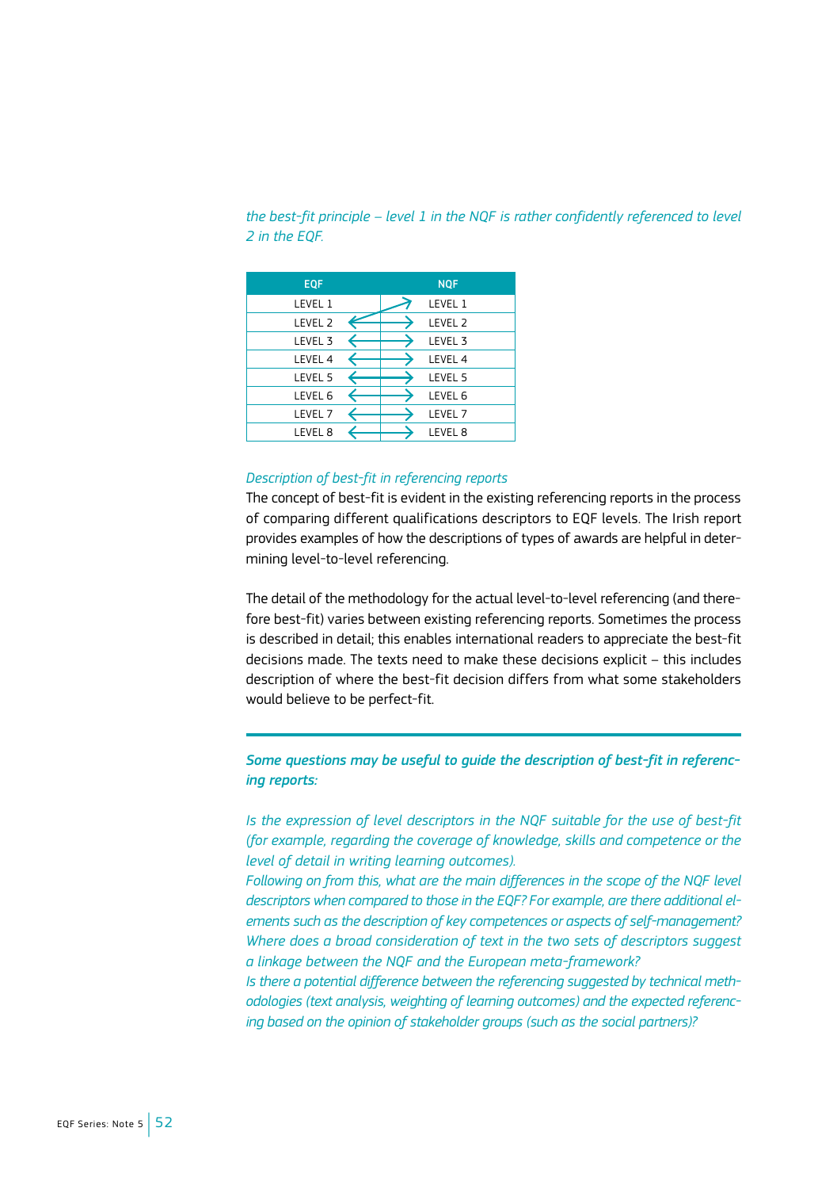*the best-fit principle – level 1 in the NQF is rather confidently referenced to level 2 in the EQF.*

| EQF | | NQF |
|---|---|---|
| LEVEL 1 | | LEVEL 1 |
| LEVEL 2 | ↔ | LEVEL 2 |
| LEVEL 3 | ↔ | LEVEL 3 |
| LEVEL 4 | ↔ | LEVEL 4 |
| LEVEL 5 | ↔ | LEVEL 5 |
| LEVEL 6 | ↔ | LEVEL 6 |
| LEVEL 7 | ↔ | LEVEL 7 |
| LEVEL 8 | ↔ | LEVEL 8 |

*Description of best-fit in referencing reports*

The concept of best-fit is evident in the existing referencing reports in the process of comparing different qualifications descriptors to EQF levels. The Irish report provides examples of how the descriptions of types of awards are helpful in determining level-to-level referencing.

The detail of the methodology for the actual level-to-level referencing (and therefore best-fit) varies between existing referencing reports. Sometimes the process is described in detail; this enables international readers to appreciate the best-fit decisions made. The texts need to make these decisions explicit – this includes description of where the best-fit decision differs from what some stakeholders would believe to be perfect-fit.

***Some questions may be useful to guide the description of best-fit in referencing reports:***

*Is the expression of level descriptors in the NQF suitable for the use of best-fit (for example, regarding the coverage of knowledge, skills and competence or the level of detail in writing learning outcomes).*

*Following on from this, what are the main differences in the scope of the NQF level descriptors when compared to those in the EQF? For example, are there additional elements such as the description of key competences or aspects of self-management?*

*Where does a broad consideration of text in the two sets of descriptors suggest a linkage between the NQF and the European meta-framework?*

*Is there a potential difference between the referencing suggested by technical methodologies (text analysis, weighting of learning outcomes) and the expected referencing based on the opinion of stakeholder groups (such as the social partners)?*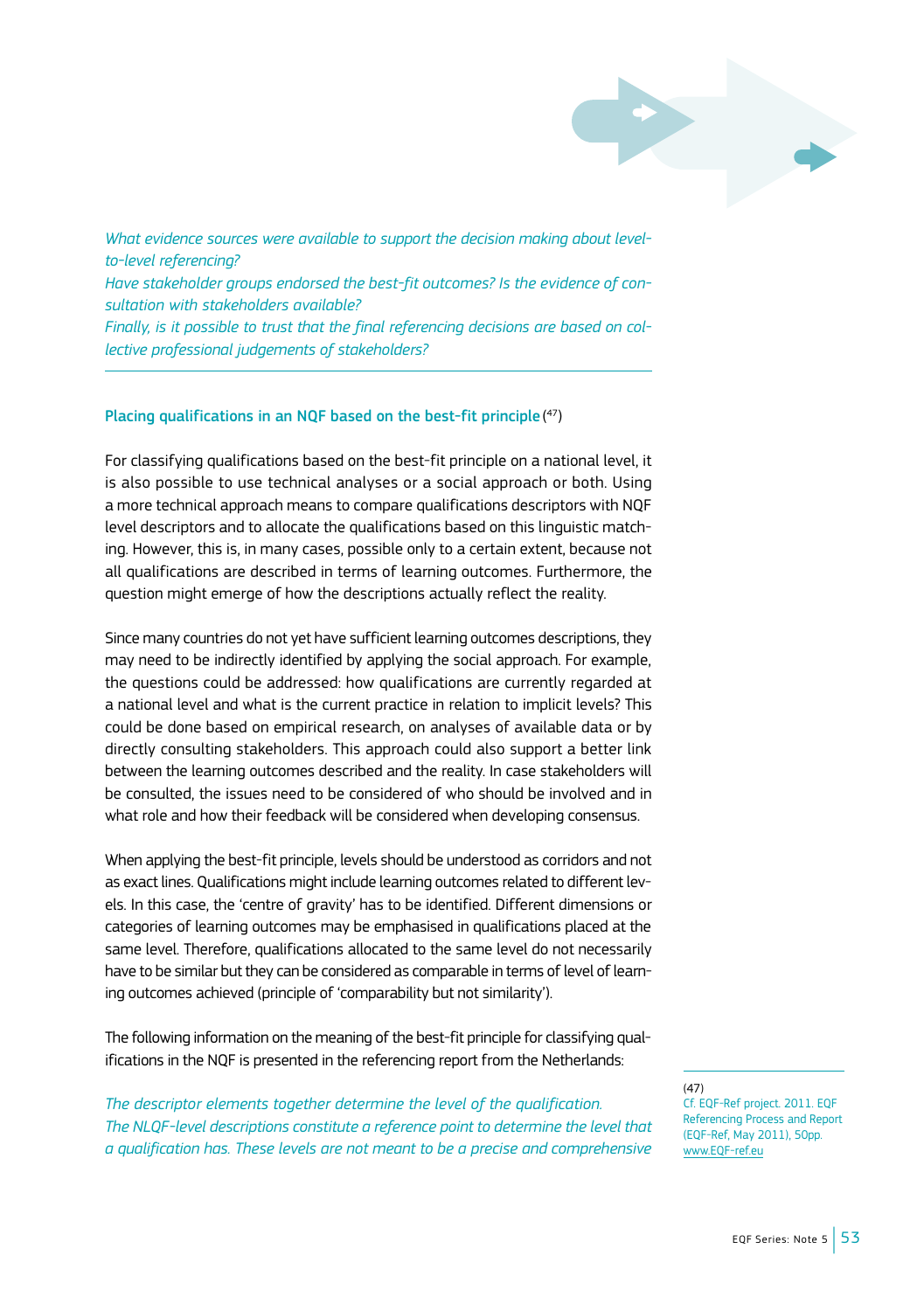*What evidence sources were available to support the decision making about level-to-level referencing?*
*Have stakeholder groups endorsed the best-fit outcomes? Is the evidence of consultation with stakeholders available?*
*Finally, is it possible to trust that the final referencing decisions are based on collective professional judgements of stakeholders?*

---

### Placing qualifications in an NQF based on the best-fit principle [47]

For classifying qualifications based on the best-fit principle on a national level, it is also possible to use technical analyses or a social approach or both. Using a more technical approach means to compare qualifications descriptors with NQF level descriptors and to allocate the qualifications based on this linguistic matching. However, this is, in many cases, possible only to a certain extent, because not all qualifications are described in terms of learning outcomes. Furthermore, the question might emerge of how the descriptions actually reflect the reality.

Since many countries do not yet have sufficient learning outcomes descriptions, they may need to be indirectly identified by applying the social approach. For example, the questions could be addressed: how qualifications are currently regarded at a national level and what is the current practice in relation to implicit levels? This could be done based on empirical research, on analyses of available data or by directly consulting stakeholders. This approach could also support a better link between the learning outcomes described and the reality. In case stakeholders will be consulted, the issues need to be considered of who should be involved and in what role and how their feedback will be considered when developing consensus.

When applying the best-fit principle, levels should be understood as corridors and not as exact lines. Qualifications might include learning outcomes related to different levels. In this case, the 'centre of gravity' has to be identified. Different dimensions or categories of learning outcomes may be emphasised in qualifications placed at the same level. Therefore, qualifications allocated to the same level do not necessarily have to be similar but they can be considered as comparable in terms of level of learning outcomes achieved (principle of 'comparability but not similarity').

The following information on the meaning of the best-fit principle for classifying qualifications in the NQF is presented in the referencing report from the Netherlands:

*The descriptor elements together determine the level of the qualification.*
*The NLQF-level descriptions constitute a reference point to determine the level that a qualification has. These levels are not meant to be a precise and comprehensive*

---

(47)
Cf. EQF-Ref project. 2011. EQF Referencing Process and Report (EQF-Ref, May 2011), 50pp. www.EQF-ref.eu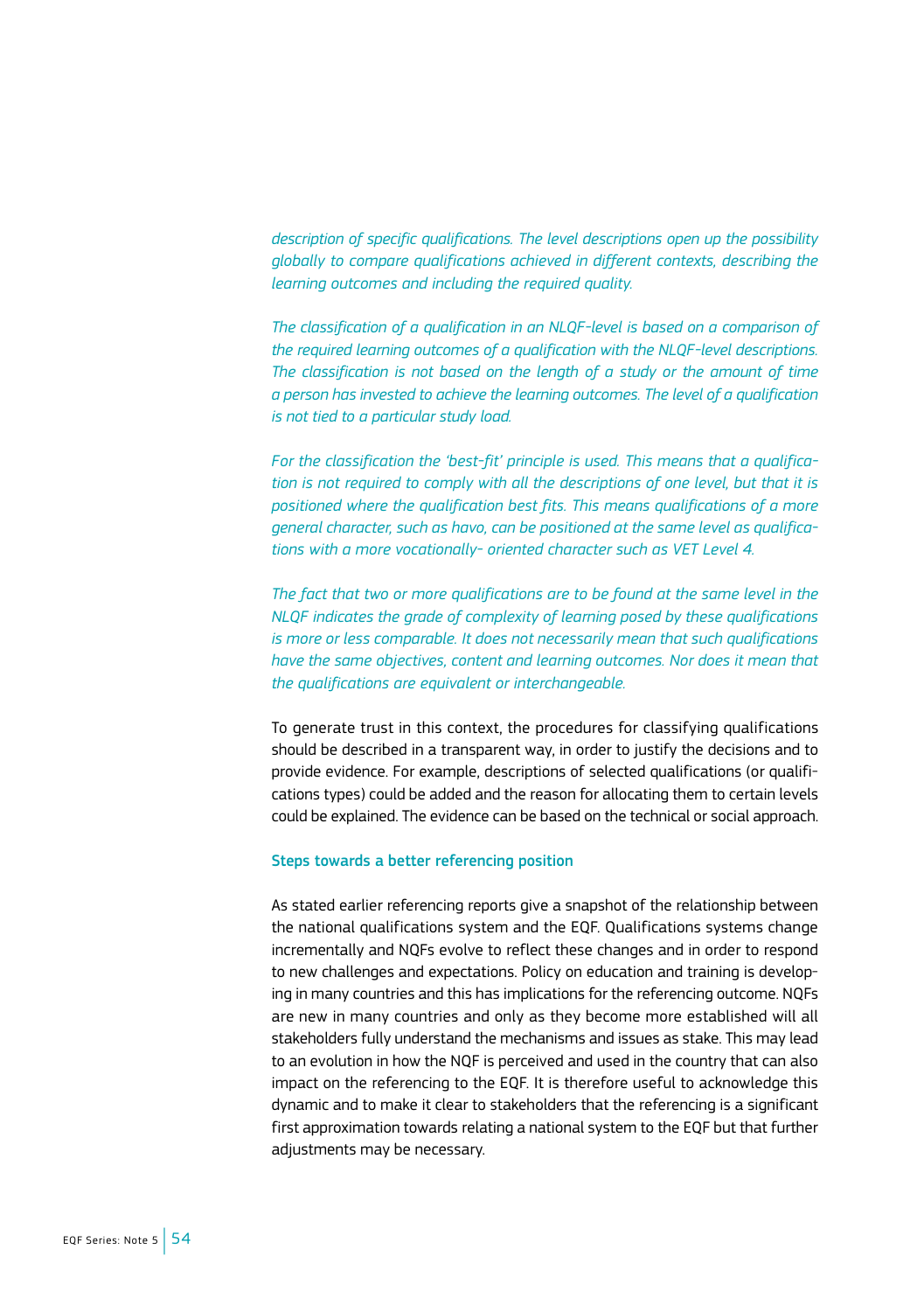*description of specific qualifications. The level descriptions open up the possibility globally to compare qualifications achieved in different contexts, describing the learning outcomes and including the required quality.*

*The classification of a qualification in an NLQF-level is based on a comparison of the required learning outcomes of a qualification with the NLQF-level descriptions. The classification is not based on the length of a study or the amount of time a person has invested to achieve the learning outcomes. The level of a qualification is not tied to a particular study load.*

*For the classification the 'best-fit' principle is used. This means that a qualification is not required to comply with all the descriptions of one level, but that it is positioned where the qualification best fits. This means qualifications of a more general character, such as havo, can be positioned at the same level as qualifications with a more vocationally- oriented character such as VET Level 4.*

*The fact that two or more qualifications are to be found at the same level in the NLQF indicates the grade of complexity of learning posed by these qualifications is more or less comparable. It does not necessarily mean that such qualifications have the same objectives, content and learning outcomes. Nor does it mean that the qualifications are equivalent or interchangeable.*

To generate trust in this context, the procedures for classifying qualifications should be described in a transparent way, in order to justify the decisions and to provide evidence. For example, descriptions of selected qualifications (or qualifications types) could be added and the reason for allocating them to certain levels could be explained. The evidence can be based on the technical or social approach.

### Steps towards a better referencing position

As stated earlier referencing reports give a snapshot of the relationship between the national qualifications system and the EQF. Qualifications systems change incrementally and NQFs evolve to reflect these changes and in order to respond to new challenges and expectations. Policy on education and training is developing in many countries and this has implications for the referencing outcome. NQFs are new in many countries and only as they become more established will all stakeholders fully understand the mechanisms and issues as stake. This may lead to an evolution in how the NQF is perceived and used in the country that can also impact on the referencing to the EQF. It is therefore useful to acknowledge this dynamic and to make it clear to stakeholders that the referencing is a significant first approximation towards relating a national system to the EQF but that further adjustments may be necessary.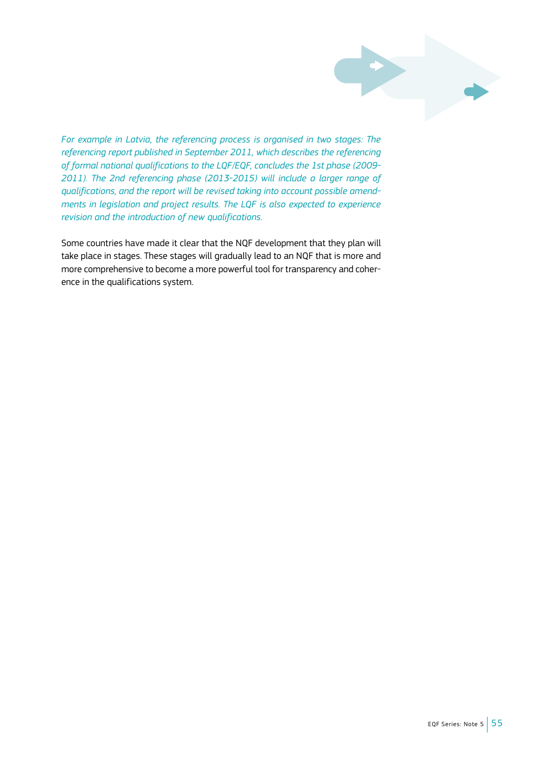*For example in Latvia, the referencing process is organised in two stages: The referencing report published in September 2011, which describes the referencing of formal national qualifications to the LQF/EQF, concludes the 1st phase (2009-2011). The 2nd referencing phase (2013-2015) will include a larger range of qualifications, and the report will be revised taking into account possible amendments in legislation and project results. The LQF is also expected to experience revision and the introduction of new qualifications.*

Some countries have made it clear that the NQF development that they plan will take place in stages. These stages will gradually lead to an NQF that is more and more comprehensive to become a more powerful tool for transparency and coherence in the qualifications system.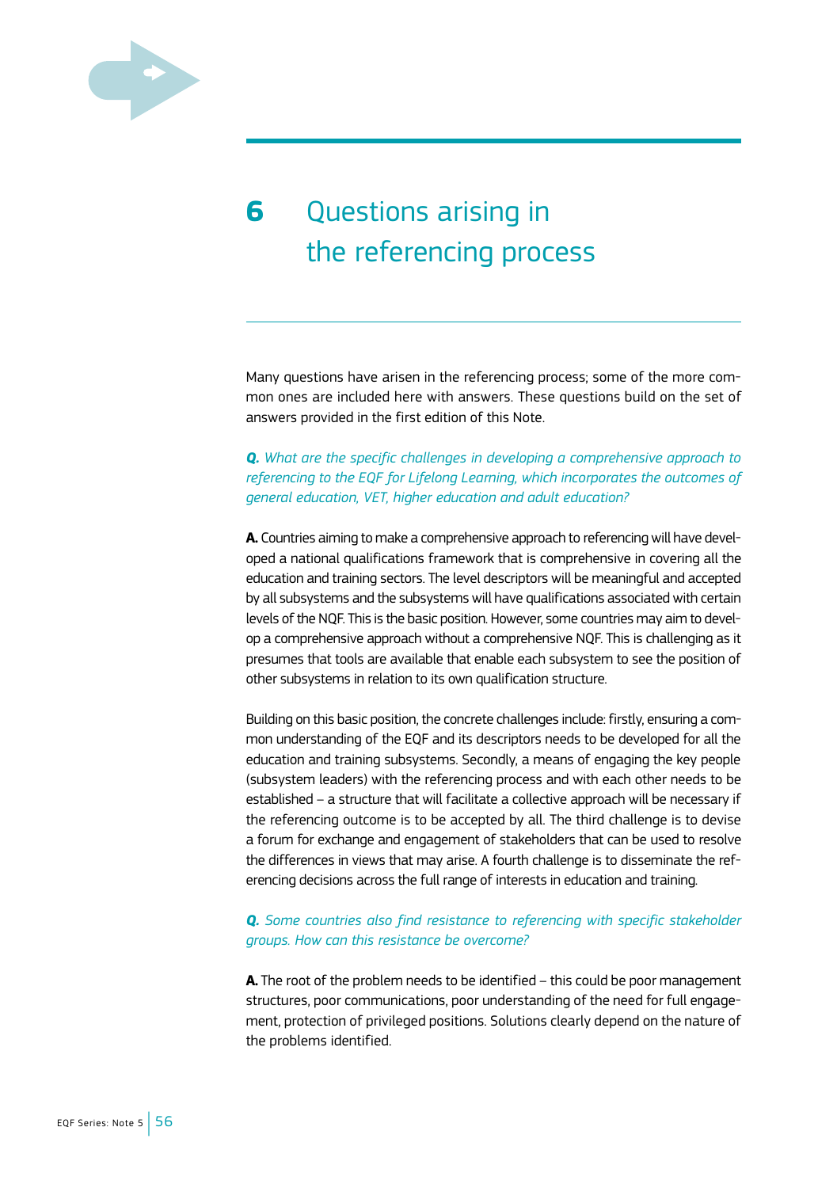# 6 Questions arising in the referencing process

Many questions have arisen in the referencing process; some of the more common ones are included here with answers. These questions build on the set of answers provided in the first edition of this Note.

***Q.*** *What are the specific challenges in developing a comprehensive approach to referencing to the EQF for Lifelong Learning, which incorporates the outcomes of general education, VET, higher education and adult education?*

**A.** Countries aiming to make a comprehensive approach to referencing will have developed a national qualifications framework that is comprehensive in covering all the education and training sectors. The level descriptors will be meaningful and accepted by all subsystems and the subsystems will have qualifications associated with certain levels of the NQF. This is the basic position. However, some countries may aim to develop a comprehensive approach without a comprehensive NQF. This is challenging as it presumes that tools are available that enable each subsystem to see the position of other subsystems in relation to its own qualification structure.

Building on this basic position, the concrete challenges include: firstly, ensuring a common understanding of the EQF and its descriptors needs to be developed for all the education and training subsystems. Secondly, a means of engaging the key people (subsystem leaders) with the referencing process and with each other needs to be established – a structure that will facilitate a collective approach will be necessary if the referencing outcome is to be accepted by all. The third challenge is to devise a forum for exchange and engagement of stakeholders that can be used to resolve the differences in views that may arise. A fourth challenge is to disseminate the referencing decisions across the full range of interests in education and training.

***Q.*** *Some countries also find resistance to referencing with specific stakeholder groups. How can this resistance be overcome?*

**A.** The root of the problem needs to be identified – this could be poor management structures, poor communications, poor understanding of the need for full engagement, protection of privileged positions. Solutions clearly depend on the nature of the problems identified.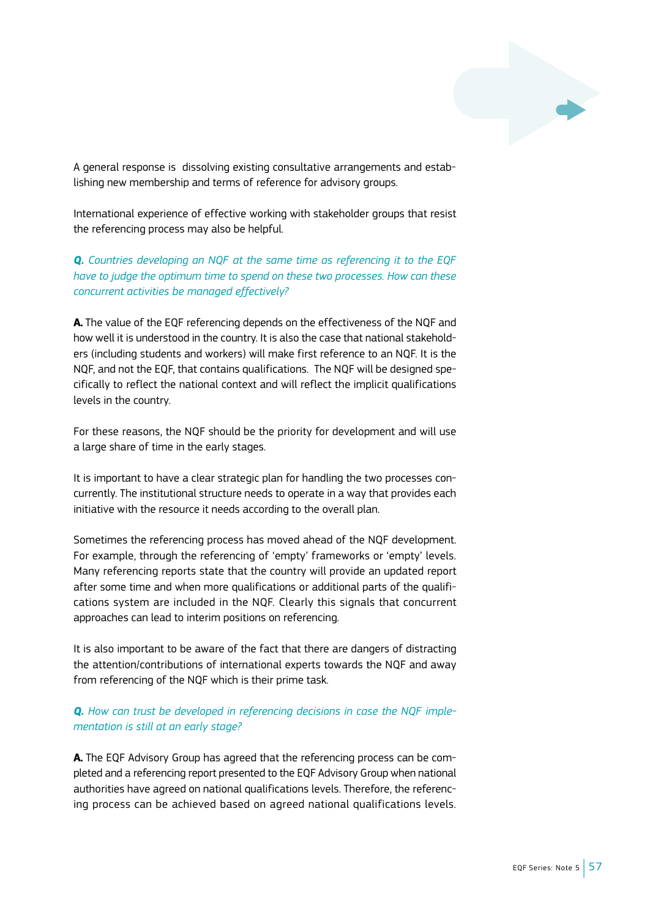A general response is  dissolving existing consultative arrangements and establishing new membership and terms of reference for advisory groups.

International experience of effective working with stakeholder groups that resist the referencing process may also be helpful.

***Q.*** *Countries developing an NQF at the same time as referencing it to the EQF have to judge the optimum time to spend on these two processes. How can these concurrent activities be managed effectively?*

**A.** The value of the EQF referencing depends on the effectiveness of the NQF and how well it is understood in the country. It is also the case that national stakeholders (including students and workers) will make first reference to an NQF. It is the NQF, and not the EQF, that contains qualifications.  The NQF will be designed specifically to reflect the national context and will reflect the implicit qualifications levels in the country.

For these reasons, the NQF should be the priority for development and will use a large share of time in the early stages.

It is important to have a clear strategic plan for handling the two processes concurrently. The institutional structure needs to operate in a way that provides each initiative with the resource it needs according to the overall plan.

Sometimes the referencing process has moved ahead of the NQF development. For example, through the referencing of 'empty' frameworks or 'empty' levels. Many referencing reports state that the country will provide an updated report after some time and when more qualifications or additional parts of the qualifications system are included in the NQF. Clearly this signals that concurrent approaches can lead to interim positions on referencing.

It is also important to be aware of the fact that there are dangers of distracting the attention/contributions of international experts towards the NQF and away from referencing of the NQF which is their prime task.

***Q.*** *How can trust be developed in referencing decisions in case the NQF implementation is still at an early stage?*

**A.** The EQF Advisory Group has agreed that the referencing process can be completed and a referencing report presented to the EQF Advisory Group when national authorities have agreed on national qualifications levels. Therefore, the referencing process can be achieved based on agreed national qualifications levels.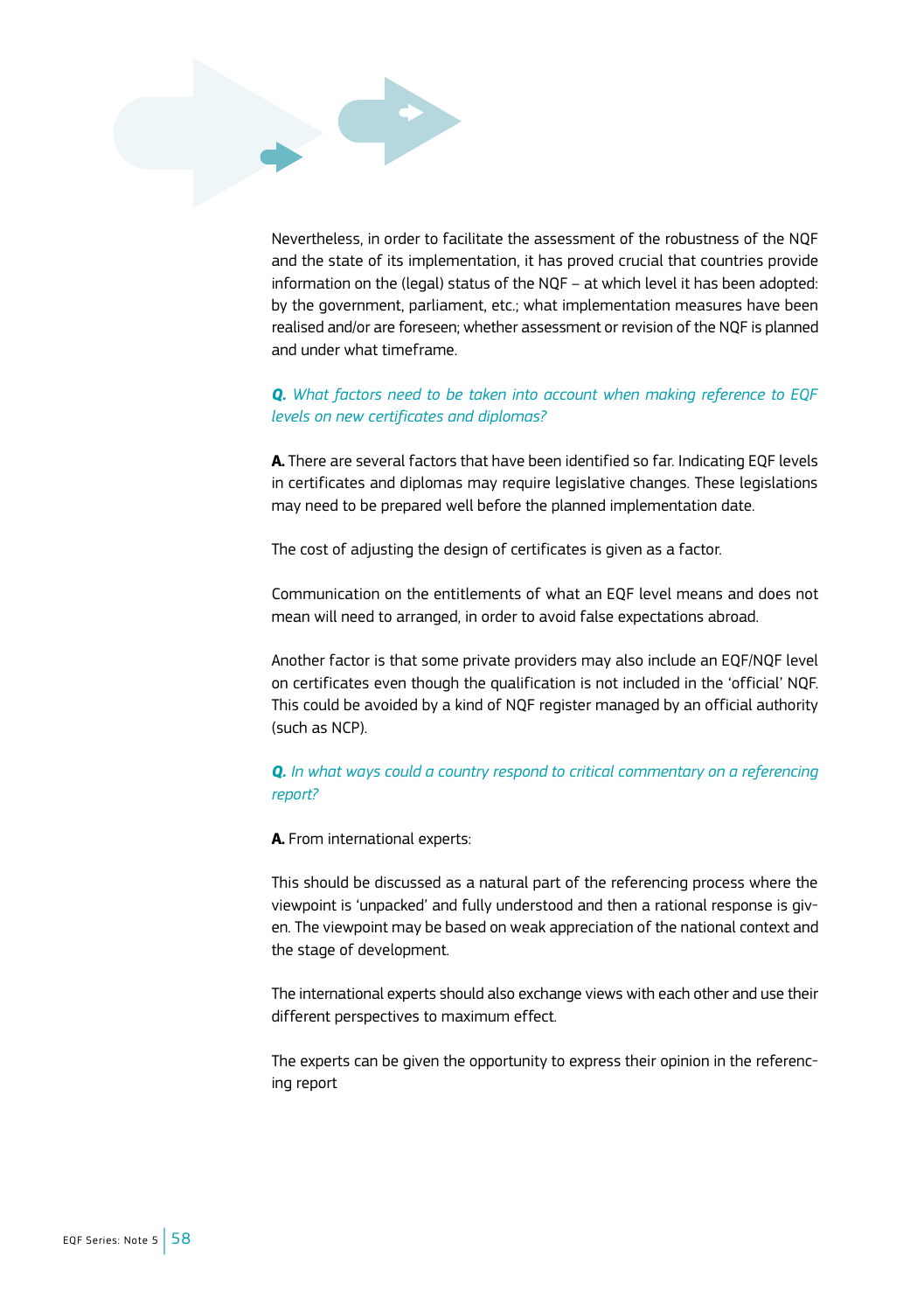Nevertheless, in order to facilitate the assessment of the robustness of the NQF and the state of its implementation, it has proved crucial that countries provide information on the (legal) status of the NQF – at which level it has been adopted: by the government, parliament, etc.; what implementation measures have been realised and/or are foreseen; whether assessment or revision of the NQF is planned and under what timeframe.

***Q.*** *What factors need to be taken into account when making reference to EQF levels on new certificates and diplomas?*

**A.** There are several factors that have been identified so far. Indicating EQF levels in certificates and diplomas may require legislative changes. These legislations may need to be prepared well before the planned implementation date.

The cost of adjusting the design of certificates is given as a factor.

Communication on the entitlements of what an EQF level means and does not mean will need to arranged, in order to avoid false expectations abroad.

Another factor is that some private providers may also include an EQF/NQF level on certificates even though the qualification is not included in the 'official' NQF. This could be avoided by a kind of NQF register managed by an official authority (such as NCP).

***Q.*** *In what ways could a country respond to critical commentary on a referencing report?*

**A.** From international experts:

This should be discussed as a natural part of the referencing process where the viewpoint is 'unpacked' and fully understood and then a rational response is given. The viewpoint may be based on weak appreciation of the national context and the stage of development.

The international experts should also exchange views with each other and use their different perspectives to maximum effect.

The experts can be given the opportunity to express their opinion in the referencing report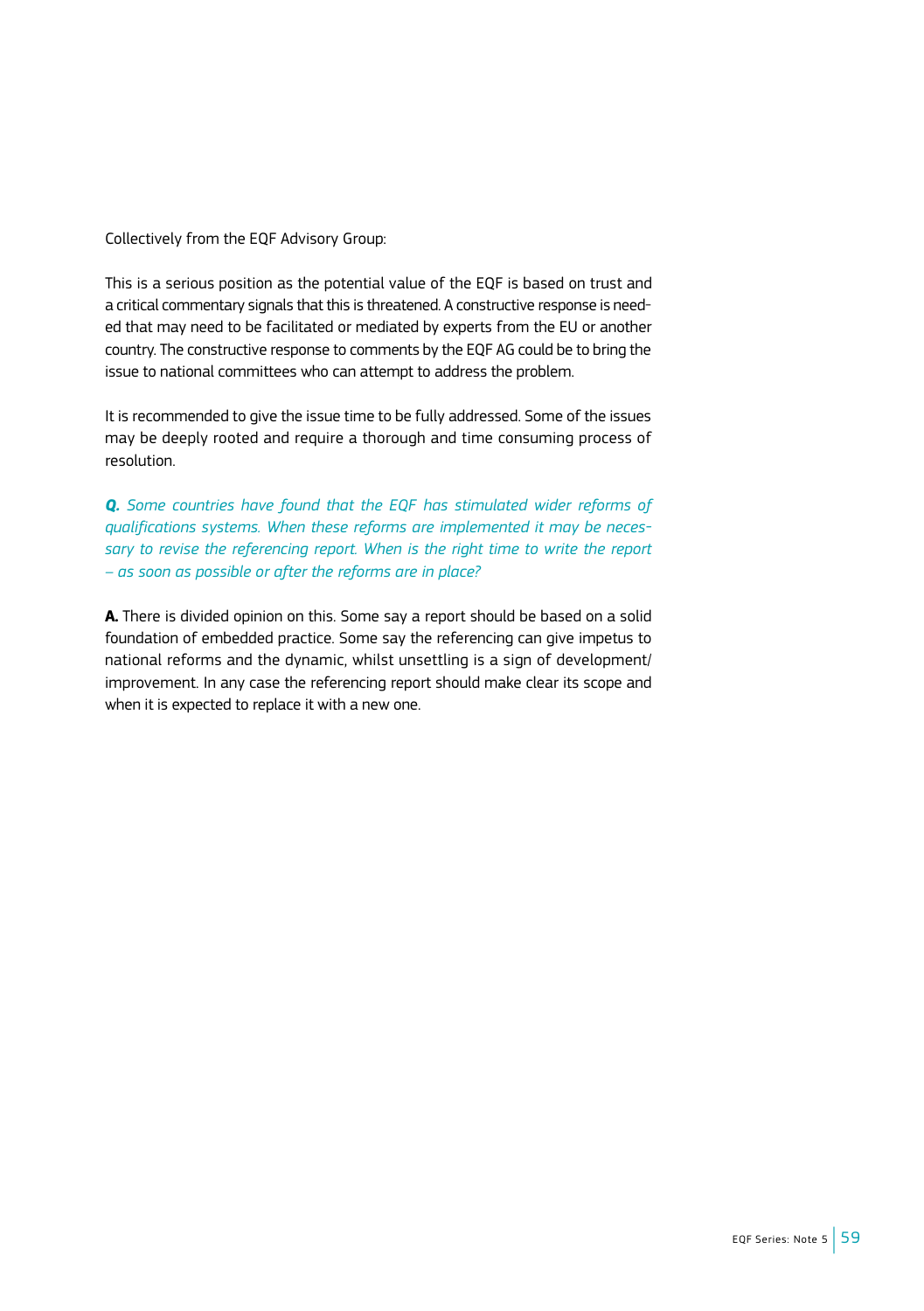Collectively from the EQF Advisory Group:

This is a serious position as the potential value of the EQF is based on trust and a critical commentary signals that this is threatened. A constructive response is needed that may need to be facilitated or mediated by experts from the EU or another country. The constructive response to comments by the EQF AG could be to bring the issue to national committees who can attempt to address the problem.

It is recommended to give the issue time to be fully addressed. Some of the issues may be deeply rooted and require a thorough and time consuming process of resolution.

***Q.*** *Some countries have found that the EQF has stimulated wider reforms of qualifications systems. When these reforms are implemented it may be necessary to revise the referencing report. When is the right time to write the report – as soon as possible or after the reforms are in place?*

**A.** There is divided opinion on this. Some say a report should be based on a solid foundation of embedded practice. Some say the referencing can give impetus to national reforms and the dynamic, whilst unsettling is a sign of development/improvement. In any case the referencing report should make clear its scope and when it is expected to replace it with a new one.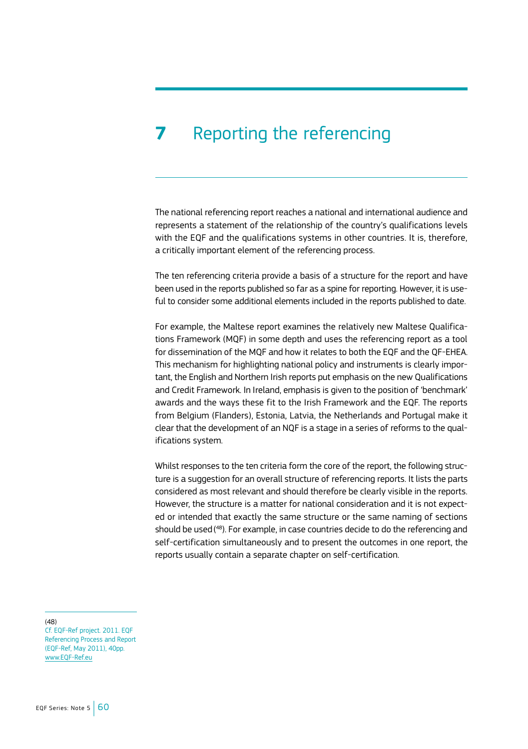# 7 Reporting the referencing

The national referencing report reaches a national and international audience and represents a statement of the relationship of the country's qualifications levels with the EQF and the qualifications systems in other countries. It is, therefore, a critically important element of the referencing process.

The ten referencing criteria provide a basis of a structure for the report and have been used in the reports published so far as a spine for reporting. However, it is useful to consider some additional elements included in the reports published to date.

For example, the Maltese report examines the relatively new Maltese Qualifications Framework (MQF) in some depth and uses the referencing report as a tool for dissemination of the MQF and how it relates to both the EQF and the QF-EHEA. This mechanism for highlighting national policy and instruments is clearly important, the English and Northern Irish reports put emphasis on the new Qualifications and Credit Framework. In Ireland, emphasis is given to the position of 'benchmark' awards and the ways these fit to the Irish Framework and the EQF. The reports from Belgium (Flanders), Estonia, Latvia, the Netherlands and Portugal make it clear that the development of an NQF is a stage in a series of reforms to the qualifications system.

Whilst responses to the ten criteria form the core of the report, the following structure is a suggestion for an overall structure of referencing reports. It lists the parts considered as most relevant and should therefore be clearly visible in the reports. However, the structure is a matter for national consideration and it is not expected or intended that exactly the same structure or the same naming of sections should be used [48]. For example, in case countries decide to do the referencing and self-certification simultaneously and to present the outcomes in one report, the reports usually contain a separate chapter on self-certification.

(48) Cf. EQF-Ref project. 2011. EQF Referencing Process and Report (EQF-Ref, May 2011), 40pp. www.EQF-Ref.eu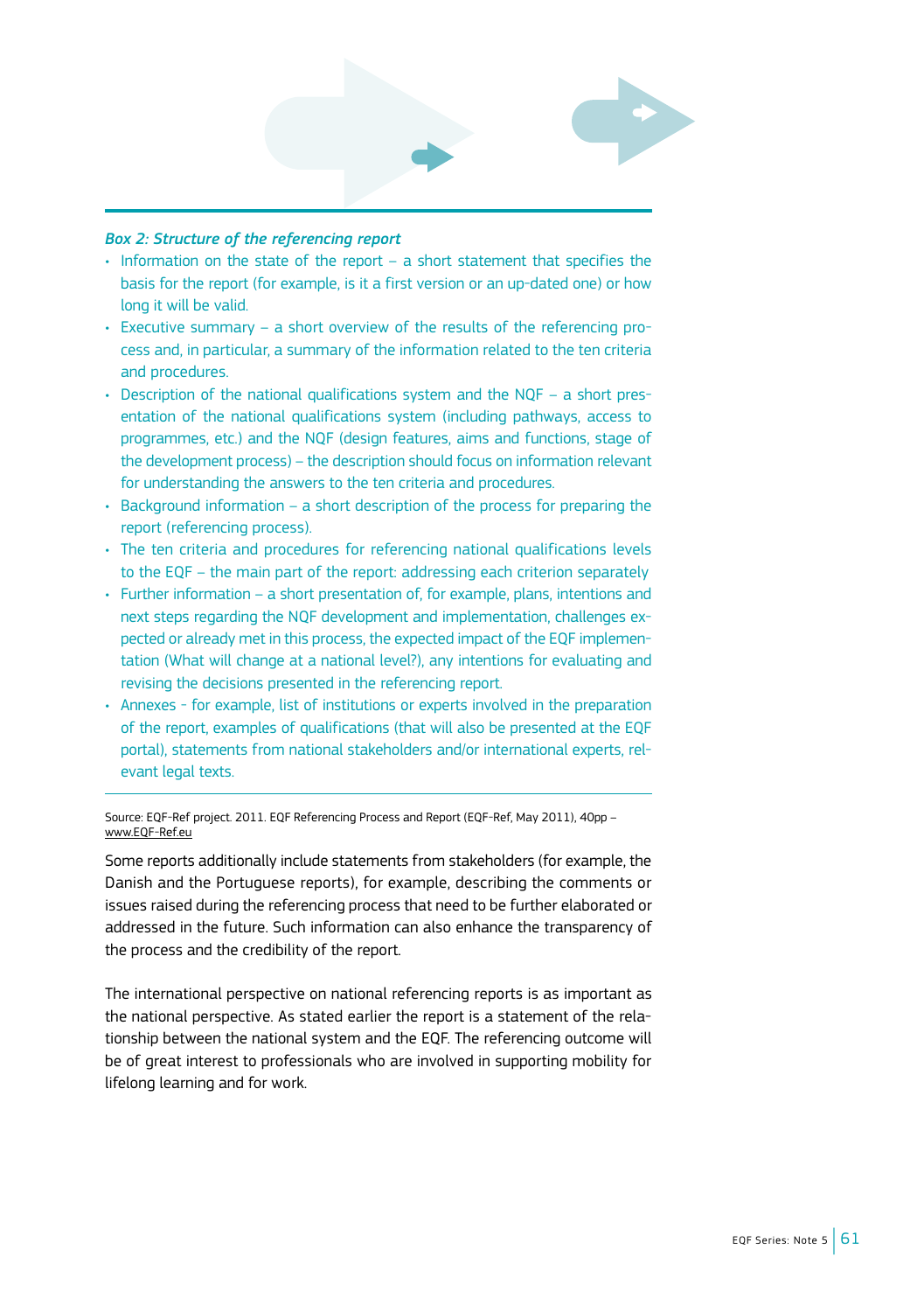*Box 2: Structure of the referencing report*

- Information on the state of the report – a short statement that specifies the basis for the report (for example, is it a first version or an up-dated one) or how long it will be valid.
- Executive summary – a short overview of the results of the referencing process and, in particular, a summary of the information related to the ten criteria and procedures.
- Description of the national qualifications system and the NQF – a short presentation of the national qualifications system (including pathways, access to programmes, etc.) and the NQF (design features, aims and functions, stage of the development process) – the description should focus on information relevant for understanding the answers to the ten criteria and procedures.
- Background information – a short description of the process for preparing the report (referencing process).
- The ten criteria and procedures for referencing national qualifications levels to the EQF – the main part of the report: addressing each criterion separately
- Further information – a short presentation of, for example, plans, intentions and next steps regarding the NQF development and implementation, challenges expected or already met in this process, the expected impact of the EQF implementation (What will change at a national level?), any intentions for evaluating and revising the decisions presented in the referencing report.
- Annexes - for example, list of institutions or experts involved in the preparation of the report, examples of qualifications (that will also be presented at the EQF portal), statements from national stakeholders and/or international experts, relevant legal texts.

Source: EQF-Ref project. 2011. EQF Referencing Process and Report (EQF-Ref, May 2011), 40pp – www.EQF-Ref.eu

Some reports additionally include statements from stakeholders (for example, the Danish and the Portuguese reports), for example, describing the comments or issues raised during the referencing process that need to be further elaborated or addressed in the future. Such information can also enhance the transparency of the process and the credibility of the report.

The international perspective on national referencing reports is as important as the national perspective. As stated earlier the report is a statement of the relationship between the national system and the EQF. The referencing outcome will be of great interest to professionals who are involved in supporting mobility for lifelong learning and for work.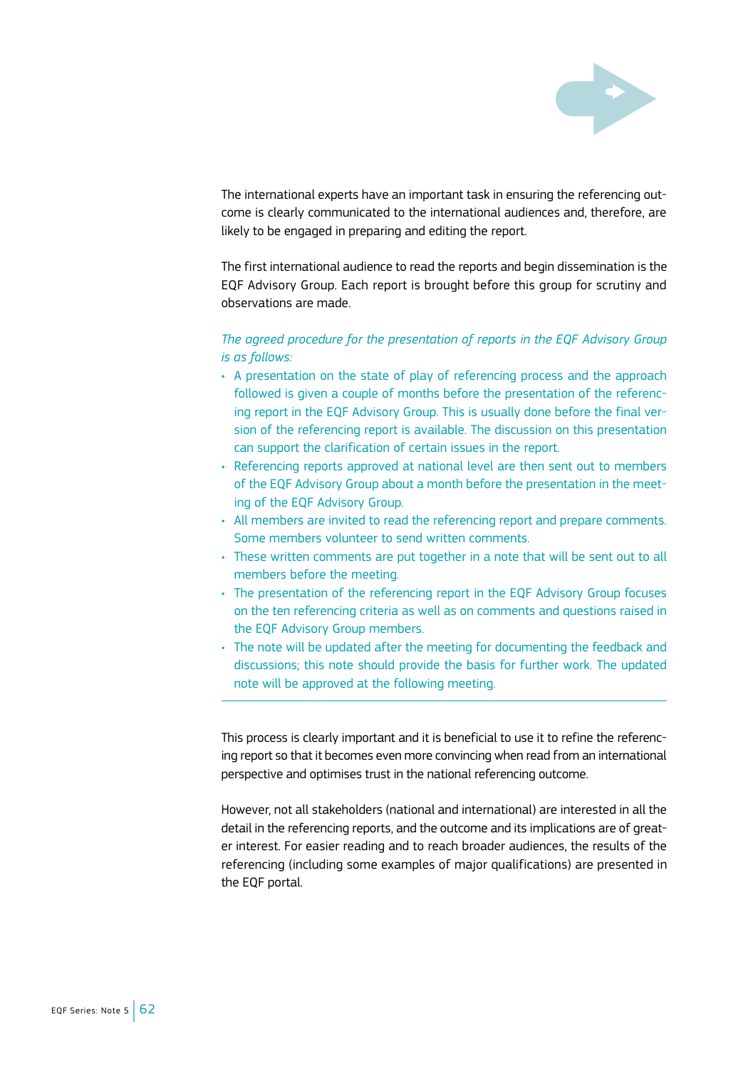The international experts have an important task in ensuring the referencing outcome is clearly communicated to the international audiences and, therefore, are likely to be engaged in preparing and editing the report.

The first international audience to read the reports and begin dissemination is the EQF Advisory Group. Each report is brought before this group for scrutiny and observations are made.

*The agreed procedure for the presentation of reports in the EQF Advisory Group is as follows:*

- A presentation on the state of play of referencing process and the approach followed is given a couple of months before the presentation of the referencing report in the EQF Advisory Group. This is usually done before the final version of the referencing report is available. The discussion on this presentation can support the clarification of certain issues in the report.
- Referencing reports approved at national level are then sent out to members of the EQF Advisory Group about a month before the presentation in the meeting of the EQF Advisory Group.
- All members are invited to read the referencing report and prepare comments. Some members volunteer to send written comments.
- These written comments are put together in a note that will be sent out to all members before the meeting.
- The presentation of the referencing report in the EQF Advisory Group focuses on the ten referencing criteria as well as on comments and questions raised in the EQF Advisory Group members.
- The note will be updated after the meeting for documenting the feedback and discussions; this note should provide the basis for further work. The updated note will be approved at the following meeting.

---

This process is clearly important and it is beneficial to use it to refine the referencing report so that it becomes even more convincing when read from an international perspective and optimises trust in the national referencing outcome.

However, not all stakeholders (national and international) are interested in all the detail in the referencing reports, and the outcome and its implications are of greater interest. For easier reading and to reach broader audiences, the results of the referencing (including some examples of major qualifications) are presented in the EQF portal.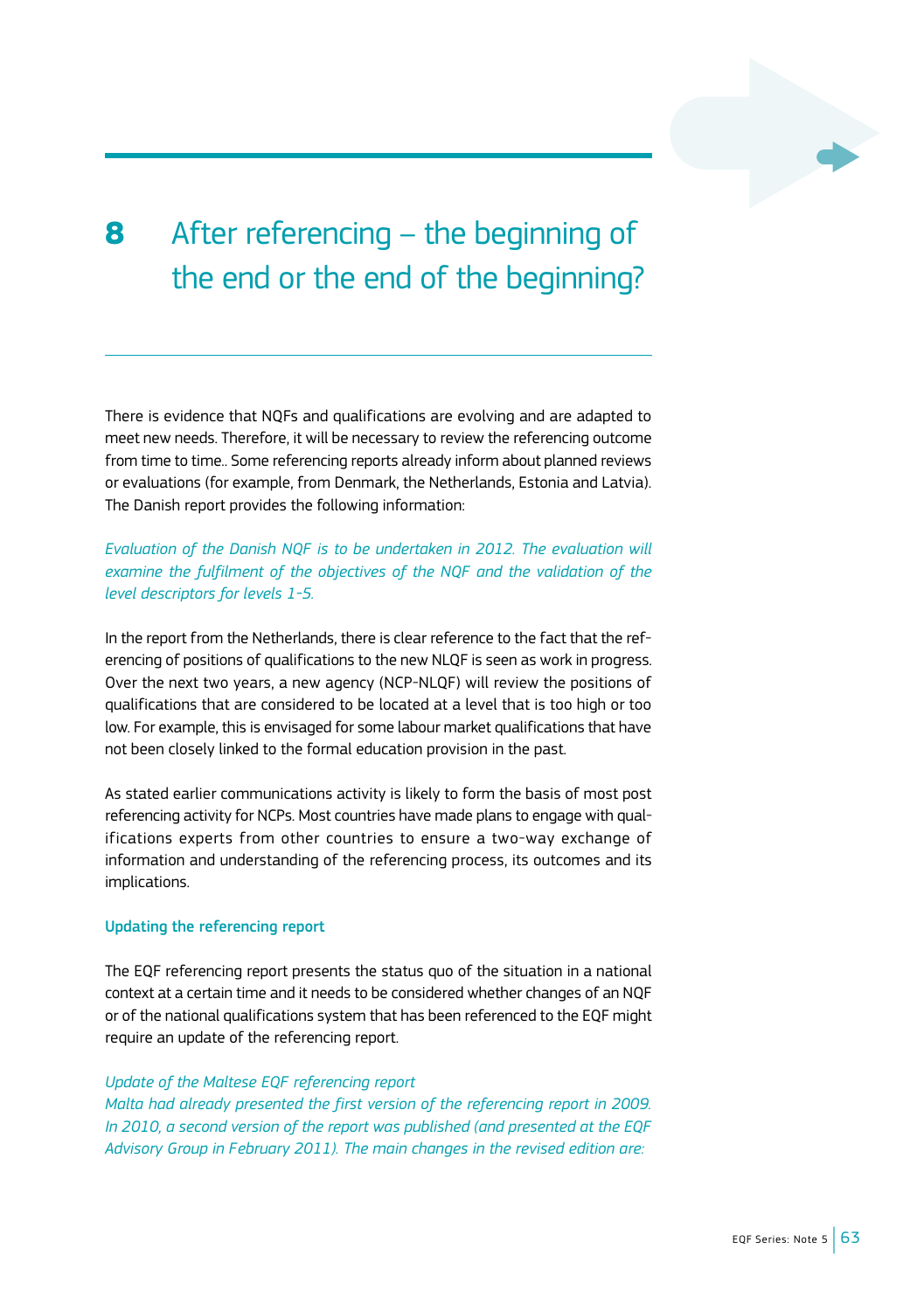# 8 After referencing – the beginning of the end or the end of the beginning?

There is evidence that NQFs and qualifications are evolving and are adapted to meet new needs. Therefore, it will be necessary to review the referencing outcome from time to time.. Some referencing reports already inform about planned reviews or evaluations (for example, from Denmark, the Netherlands, Estonia and Latvia). The Danish report provides the following information:

*Evaluation of the Danish NQF is to be undertaken in 2012. The evaluation will examine the fulfilment of the objectives of the NQF and the validation of the level descriptors for levels 1-5.*

In the report from the Netherlands, there is clear reference to the fact that the referencing of positions of qualifications to the new NLQF is seen as work in progress. Over the next two years, a new agency (NCP-NLQF) will review the positions of qualifications that are considered to be located at a level that is too high or too low. For example, this is envisaged for some labour market qualifications that have not been closely linked to the formal education provision in the past.

As stated earlier communications activity is likely to form the basis of most post referencing activity for NCPs. Most countries have made plans to engage with qualifications experts from other countries to ensure a two-way exchange of information and understanding of the referencing process, its outcomes and its implications.

### Updating the referencing report

The EQF referencing report presents the status quo of the situation in a national context at a certain time and it needs to be considered whether changes of an NQF or of the national qualifications system that has been referenced to the EQF might require an update of the referencing report.

*Update of the Maltese EQF referencing report*
*Malta had already presented the first version of the referencing report in 2009. In 2010, a second version of the report was published (and presented at the EQF Advisory Group in February 2011). The main changes in the revised edition are:*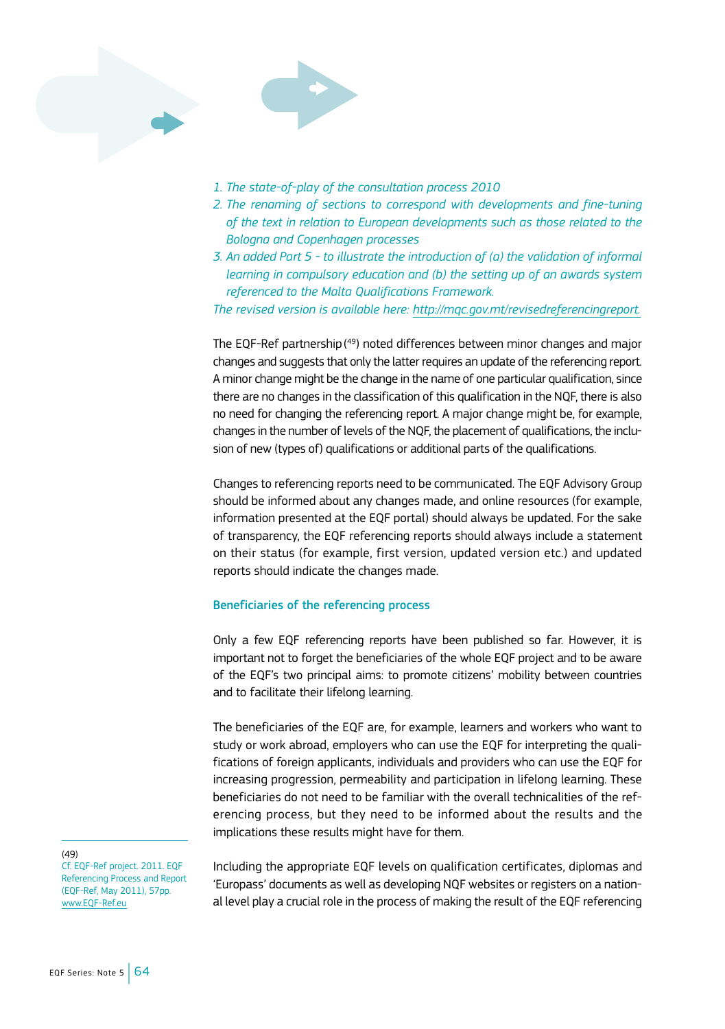*1. The state-of-play of the consultation process 2010*
*2. The renaming of sections to correspond with developments and fine-tuning of the text in relation to European developments such as those related to the Bologna and Copenhagen processes*
*3. An added Part 5 - to illustrate the introduction of (a) the validation of informal learning in compulsory education and (b) the setting up of an awards system referenced to the Malta Qualifications Framework.*

*The revised version is available here: http://mqc.gov.mt/revisedreferencingreport.*

The EQF-Ref partnership [49] noted differences between minor changes and major changes and suggests that only the latter requires an update of the referencing report. A minor change might be the change in the name of one particular qualification, since there are no changes in the classification of this qualification in the NQF, there is also no need for changing the referencing report. A major change might be, for example, changes in the number of levels of the NQF, the placement of qualifications, the inclusion of new (types of) qualifications or additional parts of the qualifications.

Changes to referencing reports need to be communicated. The EQF Advisory Group should be informed about any changes made, and online resources (for example, information presented at the EQF portal) should always be updated. For the sake of transparency, the EQF referencing reports should always include a statement on their status (for example, first version, updated version etc.) and updated reports should indicate the changes made.

### Beneficiaries of the referencing process

Only a few EQF referencing reports have been published so far. However, it is important not to forget the beneficiaries of the whole EQF project and to be aware of the EQF's two principal aims: to promote citizens' mobility between countries and to facilitate their lifelong learning.

The beneficiaries of the EQF are, for example, learners and workers who want to study or work abroad, employers who can use the EQF for interpreting the qualifications of foreign applicants, individuals and providers who can use the EQF for increasing progression, permeability and participation in lifelong learning. These beneficiaries do not need to be familiar with the overall technicalities of the referencing process, but they need to be informed about the results and the implications these results might have for them.

Including the appropriate EQF levels on qualification certificates, diplomas and 'Europass' documents as well as developing NQF websites or registers on a national level play a crucial role in the process of making the result of the EQF referencing

---

(49) Cf. EQF-Ref project. 2011. EQF Referencing Process and Report (EQF-Ref, May 2011), 57pp. www.EQF-Ref.eu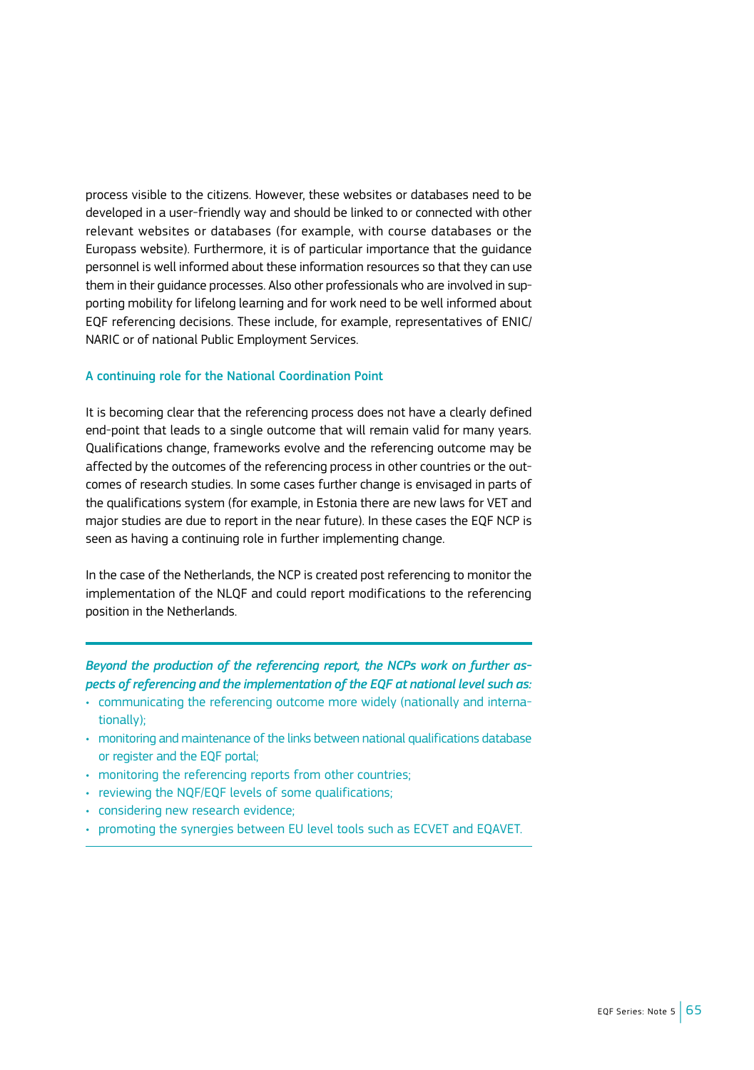process visible to the citizens. However, these websites or databases need to be developed in a user-friendly way and should be linked to or connected with other relevant websites or databases (for example, with course databases or the Europass website). Furthermore, it is of particular importance that the guidance personnel is well informed about these information resources so that they can use them in their guidance processes. Also other professionals who are involved in supporting mobility for lifelong learning and for work need to be well informed about EQF referencing decisions. These include, for example, representatives of ENIC/NARIC or of national Public Employment Services.

### A continuing role for the National Coordination Point

It is becoming clear that the referencing process does not have a clearly defined end-point that leads to a single outcome that will remain valid for many years. Qualifications change, frameworks evolve and the referencing outcome may be affected by the outcomes of the referencing process in other countries or the outcomes of research studies. In some cases further change is envisaged in parts of the qualifications system (for example, in Estonia there are new laws for VET and major studies are due to report in the near future). In these cases the EQF NCP is seen as having a continuing role in further implementing change.

In the case of the Netherlands, the NCP is created post referencing to monitor the implementation of the NLQF and could report modifications to the referencing position in the Netherlands.

---

***Beyond the production of the referencing report, the NCPs work on further aspects of referencing and the implementation of the EQF at national level such as:***

- communicating the referencing outcome more widely (nationally and internationally);
- monitoring and maintenance of the links between national qualifications database or register and the EQF portal;
- monitoring the referencing reports from other countries;
- reviewing the NQF/EQF levels of some qualifications;
- considering new research evidence;
- promoting the synergies between EU level tools such as ECVET and EQAVET.

---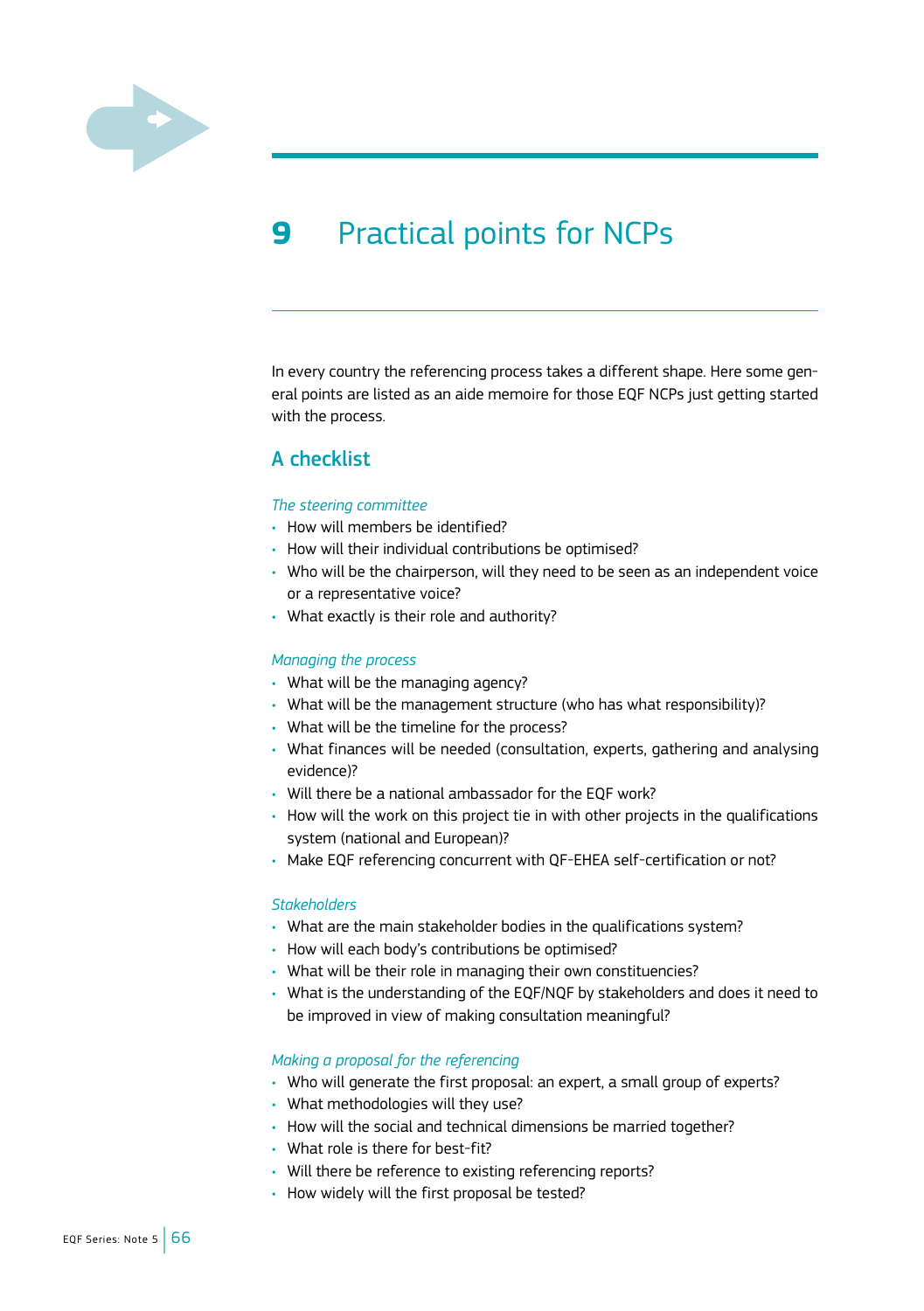# 9 Practical points for NCPs

In every country the referencing process takes a different shape. Here some general points are listed as an aide memoire for those EQF NCPs just getting started with the process.

## A checklist

*The steering committee*

- How will members be identified?
- How will their individual contributions be optimised?
- Who will be the chairperson, will they need to be seen as an independent voice or a representative voice?
- What exactly is their role and authority?

*Managing the process*

- What will be the managing agency?
- What will be the management structure (who has what responsibility)?
- What will be the timeline for the process?
- What finances will be needed (consultation, experts, gathering and analysing evidence)?
- Will there be a national ambassador for the EQF work?
- How will the work on this project tie in with other projects in the qualifications system (national and European)?
- Make EQF referencing concurrent with QF-EHEA self-certification or not?

*Stakeholders*

- What are the main stakeholder bodies in the qualifications system?
- How will each body's contributions be optimised?
- What will be their role in managing their own constituencies?
- What is the understanding of the EQF/NQF by stakeholders and does it need to be improved in view of making consultation meaningful?

*Making a proposal for the referencing*

- Who will generate the first proposal: an expert, a small group of experts?
- What methodologies will they use?
- How will the social and technical dimensions be married together?
- What role is there for best-fit?
- Will there be reference to existing referencing reports?
- How widely will the first proposal be tested?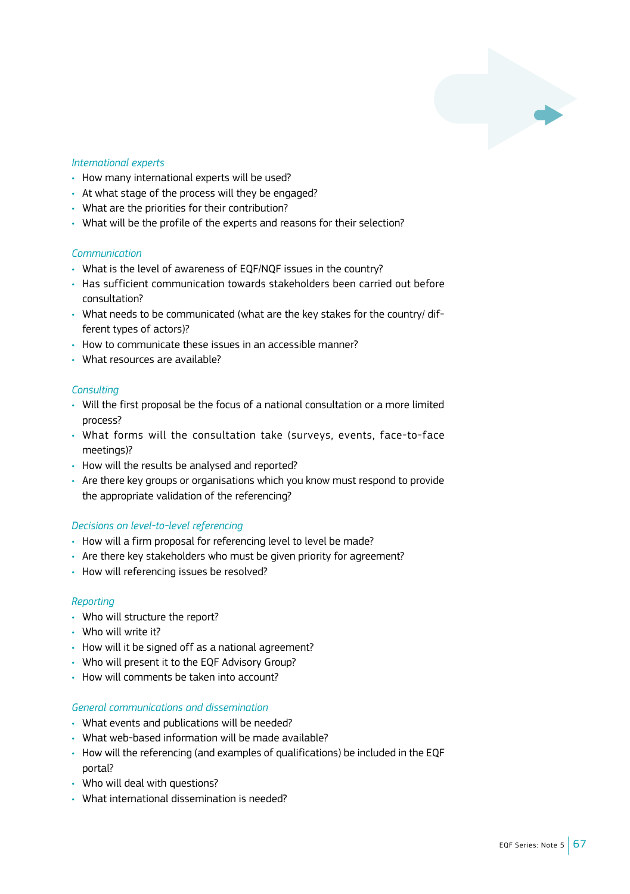*International experts*

- How many international experts will be used?
- At what stage of the process will they be engaged?
- What are the priorities for their contribution?
- What will be the profile of the experts and reasons for their selection?

*Communication*

- What is the level of awareness of EQF/NQF issues in the country?
- Has sufficient communication towards stakeholders been carried out before consultation?
- What needs to be communicated (what are the key stakes for the country/ different types of actors)?
- How to communicate these issues in an accessible manner?
- What resources are available?

*Consulting*

- Will the first proposal be the focus of a national consultation or a more limited process?
- What forms will the consultation take (surveys, events, face-to-face meetings)?
- How will the results be analysed and reported?
- Are there key groups or organisations which you know must respond to provide the appropriate validation of the referencing?

*Decisions on level-to-level referencing*

- How will a firm proposal for referencing level to level be made?
- Are there key stakeholders who must be given priority for agreement?
- How will referencing issues be resolved?

*Reporting*

- Who will structure the report?
- Who will write it?
- How will it be signed off as a national agreement?
- Who will present it to the EQF Advisory Group?
- How will comments be taken into account?

*General communications and dissemination*

- What events and publications will be needed?
- What web-based information will be made available?
- How will the referencing (and examples of qualifications) be included in the EQF portal?
- Who will deal with questions?
- What international dissemination is needed?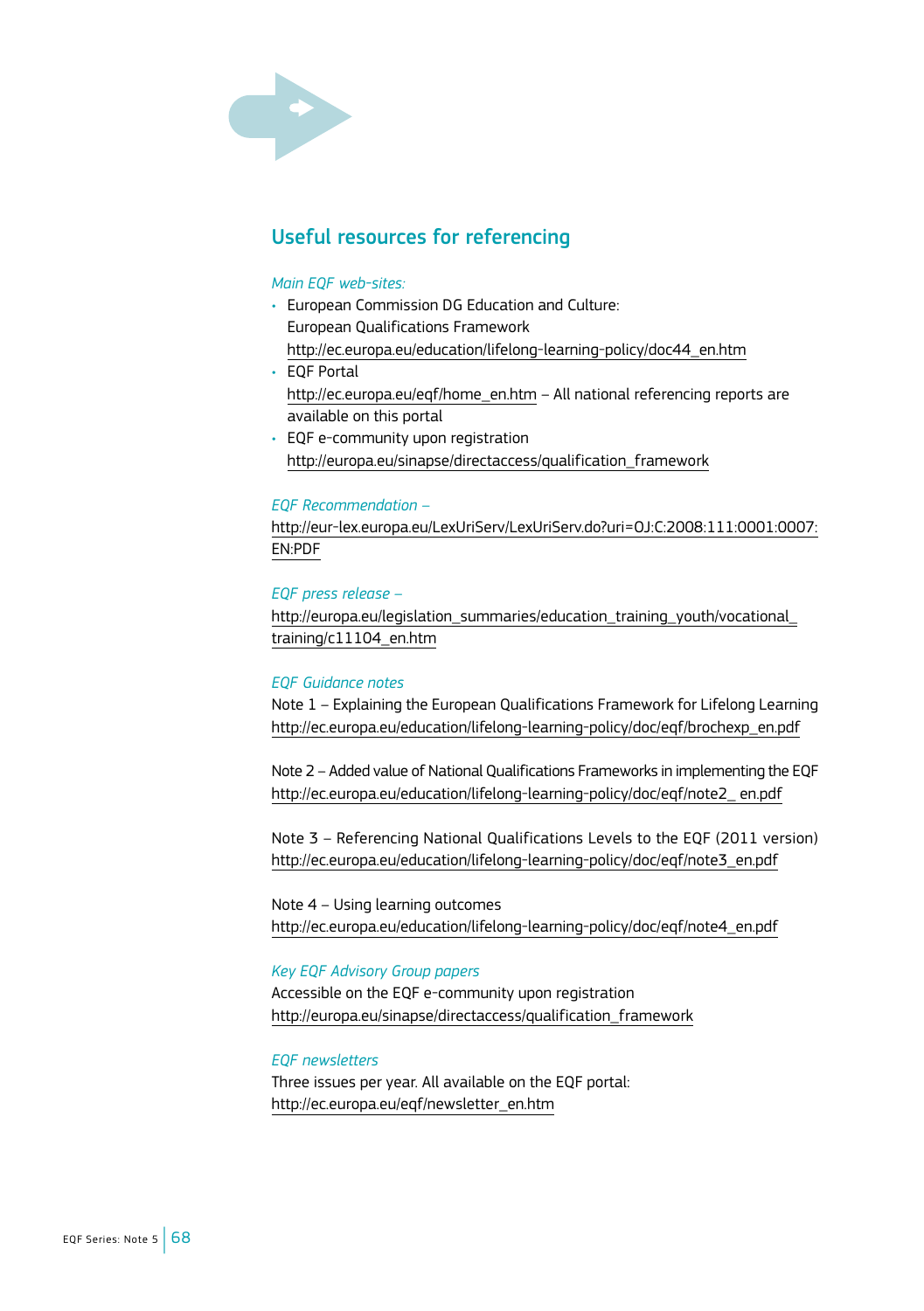## Useful resources for referencing

*Main EQF web-sites:*

- European Commission DG Education and Culture: European Qualifications Framework http://ec.europa.eu/education/lifelong-learning-policy/doc44_en.htm
- EQF Portal http://ec.europa.eu/eqf/home_en.htm – All national referencing reports are available on this portal
- EQF e-community upon registration http://europa.eu/sinapse/directaccess/qualification_framework

*EQF Recommendation –*
http://eur-lex.europa.eu/LexUriServ/LexUriServ.do?uri=OJ:C:2008:111:0001:0007:EN:PDF

*EQF press release –*
http://europa.eu/legislation_summaries/education_training_youth/vocational_training/c11104_en.htm

*EQF Guidance notes*

Note 1 – Explaining the European Qualifications Framework for Lifelong Learning
http://ec.europa.eu/education/lifelong-learning-policy/doc/eqf/brochexp_en.pdf

Note 2 – Added value of National Qualifications Frameworks in implementing the EQF
http://ec.europa.eu/education/lifelong-learning-policy/doc/eqf/note2_ en.pdf

Note 3 – Referencing National Qualifications Levels to the EQF (2011 version)
http://ec.europa.eu/education/lifelong-learning-policy/doc/eqf/note3_en.pdf

Note 4 – Using learning outcomes
http://ec.europa.eu/education/lifelong-learning-policy/doc/eqf/note4_en.pdf

*Key EQF Advisory Group papers*
Accessible on the EQF e-community upon registration
http://europa.eu/sinapse/directaccess/qualification_framework

*EQF newsletters*
Three issues per year. All available on the EQF portal:
http://ec.europa.eu/eqf/newsletter_en.htm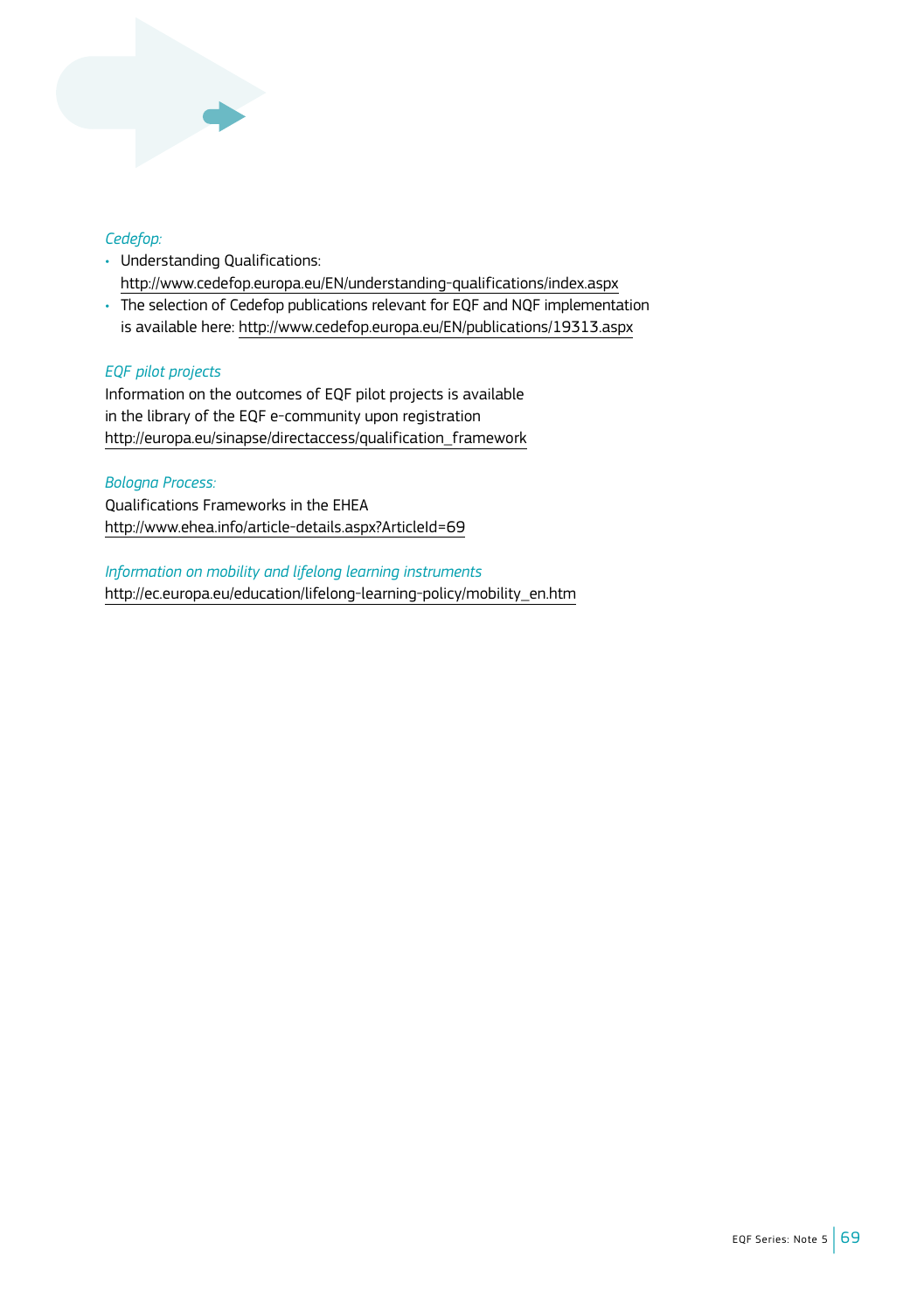*Cedefop:*

- Understanding Qualifications:
  http://www.cedefop.europa.eu/EN/understanding-qualifications/index.aspx
- The selection of Cedefop publications relevant for EQF and NQF implementation is available here: http://www.cedefop.europa.eu/EN/publications/19313.aspx

*EQF pilot projects*

Information on the outcomes of EQF pilot projects is available in the library of the EQF e-community upon registration
http://europa.eu/sinapse/directaccess/qualification_framework

*Bologna Process:*

Qualifications Frameworks in the EHEA
http://www.ehea.info/article-details.aspx?ArticleId=69

*Information on mobility and lifelong learning instruments*

http://ec.europa.eu/education/lifelong-learning-policy/mobility_en.htm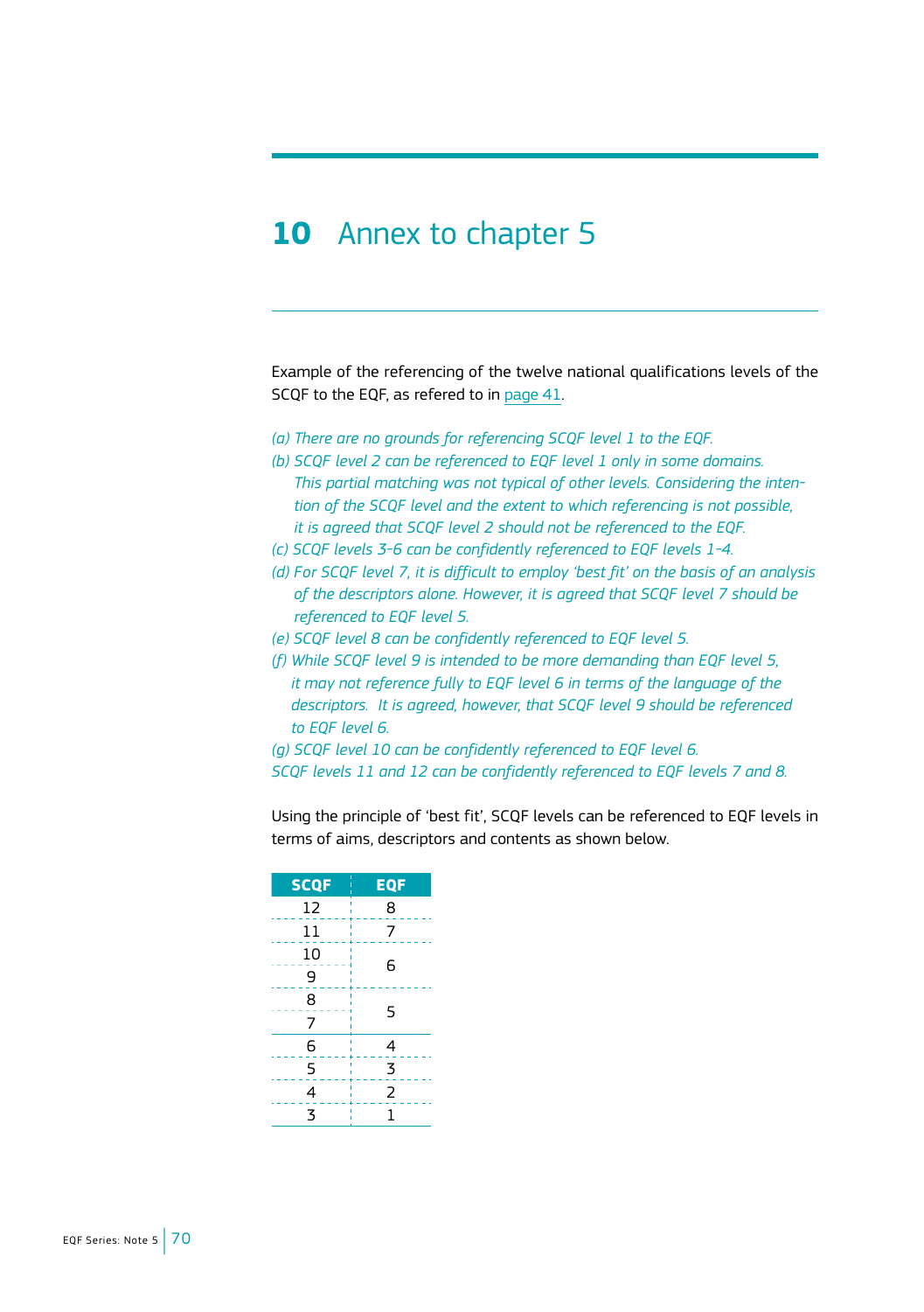# 10 Annex to chapter 5

Example of the referencing of the twelve national qualifications levels of the SCQF to the EQF, as refered to in page 41.

*(a) There are no grounds for referencing SCQF level 1 to the EQF.*
*(b) SCQF level 2 can be referenced to EQF level 1 only in some domains. This partial matching was not typical of other levels. Considering the intention of the SCQF level and the extent to which referencing is not possible, it is agreed that SCQF level 2 should not be referenced to the EQF.*
*(c) SCQF levels 3-6 can be confidently referenced to EQF levels 1-4.*
*(d) For SCQF level 7, it is difficult to employ 'best fit' on the basis of an analysis of the descriptors alone. However, it is agreed that SCQF level 7 should be referenced to EQF level 5.*
*(e) SCQF level 8 can be confidently referenced to EQF level 5.*
*(f) While SCQF level 9 is intended to be more demanding than EQF level 5, it may not reference fully to EQF level 6 in terms of the language of the descriptors. It is agreed, however, that SCQF level 9 should be referenced to EQF level 6.*
*(g) SCQF level 10 can be confidently referenced to EQF level 6.*
*SCQF levels 11 and 12 can be confidently referenced to EQF levels 7 and 8.*

Using the principle of 'best fit', SCQF levels can be referenced to EQF levels in terms of aims, descriptors and contents as shown below.

| SCQF | EQF |
|---|---|
| 12 | 8 |
| 11 | 7 |
| 10 | 6 |
| 9 | |
| 8 | 5 |
| 7 | |
| 6 | 4 |
| 5 | 3 |
| 4 | 2 |
| 3 | 1 |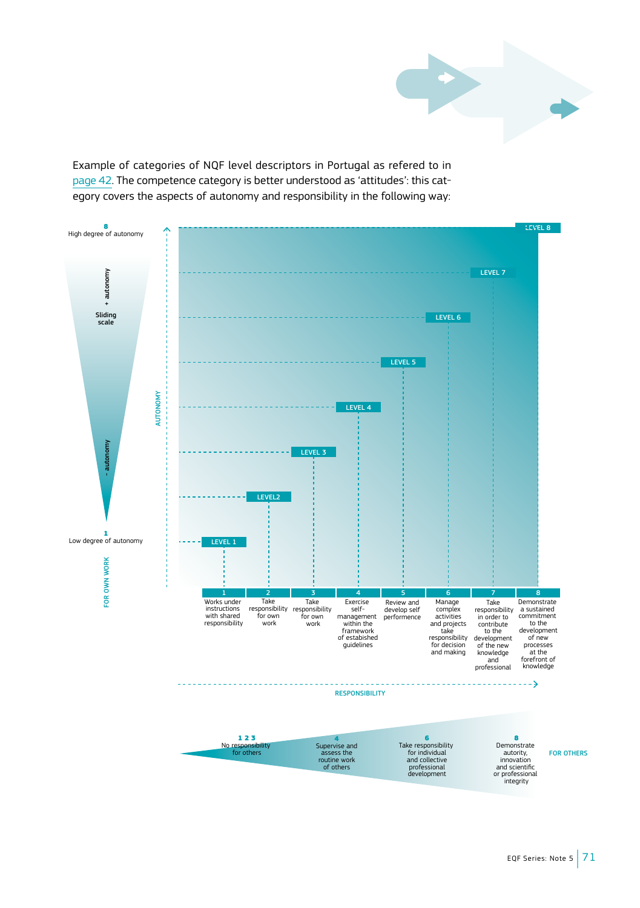Example of categories of NQF level descriptors in Portugal as refered to in page 42. The competence category is better understood as 'attitudes': this category covers the aspects of autonomy and responsibility in the following way:

8
High degree of autonomy

\+ autonomy

Sliding scale

\- autonomy

1
Low degree of autonomy

FOR OWN WORK

AUTONOMY

LEVEL 8
LEVEL 7
LEVEL 6
LEVEL 5
LEVEL 4
LEVEL 3
LEVEL2
LEVEL 1

| 1 | 2 | 3 | 4 | 5 | 6 | 7 | 8 |
|---|---|---|---|---|---|---|---|
| Works under instructions with shared responsibility | Take responsibility for own work | Take responsibility for own work | Exercise self-management within the framework of established guidelines | Review and develop self performence | Manage complex activities and projects take responsibility for decision and making | Take responsibility in order to contribute to the development of the new knowledge and professional | Demonstrate a sustained commitment to the development of new processes at the forefront of knowledge |

RESPONSIBILITY

| 1 2 3 | 4 | 6 | 8 |
|---|---|---|---|
| No responsibility for others | Supervise and assess the routine work of others | Take responsibility for individual and collective professional development | Demonstrate autority, innovation and scientific or professional integrity |

FOR OTHERS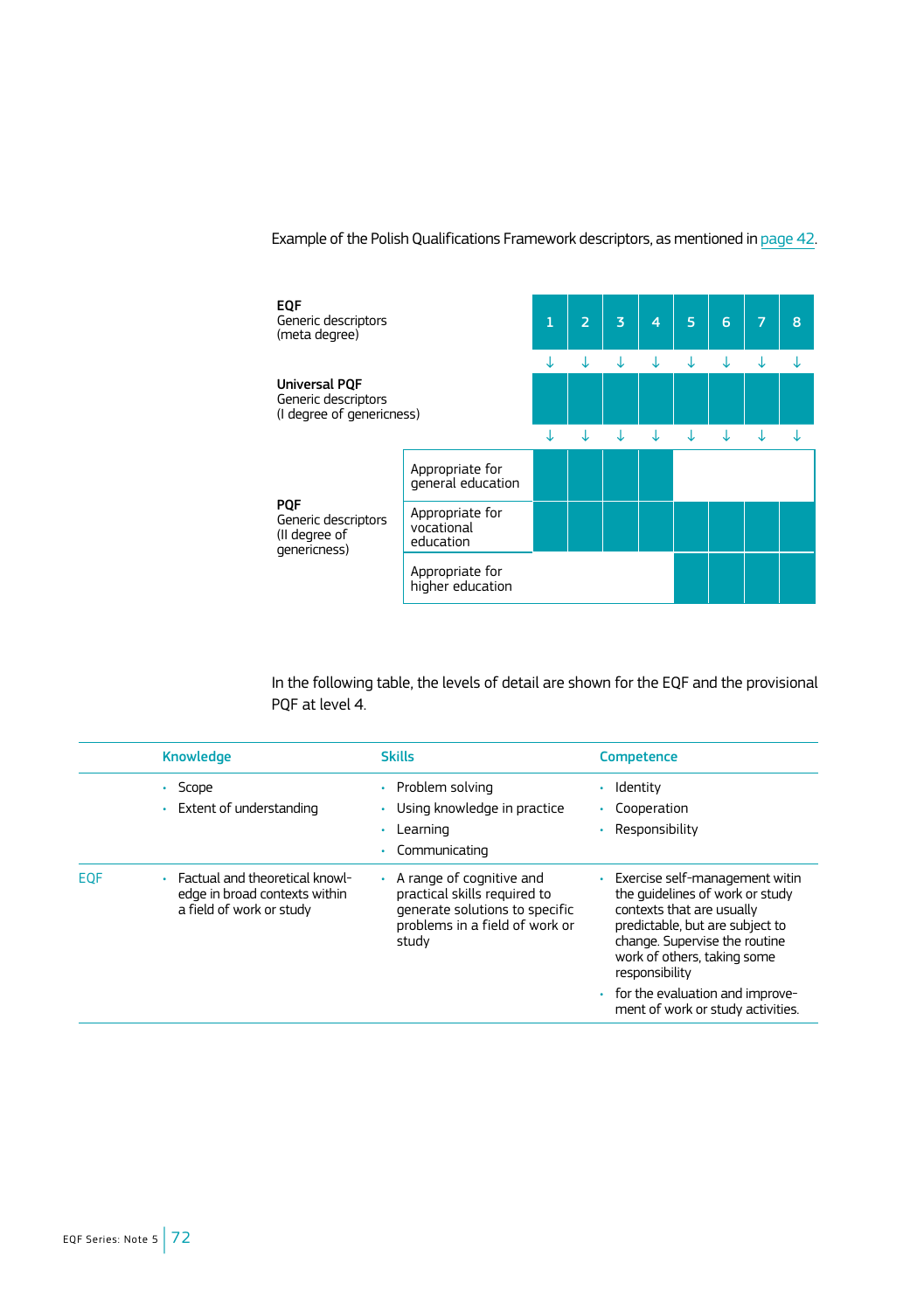Example of the Polish Qualifications Framework descriptors, as mentioned in page 42.

| | | 1 | 2 | 3 | 4 | 5 | 6 | 7 | 8 |
|---|---|---|---|---|---|---|---|---|---|
| **EQF** Generic descriptors (meta degree) | | ■ | ■ | ■ | ■ | ■ | ■ | ■ | ■ |
| | | ↓ | ↓ | ↓ | ↓ | ↓ | ↓ | ↓ | ↓ |
| **Universal PQF** Generic descriptors (I degree of genericness) | | ■ | ■ | ■ | ■ | ■ | ■ | ■ | ■ |
| | | ↓ | ↓ | ↓ | ↓ | ↓ | ↓ | ↓ | ↓ |
| **PQF** Generic descriptors (II degree of genericness) | Appropriate for general education | ■ | ■ | ■ | ■ | | | | |
| | Appropriate for vocational education | ■ | ■ | ■ | ■ | ■ | ■ | ■ | ■ |
| | Appropriate for higher education | | | | | ■ | ■ | ■ | ■ |

In the following table, the levels of detail are shown for the EQF and the provisional PQF at level 4.

| | Knowledge | Skills | Competence |
|---|---|---|---|
| | • Scope<br>• Extent of understanding | • Problem solving<br>• Using knowledge in practice<br>• Learning<br>• Communicating | • Identity<br>• Cooperation<br>• Responsibility |
| EQF | • Factual and theoretical knowledge in broad contexts within a field of work or study | • A range of cognitive and practical skills required to generate solutions to specific problems in a field of work or study | • Exercise self-management witin the guidelines of work or study contexts that are usually predictable, but are subject to change. Supervise the routine work of others, taking some responsibility<br>• for the evaluation and improvement of work or study activities. |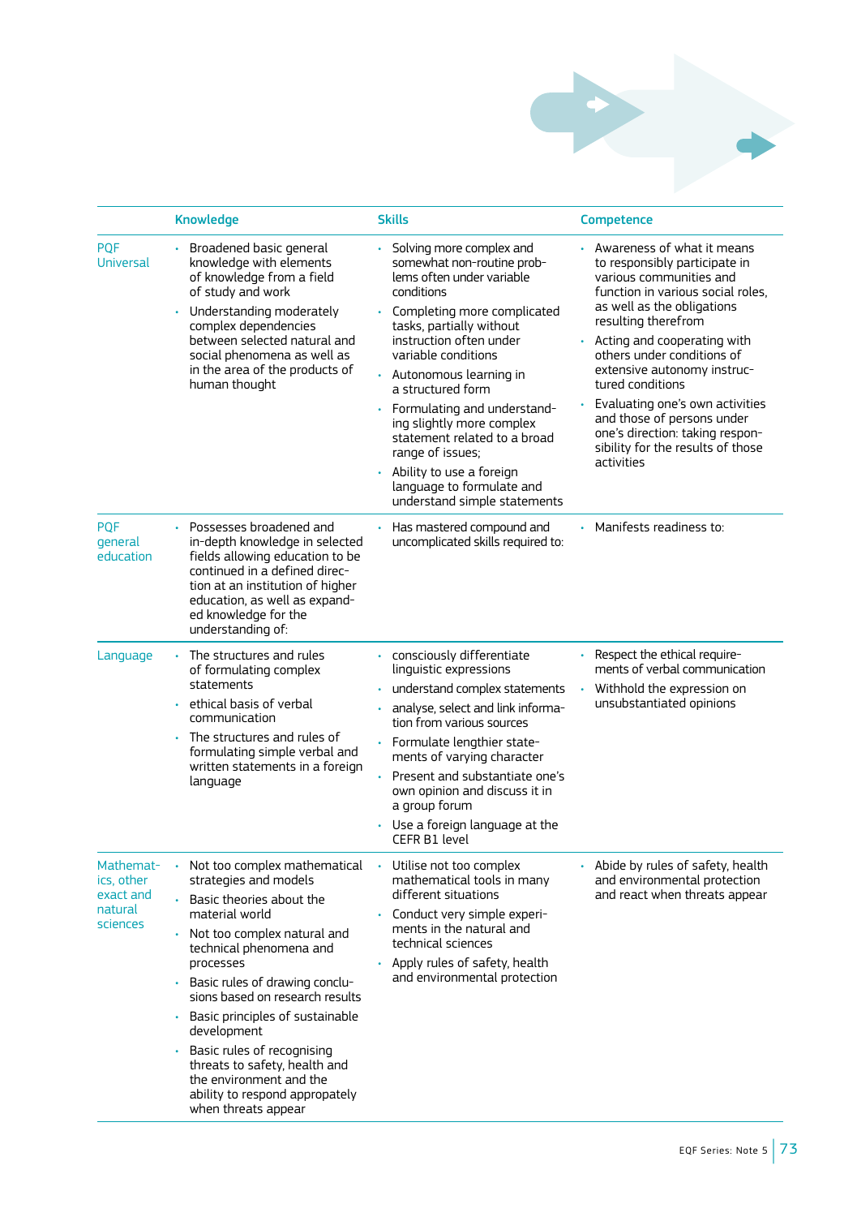| | Knowledge | Skills | Competence |
|---|---|---|---|
| PQF Universal | • Broadened basic general knowledge with elements of knowledge from a field of study and work<br>• Understanding moderately complex dependencies between selected natural and social phenomena as well as in the area of the products of human thought | • Solving more complex and somewhat non-routine problems often under variable conditions<br>• Completing more complicated tasks, partially without instruction often under variable conditions<br>• Autonomous learning in a structured form<br>• Formulating and understanding slightly more complex statement related to a broad range of issues;<br>• Ability to use a foreign language to formulate and understand simple statements | • Awareness of what it means to responsibly participate in various communities and function in various social roles, as well as the obligations resulting therefrom<br>• Acting and cooperating with others under conditions of extensive autonomy instructured conditions<br>• Evaluating one's own activities and those of persons under one's direction: taking responsibility for the results of those activities |
| PQF general education | • Possesses broadened and in-depth knowledge in selected fields allowing education to be continued in a defined direction at an institution of higher education, as well as expanded knowledge for the understanding of: | • Has mastered compound and uncomplicated skills required to: | • Manifests readiness to: |
| Language | • The structures and rules of formulating complex statements<br>• ethical basis of verbal communication<br>• The structures and rules of formulating simple verbal and written statements in a foreign language | • consciously differentiate linguistic expressions<br>• understand complex statements<br>• analyse, select and link information from various sources<br>• Formulate lengthier statements of varying character<br>• Present and substantiate one's own opinion and discuss it in a group forum<br>• Use a foreign language at the CEFR B1 level | • Respect the ethical requirements of verbal communication<br>• Withhold the expression on unsubstantiated opinions |
| Mathematics, other exact and natural sciences | • Not too complex mathematical strategies and models<br>• Basic theories about the material world<br>• Not too complex natural and technical phenomena and processes<br>• Basic rules of drawing conclusions based on research results<br>• Basic principles of sustainable development<br>• Basic rules of recognising threats to safety, health and the environment and the ability to respond appropriately when threats appear | • Utilise not too complex mathematical tools in many different situations<br>• Conduct very simple experiments in the natural and technical sciences<br>• Apply rules of safety, health and environmental protection | • Abide by rules of safety, health and environmental protection and react when threats appear |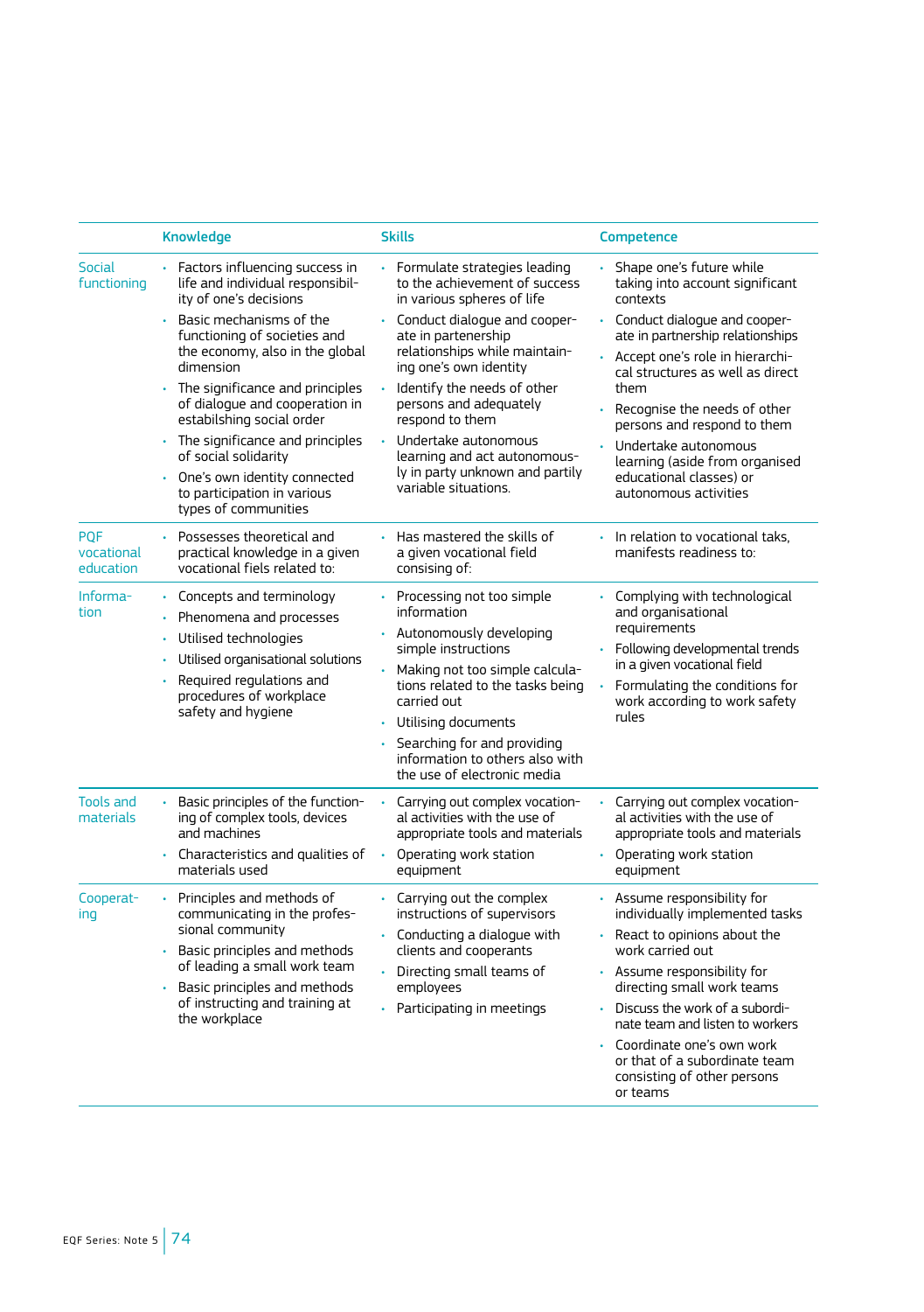| | Knowledge | Skills | Competence |
|---|---|---|---|
| Social functioning | • Factors influencing success in life and individual responsibility of one's decisions<br>• Basic mechanisms of the functioning of societies and the economy, also in the global dimension<br>• The significance and principles of dialogue and cooperation in estabilshing social order<br>• The significance and principles of social solidarity<br>• One's own identity connected to participation in various types of communities | • Formulate strategies leading to the achievement of success in various spheres of life<br>• Conduct dialogue and cooperate in partenership relationships while maintaining one's own identity<br>• Identify the needs of other persons and adequately respond to them<br>• Undertake autonomous learning and act autonomously in party unknown and partly variable situations. | • Shape one's future while taking into account significant contexts<br>• Conduct dialogue and cooperate in partnership relationships<br>• Accept one's role in hierarchical structures as well as direct them<br>• Recognise the needs of other persons and respond to them<br>• Undertake autonomous learning (aside from organised educational classes) or autonomous activities |
| PQF vocational education | • Possesses theoretical and practical knowledge in a given vocational fiels related to: | • Has mastered the skills of a given vocational field consising of: | • In relation to vocational taks, manifests readiness to: |
| Information | • Concepts and terminology<br>• Phenomena and processes<br>• Utilised technologies<br>• Utilised organisational solutions<br>• Required regulations and procedures of workplace safety and hygiene | • Processing not too simple information<br>• Autonomously developing simple instructions<br>• Making not too simple calculations related to the tasks being carried out<br>• Utilising documents<br>• Searching for and providing information to others also with the use of electronic media | • Complying with technological and organisational requirements<br>• Following developmental trends in a given vocational field<br>• Formulating the conditions for work according to work safety rules |
| Tools and materials | • Basic principles of the functioning of complex tools, devices and machines<br>• Characteristics and qualities of materials used | • Carrying out complex vocational activities with the use of appropriate tools and materials<br>• Operating work station equipment | • Carrying out complex vocational activities with the use of appropriate tools and materials<br>• Operating work station equipment |
| Cooperating | • Principles and methods of communicating in the professional community<br>• Basic principles and methods of leading a small work team<br>• Basic principles and methods of instructing and training at the workplace | • Carrying out the complex instructions of supervisors<br>• Conducting a dialogue with clients and cooperants<br>• Directing small teams of employees<br>• Participating in meetings | • Assume responsibility for individually implemented tasks<br>• React to opinions about the work carried out<br>• Assume responsibility for directing small work teams<br>• Discuss the work of a subordinate team and listen to workers<br>• Coordinate one's own work or that of a subordinate team consisting of other persons or teams |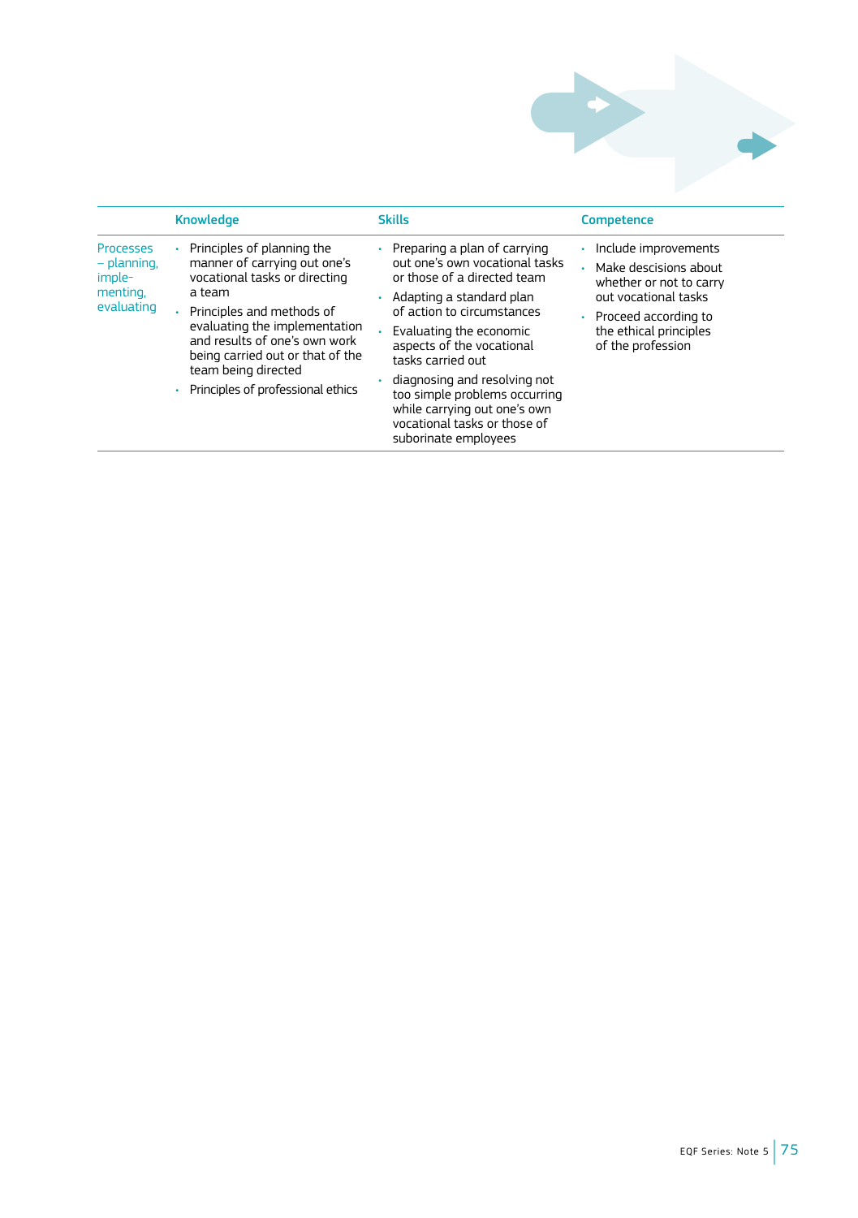| | Knowledge | Skills | Competence |
|---|---|---|---|
| Processes – planning, imple-menting, evaluating | • Principles of planning the manner of carrying out one's vocational tasks or directing a team<br>• Principles and methods of evaluating the implementation and results of one's own work being carried out or that of the team being directed<br>• Principles of professional ethics | • Preparing a plan of carrying out one's own vocational tasks or those of a directed team<br>• Adapting a standard plan of action to circumstances<br>• Evaluating the economic aspects of the vocational tasks carried out<br>• diagnosing and resolving not too simple problems occurring while carrying out one's own vocational tasks or those of suborinate employees | • Include improvements<br>• Make descisions about whether or not to carry out vocational tasks<br>• Proceed according to the ethical principles of the profession |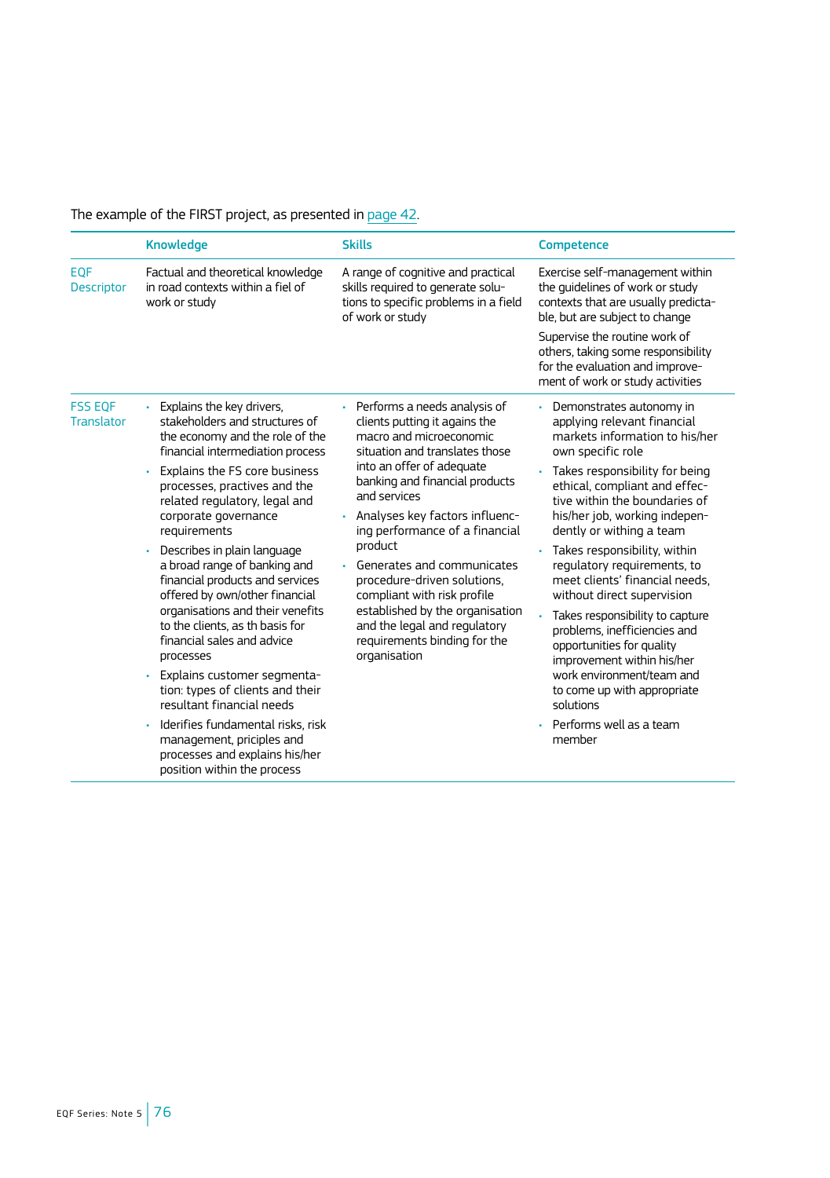The example of the FIRST project, as presented in page 42.

| | Knowledge | Skills | Competence |
|---|---|---|---|
| EQF Descriptor | Factual and theoretical knowledge in road contexts within a fiel of work or study | A range of cognitive and practical skills required to generate solutions to specific problems in a field of work or study | Exercise self-management within the guidelines of work or study contexts that are usually predictable, but are subject to change<br><br>Supervise the routine work of others, taking some responsibility for the evaluation and improvement of work or study activities |
| FSS EQF Translator | • Explains the key drivers, stakeholders and structures of the economy and the role of the financial intermediation process<br>• Explains the FS core business processes, practives and the related regulatory, legal and corporate governance requirements<br>• Describes in plain language a broad range of banking and financial products and services offered by own/other financial organisations and their venefits to the clients, as th basis for financial sales and advice processes<br>• Explains customer segmentation: types of clients and their resultant financial needs<br>• Iderifies fundamental risks, risk management, priciples and processes and explains his/her position within the process | • Performs a needs analysis of clients putting it agains the macro and microeconomic situation and translates those into an offer of adequate banking and financial products and services<br>• Analyses key factors influencing performance of a financial product<br>• Generates and communicates procedure-driven solutions, compliant with risk profile established by the organisation and the legal and regulatory requirements binding for the organisation | • Demonstrates autonomy in applying relevant financial markets information to his/her own specific role<br>• Takes responsibility for being ethical, compliant and effective within the boundaries of his/her job, working independently or withing a team<br>• Takes responsibility, within regulatory requirements, to meet clients' financial needs, without direct supervision<br>• Takes responsibility to capture problems, inefficiencies and opportunities for quality improvement within his/her work environment/team and to come up with appropriate solutions<br>• Performs well as a team member |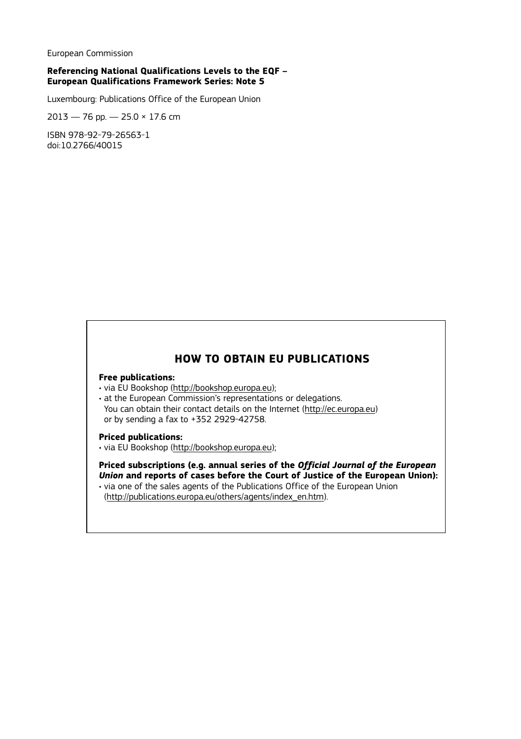European Commission

**Referencing National Qualifications Levels to the EQF – European Qualifications Framework Series: Note 5**

Luxembourg: Publications Office of the European Union

2013 — 76 pp. — 25.0 × 17.6 cm

ISBN 978-92-79-26563-1
doi:10.2766/40015

## HOW TO OBTAIN EU PUBLICATIONS

**Free publications:**

- via EU Bookshop (http://bookshop.europa.eu);
- at the European Commission's representations or delegations. You can obtain their contact details on the Internet (http://ec.europa.eu) or by sending a fax to +352 2929-42758.

**Priced publications:**

- via EU Bookshop (http://bookshop.europa.eu);

**Priced subscriptions (e.g. annual series of the *Official Journal of the European Union* and reports of cases before the Court of Justice of the European Union):**

- via one of the sales agents of the Publications Office of the European Union (http://publications.europa.eu/others/agents/index_en.htm).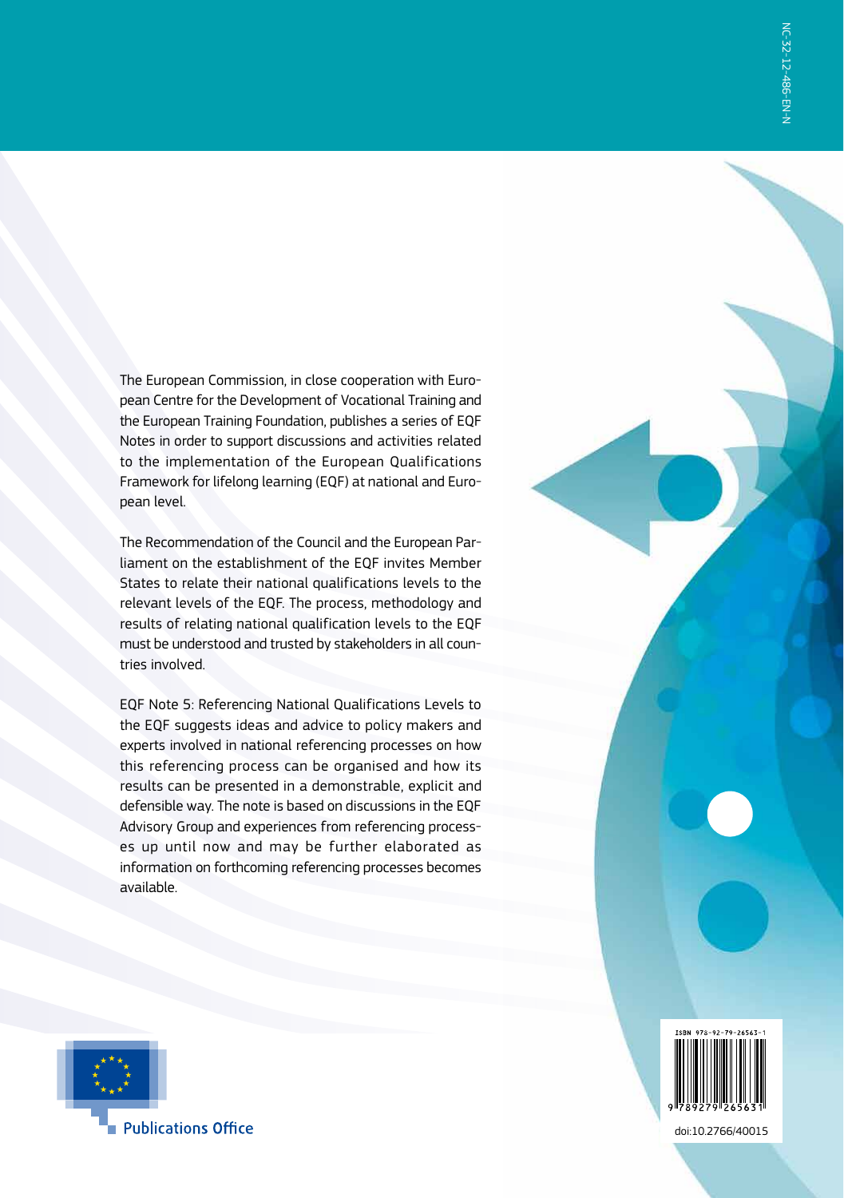NC-32-12-486-EN-N

The European Commission, in close cooperation with European Centre for the Development of Vocational Training and the European Training Foundation, publishes a series of EQF Notes in order to support discussions and activities related to the implementation of the European Qualifications Framework for lifelong learning (EQF) at national and European level.

The Recommendation of the Council and the European Parliament on the establishment of the EQF invites Member States to relate their national qualifications levels to the relevant levels of the EQF. The process, methodology and results of relating national qualification levels to the EQF must be understood and trusted by stakeholders in all countries involved.

EQF Note 5: Referencing National Qualifications Levels to the EQF suggests ideas and advice to policy makers and experts involved in national referencing processes on how this referencing process can be organised and how its results can be presented in a demonstrable, explicit and defensible way. The note is based on discussions in the EQF Advisory Group and experiences from referencing processes up until now and may be further elaborated as information on forthcoming referencing processes becomes available.

Publications Office

ISBN 978-92-79-26563-1

doi:10.2766/40015